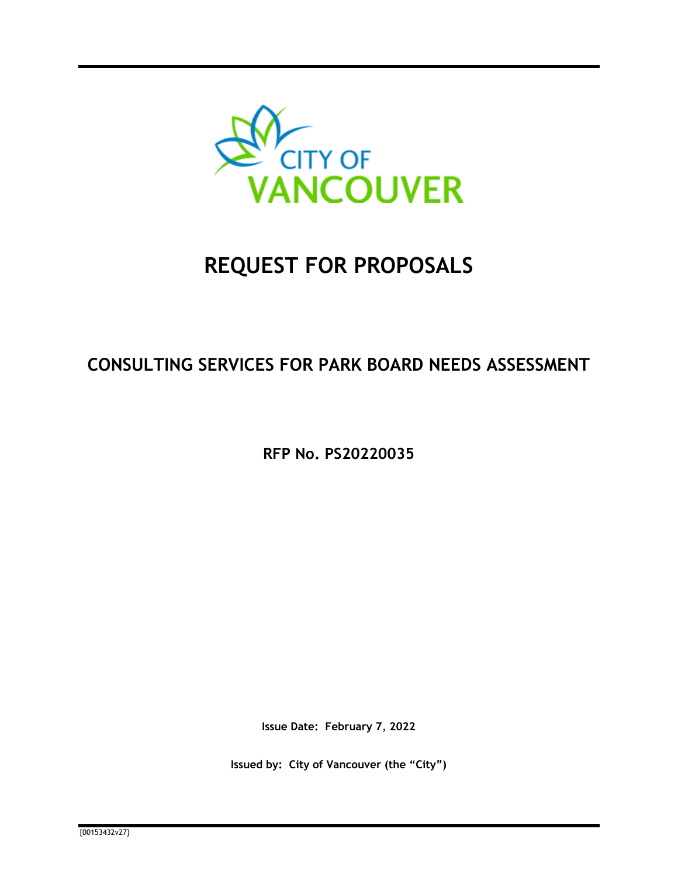CITY OF VANCOUVER

# REQUEST FOR PROPOSALS

## CONSULTING SERVICES FOR PARK BOARD NEEDS ASSESSMENT

**RFP No. PS20220035**

**Issue Date: February 7, 2022**

**Issued by: City of Vancouver (the "City")**

{00153432v27}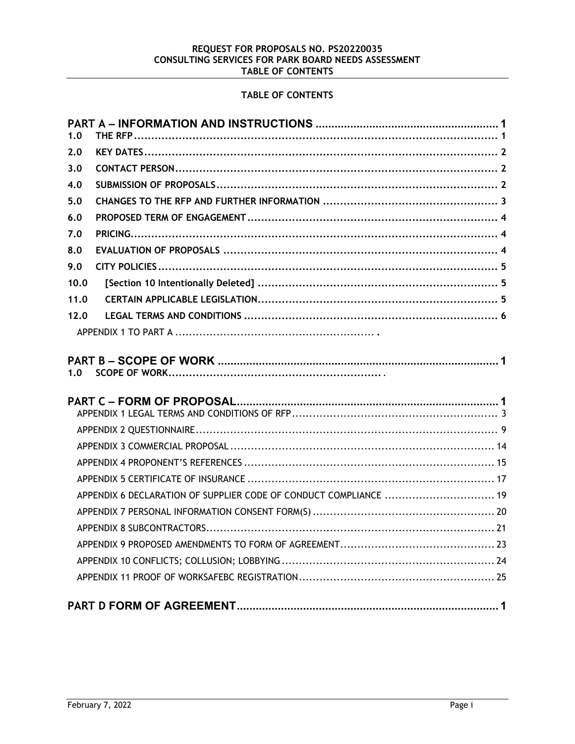# TABLE OF CONTENTS

**PART A – INFORMATION AND INSTRUCTIONS** ........................................................ 1

1.0 THE RFP ........................................................ 1

2.0 KEY DATES ........................................................ 2

3.0 CONTACT PERSON ........................................................ 2

4.0 SUBMISSION OF PROPOSALS ........................................................ 2

5.0 CHANGES TO THE RFP AND FURTHER INFORMATION ........................................................ 3

6.0 PROPOSED TERM OF ENGAGEMENT ........................................................ 4

7.0 PRICING ........................................................ 4

8.0 EVALUATION OF PROPOSALS ........................................................ 4

9.0 CITY POLICIES ........................................................ 5

10.0 [Section 10 Intentionally Deleted] ........................................................ 5

11.0 CERTAIN APPLICABLE LEGISLATION ........................................................ 5

12.0 LEGAL TERMS AND CONDITIONS ........................................................ 6

APPENDIX 1 TO PART A ........................................................ .

**PART B – SCOPE OF WORK** ........................................................ 1

1.0 SCOPE OF WORK ........................................................ .

**PART C – FORM OF PROPOSAL** ........................................................ 1

APPENDIX 1 LEGAL TERMS AND CONDITIONS OF RFP ........................................................ 3

APPENDIX 2 QUESTIONNAIRE ........................................................ 9

APPENDIX 3 COMMERCIAL PROPOSAL ........................................................ 14

APPENDIX 4 PROPONENT'S REFERENCES ........................................................ 15

APPENDIX 5 CERTIFICATE OF INSURANCE ........................................................ 17

APPENDIX 6 DECLARATION OF SUPPLIER CODE OF CONDUCT COMPLIANCE ........................................................ 19

APPENDIX 7 PERSONAL INFORMATION CONSENT FORM(S) ........................................................ 20

APPENDIX 8 SUBCONTRACTORS ........................................................ 21

APPENDIX 9 PROPOSED AMENDMENTS TO FORM OF AGREEMENT ........................................................ 23

APPENDIX 10 CONFLICTS; COLLUSION; LOBBYING ........................................................ 24

APPENDIX 11 PROOF OF WORKSAFEBC REGISTRATION ........................................................ 25

**PART D FORM OF AGREEMENT** ........................................................ 1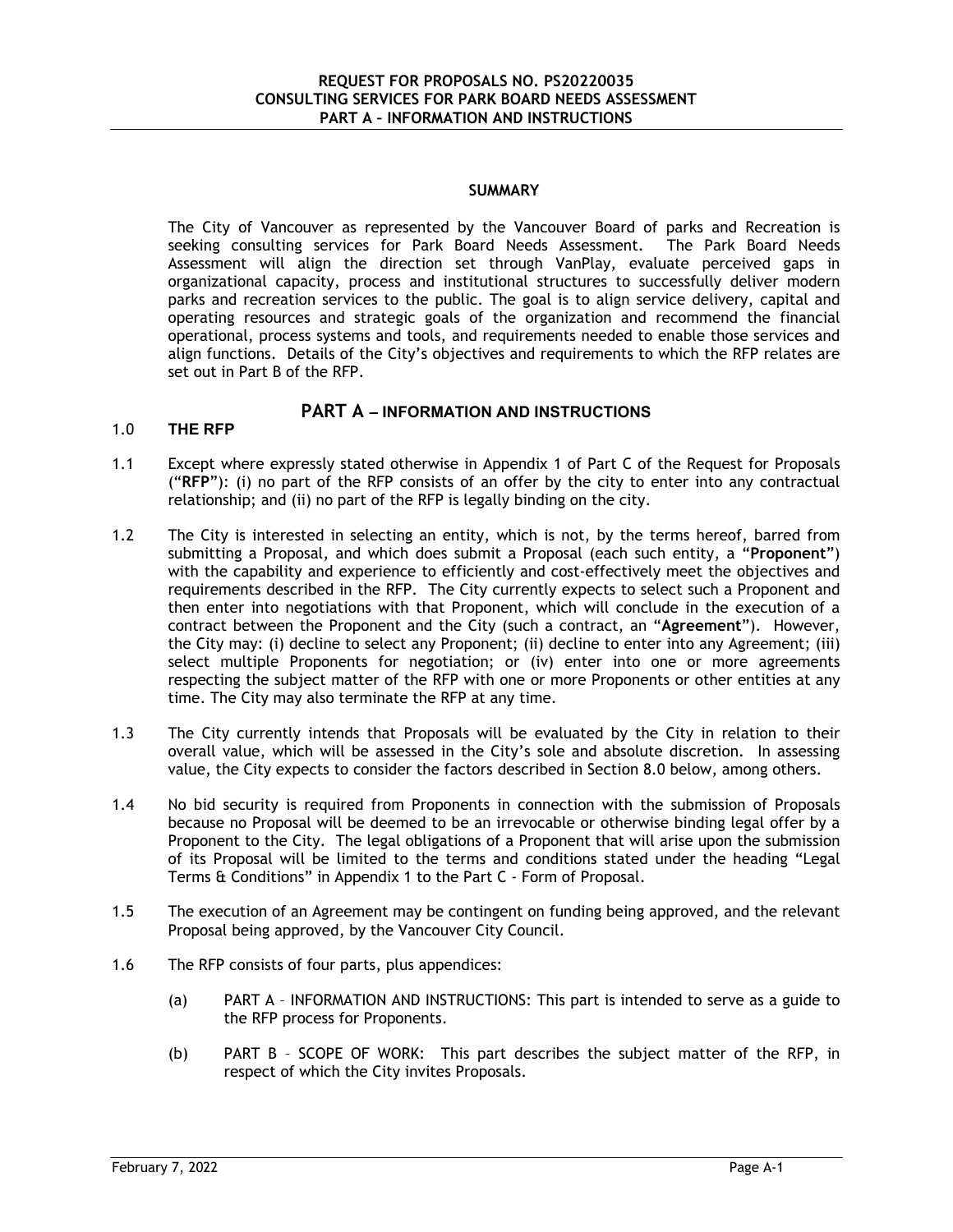**SUMMARY**

The City of Vancouver as represented by the Vancouver Board of parks and Recreation is seeking consulting services for Park Board Needs Assessment. The Park Board Needs Assessment will align the direction set through VanPlay, evaluate perceived gaps in organizational capacity, process and institutional structures to successfully deliver modern parks and recreation services to the public. The goal is to align service delivery, capital and operating resources and strategic goals of the organization and recommend the financial operational, process systems and tools, and requirements needed to enable those services and align functions. Details of the City's objectives and requirements to which the RFP relates are set out in Part B of the RFP.

# PART A – INFORMATION AND INSTRUCTIONS

## 1.0 THE RFP

1.1 Except where expressly stated otherwise in Appendix 1 of Part C of the Request for Proposals ("**RFP**"): (i) no part of the RFP consists of an offer by the city to enter into any contractual relationship; and (ii) no part of the RFP is legally binding on the city.

1.2 The City is interested in selecting an entity, which is not, by the terms hereof, barred from submitting a Proposal, and which does submit a Proposal (each such entity, a "**Proponent**") with the capability and experience to efficiently and cost-effectively meet the objectives and requirements described in the RFP. The City currently expects to select such a Proponent and then enter into negotiations with that Proponent, which will conclude in the execution of a contract between the Proponent and the City (such a contract, an "**Agreement**"). However, the City may: (i) decline to select any Proponent; (ii) decline to enter into any Agreement; (iii) select multiple Proponents for negotiation; or (iv) enter into one or more agreements respecting the subject matter of the RFP with one or more Proponents or other entities at any time. The City may also terminate the RFP at any time.

1.3 The City currently intends that Proposals will be evaluated by the City in relation to their overall value, which will be assessed in the City's sole and absolute discretion. In assessing value, the City expects to consider the factors described in Section 8.0 below, among others.

1.4 No bid security is required from Proponents in connection with the submission of Proposals because no Proposal will be deemed to be an irrevocable or otherwise binding legal offer by a Proponent to the City. The legal obligations of a Proponent that will arise upon the submission of its Proposal will be limited to the terms and conditions stated under the heading "Legal Terms & Conditions" in Appendix 1 to the Part C - Form of Proposal.

1.5 The execution of an Agreement may be contingent on funding being approved, and the relevant Proposal being approved, by the Vancouver City Council.

1.6 The RFP consists of four parts, plus appendices:

(a) PART A – INFORMATION AND INSTRUCTIONS: This part is intended to serve as a guide to the RFP process for Proponents.

(b) PART B – SCOPE OF WORK: This part describes the subject matter of the RFP, in respect of which the City invites Proposals.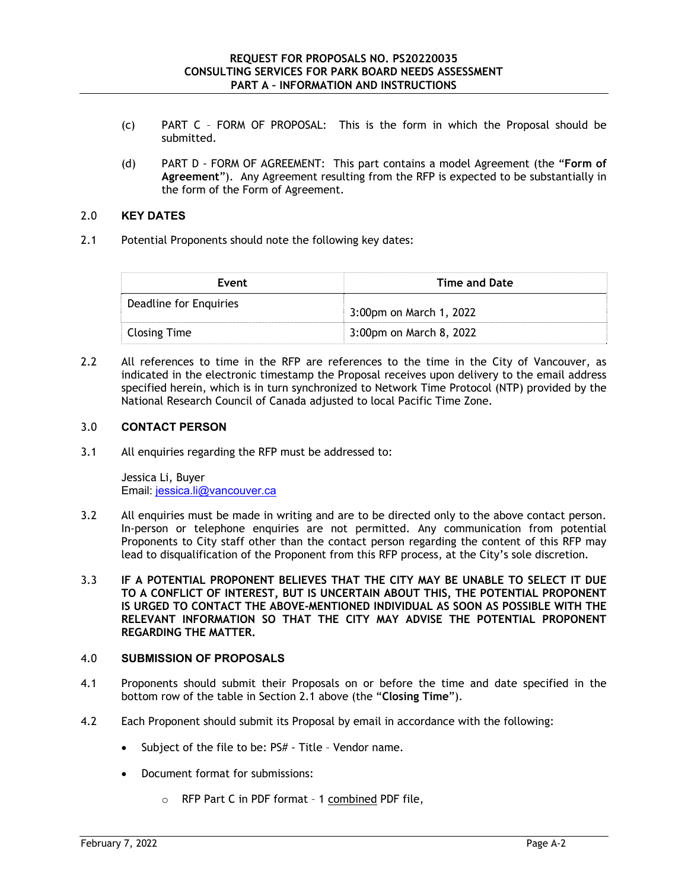(c) PART C – FORM OF PROPOSAL: This is the form in which the Proposal should be submitted.

(d) PART D - FORM OF AGREEMENT: This part contains a model Agreement (the "**Form of Agreement**"). Any Agreement resulting from the RFP is expected to be substantially in the form of the Form of Agreement.

## 2.0 KEY DATES

2.1 Potential Proponents should note the following key dates:

| Event | Time and Date |
|---|---|
| Deadline for Enquiries | 3:00pm on March 1, 2022 |
| Closing Time | 3:00pm on March 8, 2022 |

2.2 All references to time in the RFP are references to the time in the City of Vancouver, as indicated in the electronic timestamp the Proposal receives upon delivery to the email address specified herein, which is in turn synchronized to Network Time Protocol (NTP) provided by the National Research Council of Canada adjusted to local Pacific Time Zone.

## 3.0 CONTACT PERSON

3.1 All enquiries regarding the RFP must be addressed to:

Jessica Li, Buyer
Email: jessica.li@vancouver.ca

3.2 All enquiries must be made in writing and are to be directed only to the above contact person. In-person or telephone enquiries are not permitted. Any communication from potential Proponents to City staff other than the contact person regarding the content of this RFP may lead to disqualification of the Proponent from this RFP process, at the City's sole discretion.

3.3 **IF A POTENTIAL PROPONENT BELIEVES THAT THE CITY MAY BE UNABLE TO SELECT IT DUE TO A CONFLICT OF INTEREST, BUT IS UNCERTAIN ABOUT THIS, THE POTENTIAL PROPONENT IS URGED TO CONTACT THE ABOVE-MENTIONED INDIVIDUAL AS SOON AS POSSIBLE WITH THE RELEVANT INFORMATION SO THAT THE CITY MAY ADVISE THE POTENTIAL PROPONENT REGARDING THE MATTER.**

## 4.0 SUBMISSION OF PROPOSALS

4.1 Proponents should submit their Proposals on or before the time and date specified in the bottom row of the table in Section 2.1 above (the "**Closing Time**").

4.2 Each Proponent should submit its Proposal by email in accordance with the following:

- Subject of the file to be: PS# - Title – Vendor name.
- Document format for submissions:
  - RFP Part C in PDF format – 1 combined PDF file,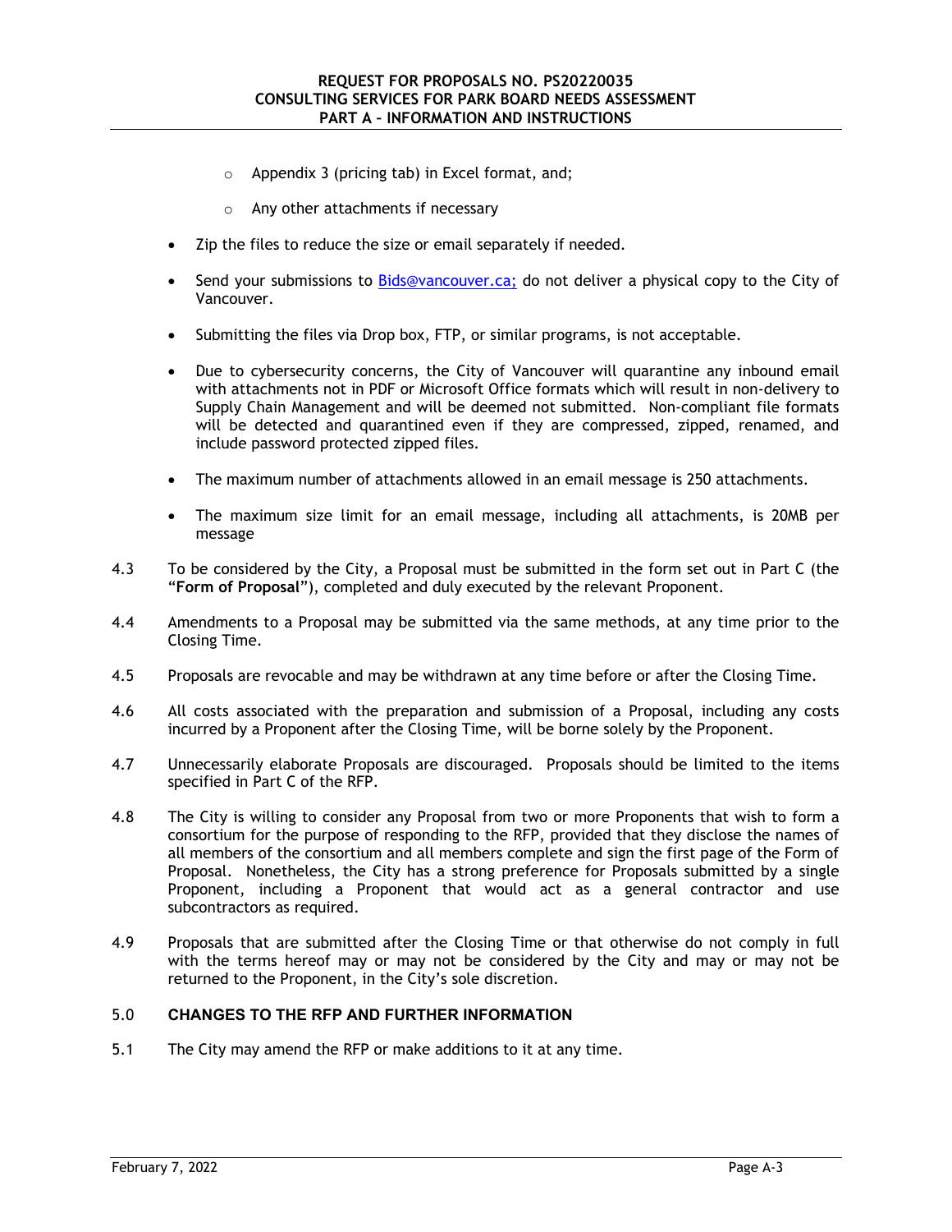- Appendix 3 (pricing tab) in Excel format, and;
  - Any other attachments if necessary

- Zip the files to reduce the size or email separately if needed.

- Send your submissions to Bids@vancouver.ca; do not deliver a physical copy to the City of Vancouver.

- Submitting the files via Drop box, FTP, or similar programs, is not acceptable.

- Due to cybersecurity concerns, the City of Vancouver will quarantine any inbound email with attachments not in PDF or Microsoft Office formats which will result in non-delivery to Supply Chain Management and will be deemed not submitted. Non-compliant file formats will be detected and quarantined even if they are compressed, zipped, renamed, and include password protected zipped files.

- The maximum number of attachments allowed in an email message is 250 attachments.

- The maximum size limit for an email message, including all attachments, is 20MB per message

4.3 To be considered by the City, a Proposal must be submitted in the form set out in Part C (the "**Form of Proposal**"), completed and duly executed by the relevant Proponent.

4.4 Amendments to a Proposal may be submitted via the same methods, at any time prior to the Closing Time.

4.5 Proposals are revocable and may be withdrawn at any time before or after the Closing Time.

4.6 All costs associated with the preparation and submission of a Proposal, including any costs incurred by a Proponent after the Closing Time, will be borne solely by the Proponent.

4.7 Unnecessarily elaborate Proposals are discouraged. Proposals should be limited to the items specified in Part C of the RFP.

4.8 The City is willing to consider any Proposal from two or more Proponents that wish to form a consortium for the purpose of responding to the RFP, provided that they disclose the names of all members of the consortium and all members complete and sign the first page of the Form of Proposal. Nonetheless, the City has a strong preference for Proposals submitted by a single Proponent, including a Proponent that would act as a general contractor and use subcontractors as required.

4.9 Proposals that are submitted after the Closing Time or that otherwise do not comply in full with the terms hereof may or may not be considered by the City and may or may not be returned to the Proponent, in the City's sole discretion.

## 5.0 CHANGES TO THE RFP AND FURTHER INFORMATION

5.1 The City may amend the RFP or make additions to it at any time.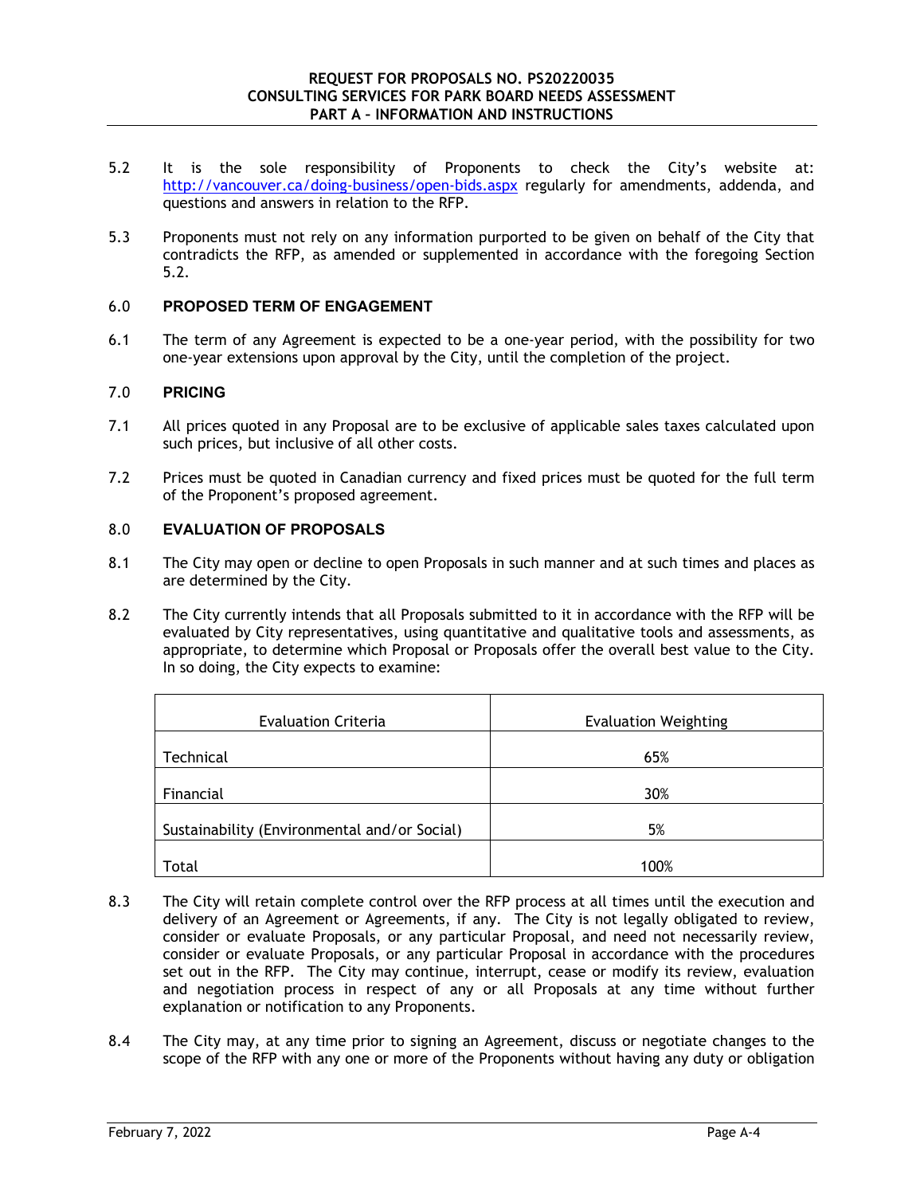5.2 It is the sole responsibility of Proponents to check the City's website at: http://vancouver.ca/doing-business/open-bids.aspx regularly for amendments, addenda, and questions and answers in relation to the RFP.

5.3 Proponents must not rely on any information purported to be given on behalf of the City that contradicts the RFP, as amended or supplemented in accordance with the foregoing Section 5.2.

## 6.0 PROPOSED TERM OF ENGAGEMENT

6.1 The term of any Agreement is expected to be a one-year period, with the possibility for two one-year extensions upon approval by the City, until the completion of the project.

## 7.0 PRICING

7.1 All prices quoted in any Proposal are to be exclusive of applicable sales taxes calculated upon such prices, but inclusive of all other costs.

7.2 Prices must be quoted in Canadian currency and fixed prices must be quoted for the full term of the Proponent's proposed agreement.

## 8.0 EVALUATION OF PROPOSALS

8.1 The City may open or decline to open Proposals in such manner and at such times and places as are determined by the City.

8.2 The City currently intends that all Proposals submitted to it in accordance with the RFP will be evaluated by City representatives, using quantitative and qualitative tools and assessments, as appropriate, to determine which Proposal or Proposals offer the overall best value to the City. In so doing, the City expects to examine:

| Evaluation Criteria | Evaluation Weighting |
|---|---|
| Technical | 65% |
| Financial | 30% |
| Sustainability (Environmental and/or Social) | 5% |
| Total | 100% |

8.3 The City will retain complete control over the RFP process at all times until the execution and delivery of an Agreement or Agreements, if any. The City is not legally obligated to review, consider or evaluate Proposals, or any particular Proposal, and need not necessarily review, consider or evaluate Proposals, or any particular Proposal in accordance with the procedures set out in the RFP. The City may continue, interrupt, cease or modify its review, evaluation and negotiation process in respect of any or all Proposals at any time without further explanation or notification to any Proponents.

8.4 The City may, at any time prior to signing an Agreement, discuss or negotiate changes to the scope of the RFP with any one or more of the Proponents without having any duty or obligation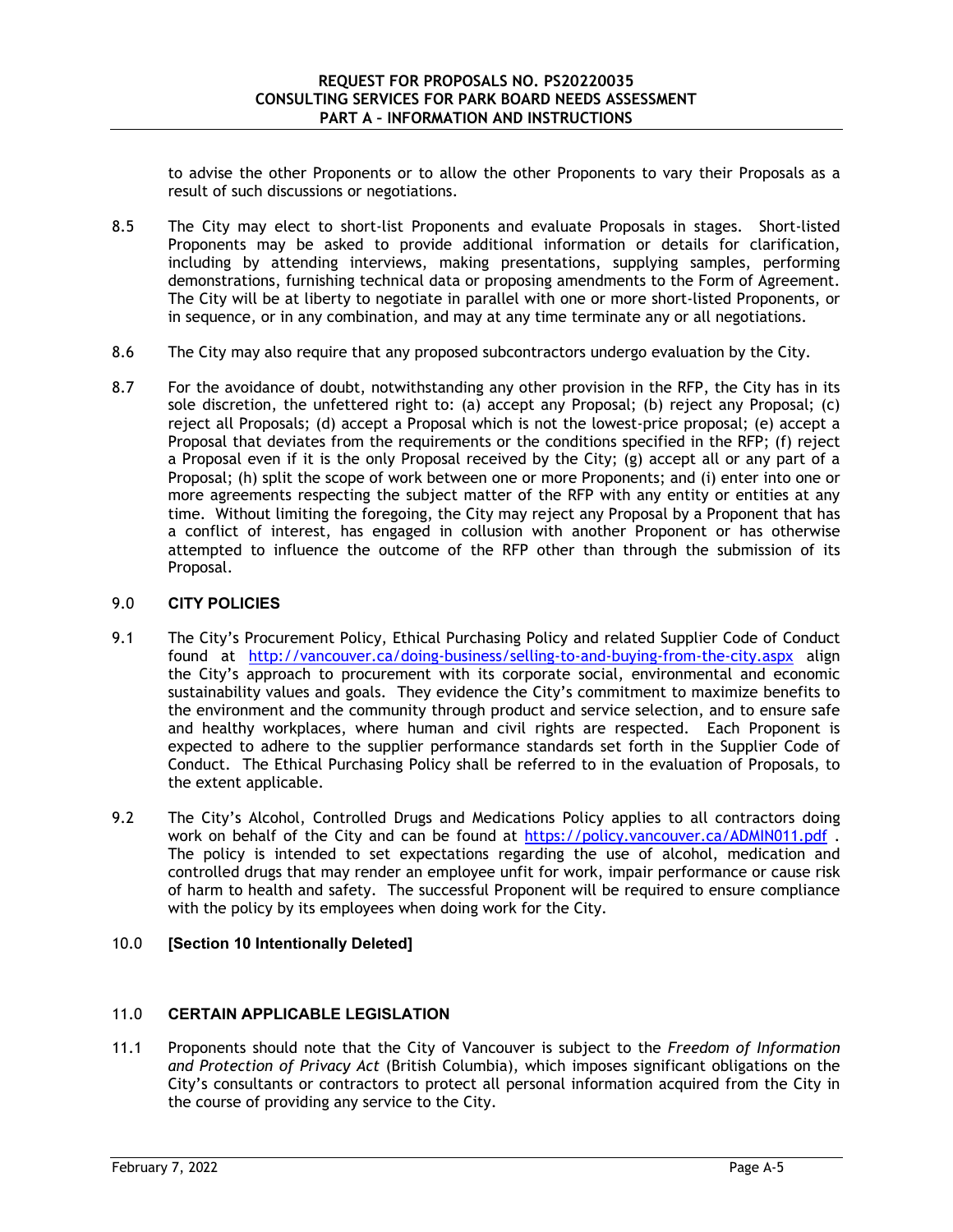to advise the other Proponents or to allow the other Proponents to vary their Proposals as a result of such discussions or negotiations.

8.5 The City may elect to short-list Proponents and evaluate Proposals in stages. Short-listed Proponents may be asked to provide additional information or details for clarification, including by attending interviews, making presentations, supplying samples, performing demonstrations, furnishing technical data or proposing amendments to the Form of Agreement. The City will be at liberty to negotiate in parallel with one or more short-listed Proponents, or in sequence, or in any combination, and may at any time terminate any or all negotiations.

8.6 The City may also require that any proposed subcontractors undergo evaluation by the City.

8.7 For the avoidance of doubt, notwithstanding any other provision in the RFP, the City has in its sole discretion, the unfettered right to: (a) accept any Proposal; (b) reject any Proposal; (c) reject all Proposals; (d) accept a Proposal which is not the lowest-price proposal; (e) accept a Proposal that deviates from the requirements or the conditions specified in the RFP; (f) reject a Proposal even if it is the only Proposal received by the City; (g) accept all or any part of a Proposal; (h) split the scope of work between one or more Proponents; and (i) enter into one or more agreements respecting the subject matter of the RFP with any entity or entities at any time. Without limiting the foregoing, the City may reject any Proposal by a Proponent that has a conflict of interest, has engaged in collusion with another Proponent or has otherwise attempted to influence the outcome of the RFP other than through the submission of its Proposal.

## 9.0 CITY POLICIES

9.1 The City's Procurement Policy, Ethical Purchasing Policy and related Supplier Code of Conduct found at http://vancouver.ca/doing-business/selling-to-and-buying-from-the-city.aspx align the City's approach to procurement with its corporate social, environmental and economic sustainability values and goals. They evidence the City's commitment to maximize benefits to the environment and the community through product and service selection, and to ensure safe and healthy workplaces, where human and civil rights are respected. Each Proponent is expected to adhere to the supplier performance standards set forth in the Supplier Code of Conduct. The Ethical Purchasing Policy shall be referred to in the evaluation of Proposals, to the extent applicable.

9.2 The City's Alcohol, Controlled Drugs and Medications Policy applies to all contractors doing work on behalf of the City and can be found at https://policy.vancouver.ca/ADMIN011.pdf . The policy is intended to set expectations regarding the use of alcohol, medication and controlled drugs that may render an employee unfit for work, impair performance or cause risk of harm to health and safety. The successful Proponent will be required to ensure compliance with the policy by its employees when doing work for the City.

## 10.0 [Section 10 Intentionally Deleted]

## 11.0 CERTAIN APPLICABLE LEGISLATION

11.1 Proponents should note that the City of Vancouver is subject to the *Freedom of Information and Protection of Privacy Act* (British Columbia), which imposes significant obligations on the City's consultants or contractors to protect all personal information acquired from the City in the course of providing any service to the City.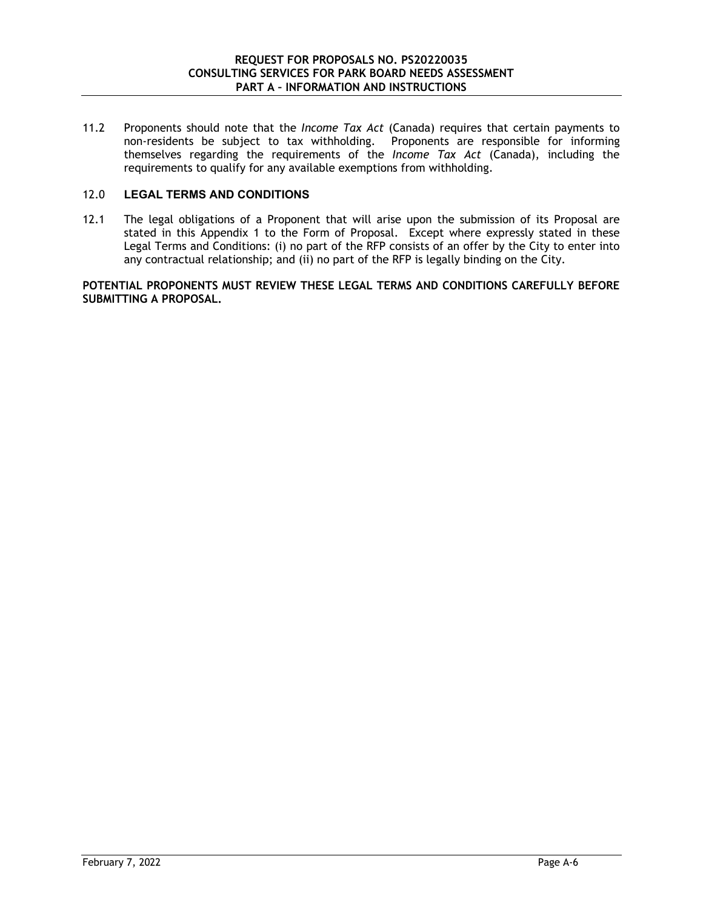11.2 Proponents should note that the *Income Tax Act* (Canada) requires that certain payments to non-residents be subject to tax withholding. Proponents are responsible for informing themselves regarding the requirements of the *Income Tax Act* (Canada), including the requirements to qualify for any available exemptions from withholding.

## 12.0 LEGAL TERMS AND CONDITIONS

12.1 The legal obligations of a Proponent that will arise upon the submission of its Proposal are stated in this Appendix 1 to the Form of Proposal. Except where expressly stated in these Legal Terms and Conditions: (i) no part of the RFP consists of an offer by the City to enter into any contractual relationship; and (ii) no part of the RFP is legally binding on the City.

**POTENTIAL PROPONENTS MUST REVIEW THESE LEGAL TERMS AND CONDITIONS CAREFULLY BEFORE SUBMITTING A PROPOSAL.**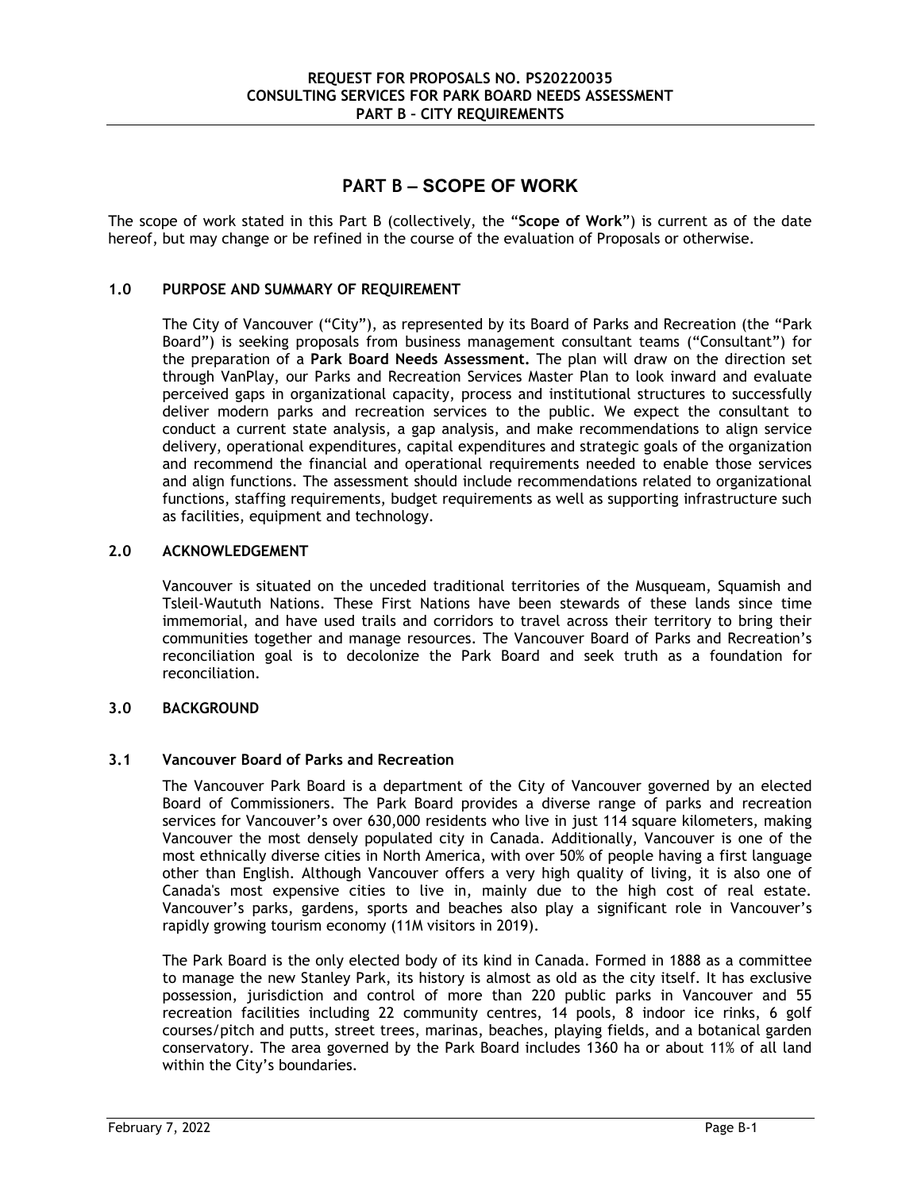# PART B – SCOPE OF WORK

The scope of work stated in this Part B (collectively, the "**Scope of Work**") is current as of the date hereof, but may change or be refined in the course of the evaluation of Proposals or otherwise.

## 1.0 PURPOSE AND SUMMARY OF REQUIREMENT

The City of Vancouver ("City"), as represented by its Board of Parks and Recreation (the "Park Board") is seeking proposals from business management consultant teams ("Consultant") for the preparation of a **Park Board Needs Assessment.** The plan will draw on the direction set through VanPlay, our Parks and Recreation Services Master Plan to look inward and evaluate perceived gaps in organizational capacity, process and institutional structures to successfully deliver modern parks and recreation services to the public. We expect the consultant to conduct a current state analysis, a gap analysis, and make recommendations to align service delivery, operational expenditures, capital expenditures and strategic goals of the organization and recommend the financial and operational requirements needed to enable those services and align functions. The assessment should include recommendations related to organizational functions, staffing requirements, budget requirements as well as supporting infrastructure such as facilities, equipment and technology.

## 2.0 ACKNOWLEDGEMENT

Vancouver is situated on the unceded traditional territories of the Musqueam, Squamish and Tsleil-Waututh Nations. These First Nations have been stewards of these lands since time immemorial, and have used trails and corridors to travel across their territory to bring their communities together and manage resources. The Vancouver Board of Parks and Recreation's reconciliation goal is to decolonize the Park Board and seek truth as a foundation for reconciliation.

## 3.0 BACKGROUND

### 3.1 Vancouver Board of Parks and Recreation

The Vancouver Park Board is a department of the City of Vancouver governed by an elected Board of Commissioners. The Park Board provides a diverse range of parks and recreation services for Vancouver's over 630,000 residents who live in just 114 square kilometers, making Vancouver the most densely populated city in Canada. Additionally, Vancouver is one of the most ethnically diverse cities in North America, with over 50% of people having a first language other than English. Although Vancouver offers a very high quality of living, it is also one of Canada's most expensive cities to live in, mainly due to the high cost of real estate. Vancouver's parks, gardens, sports and beaches also play a significant role in Vancouver's rapidly growing tourism economy (11M visitors in 2019).

The Park Board is the only elected body of its kind in Canada. Formed in 1888 as a committee to manage the new Stanley Park, its history is almost as old as the city itself. It has exclusive possession, jurisdiction and control of more than 220 public parks in Vancouver and 55 recreation facilities including 22 community centres, 14 pools, 8 indoor ice rinks, 6 golf courses/pitch and putts, street trees, marinas, beaches, playing fields, and a botanical garden conservatory. The area governed by the Park Board includes 1360 ha or about 11% of all land within the City's boundaries.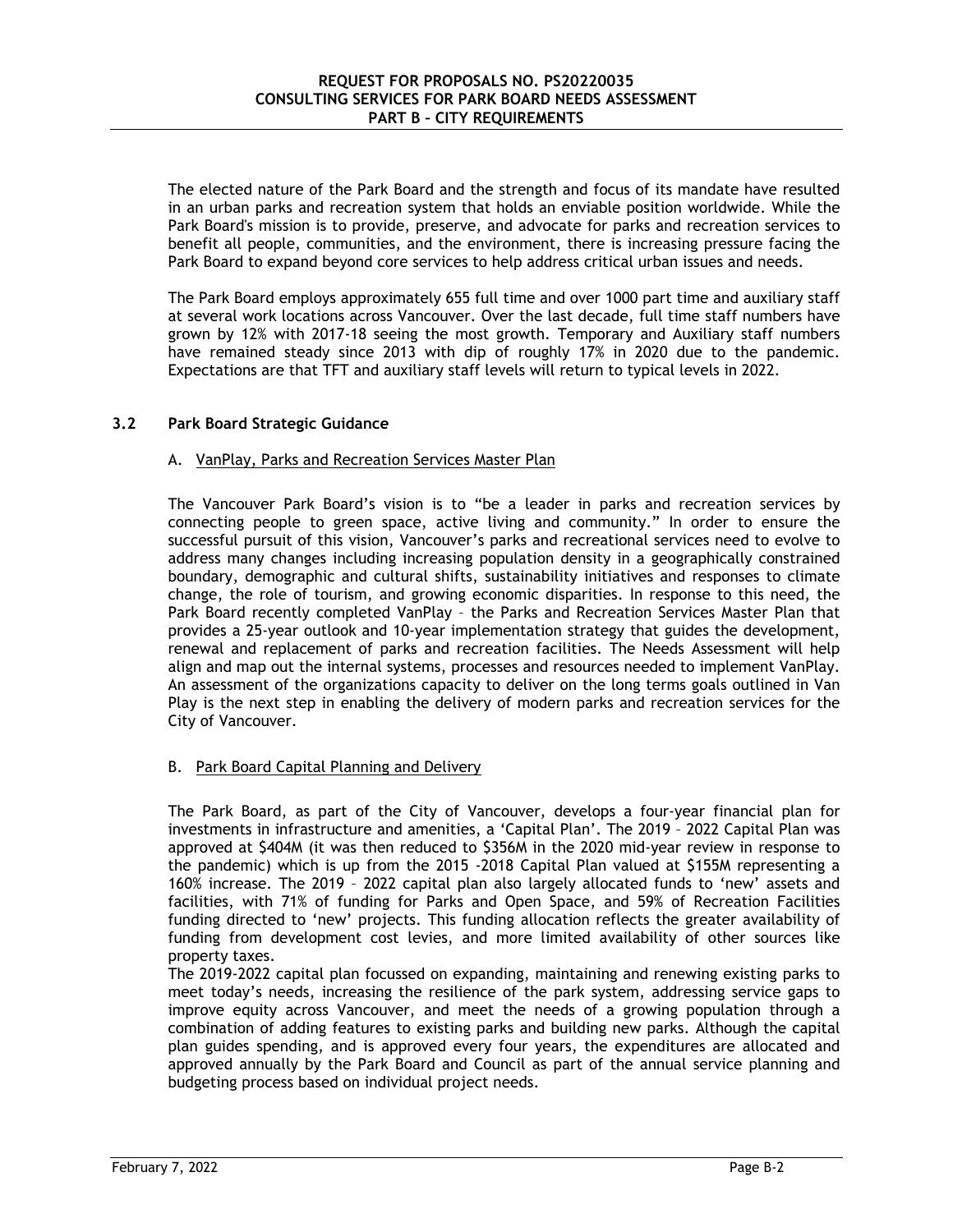The elected nature of the Park Board and the strength and focus of its mandate have resulted in an urban parks and recreation system that holds an enviable position worldwide. While the Park Board's mission is to provide, preserve, and advocate for parks and recreation services to benefit all people, communities, and the environment, there is increasing pressure facing the Park Board to expand beyond core services to help address critical urban issues and needs.

The Park Board employs approximately 655 full time and over 1000 part time and auxiliary staff at several work locations across Vancouver. Over the last decade, full time staff numbers have grown by 12% with 2017-18 seeing the most growth. Temporary and Auxiliary staff numbers have remained steady since 2013 with dip of roughly 17% in 2020 due to the pandemic. Expectations are that TFT and auxiliary staff levels will return to typical levels in 2022.

### 3.2 Park Board Strategic Guidance

#### A. VanPlay, Parks and Recreation Services Master Plan

The Vancouver Park Board's vision is to "be a leader in parks and recreation services by connecting people to green space, active living and community." In order to ensure the successful pursuit of this vision, Vancouver's parks and recreational services need to evolve to address many changes including increasing population density in a geographically constrained boundary, demographic and cultural shifts, sustainability initiatives and responses to climate change, the role of tourism, and growing economic disparities. In response to this need, the Park Board recently completed VanPlay – the Parks and Recreation Services Master Plan that provides a 25-year outlook and 10-year implementation strategy that guides the development, renewal and replacement of parks and recreation facilities. The Needs Assessment will help align and map out the internal systems, processes and resources needed to implement VanPlay. An assessment of the organizations capacity to deliver on the long terms goals outlined in Van Play is the next step in enabling the delivery of modern parks and recreation services for the City of Vancouver.

#### B. Park Board Capital Planning and Delivery

The Park Board, as part of the City of Vancouver, develops a four-year financial plan for investments in infrastructure and amenities, a 'Capital Plan'. The 2019 – 2022 Capital Plan was approved at $404M (it was then reduced to $356M in the 2020 mid-year review in response to the pandemic) which is up from the 2015 -2018 Capital Plan valued at $155M representing a 160% increase. The 2019 – 2022 capital plan also largely allocated funds to 'new' assets and facilities, with 71% of funding for Parks and Open Space, and 59% of Recreation Facilities funding directed to 'new' projects. This funding allocation reflects the greater availability of funding from development cost levies, and more limited availability of other sources like property taxes.

The 2019-2022 capital plan focussed on expanding, maintaining and renewing existing parks to meet today's needs, increasing the resilience of the park system, addressing service gaps to improve equity across Vancouver, and meet the needs of a growing population through a combination of adding features to existing parks and building new parks. Although the capital plan guides spending, and is approved every four years, the expenditures are allocated and approved annually by the Park Board and Council as part of the annual service planning and budgeting process based on individual project needs.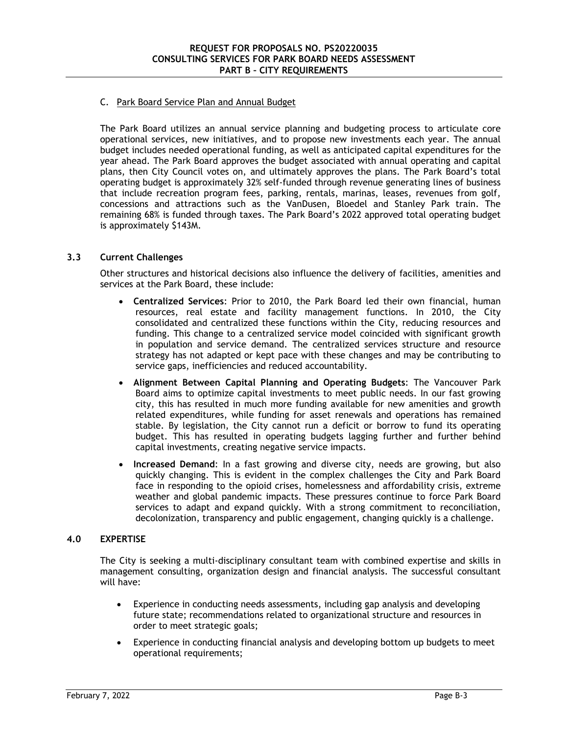C. Park Board Service Plan and Annual Budget

The Park Board utilizes an annual service planning and budgeting process to articulate core operational services, new initiatives, and to propose new investments each year. The annual budget includes needed operational funding, as well as anticipated capital expenditures for the year ahead. The Park Board approves the budget associated with annual operating and capital plans, then City Council votes on, and ultimately approves the plans. The Park Board's total operating budget is approximately 32% self-funded through revenue generating lines of business that include recreation program fees, parking, rentals, marinas, leases, revenues from golf, concessions and attractions such as the VanDusen, Bloedel and Stanley Park train. The remaining 68% is funded through taxes. The Park Board's 2022 approved total operating budget is approximately $143M.

### 3.3 Current Challenges

Other structures and historical decisions also influence the delivery of facilities, amenities and services at the Park Board, these include:

- **Centralized Services**: Prior to 2010, the Park Board led their own financial, human resources, real estate and facility management functions. In 2010, the City consolidated and centralized these functions within the City, reducing resources and funding. This change to a centralized service model coincided with significant growth in population and service demand. The centralized services structure and resource strategy has not adapted or kept pace with these changes and may be contributing to service gaps, inefficiencies and reduced accountability.
- **Alignment Between Capital Planning and Operating Budgets**: The Vancouver Park Board aims to optimize capital investments to meet public needs. In our fast growing city, this has resulted in much more funding available for new amenities and growth related expenditures, while funding for asset renewals and operations has remained stable. By legislation, the City cannot run a deficit or borrow to fund its operating budget. This has resulted in operating budgets lagging further and further behind capital investments, creating negative service impacts.
- **Increased Demand**: In a fast growing and diverse city, needs are growing, but also quickly changing. This is evident in the complex challenges the City and Park Board face in responding to the opioid crises, homelessness and affordability crisis, extreme weather and global pandemic impacts. These pressures continue to force Park Board services to adapt and expand quickly. With a strong commitment to reconciliation, decolonization, transparency and public engagement, changing quickly is a challenge.

## 4.0 EXPERTISE

The City is seeking a multi-disciplinary consultant team with combined expertise and skills in management consulting, organization design and financial analysis. The successful consultant will have:

- Experience in conducting needs assessments, including gap analysis and developing future state; recommendations related to organizational structure and resources in order to meet strategic goals;
- Experience in conducting financial analysis and developing bottom up budgets to meet operational requirements;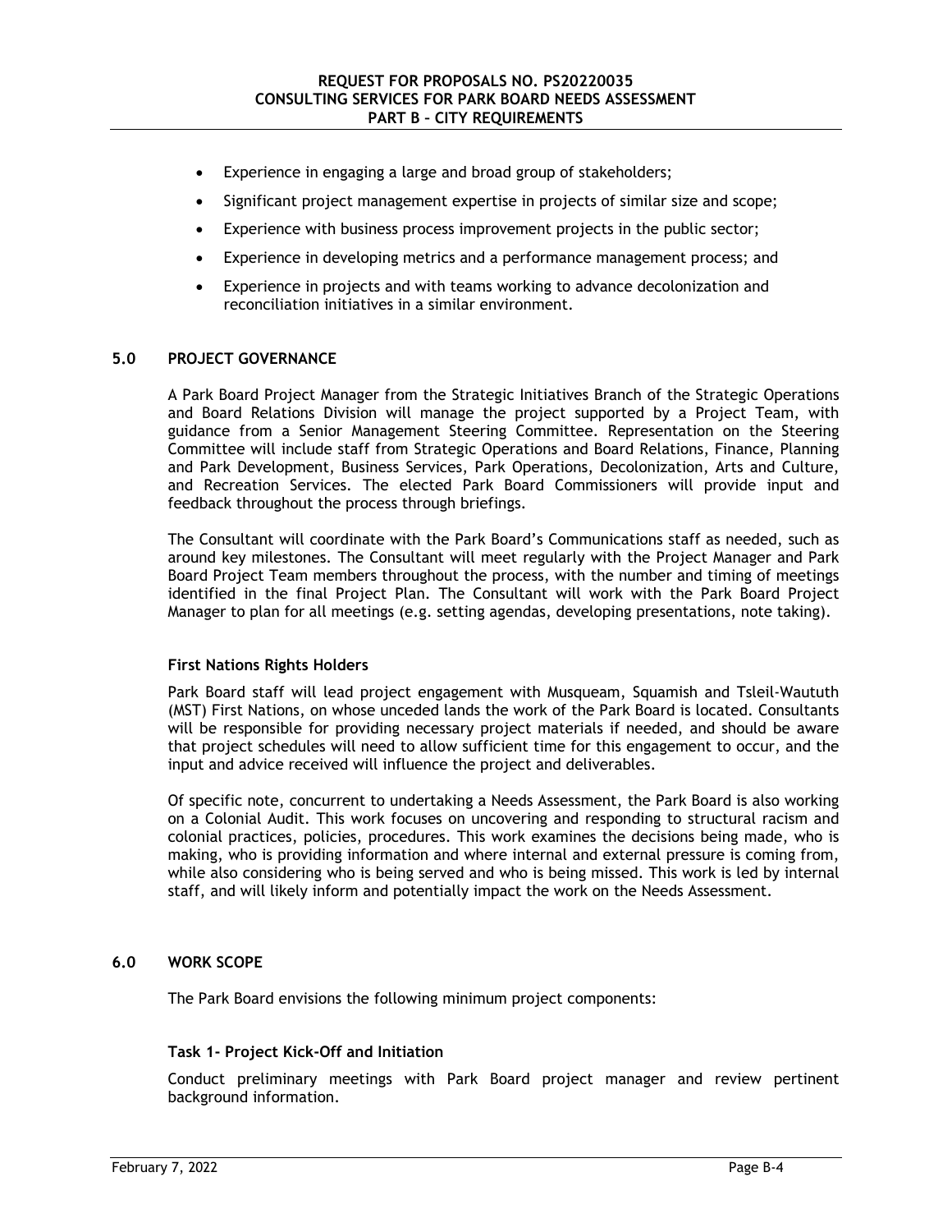- Experience in engaging a large and broad group of stakeholders;
- Significant project management expertise in projects of similar size and scope;
- Experience with business process improvement projects in the public sector;
- Experience in developing metrics and a performance management process; and
- Experience in projects and with teams working to advance decolonization and reconciliation initiatives in a similar environment.

## 5.0 PROJECT GOVERNANCE

A Park Board Project Manager from the Strategic Initiatives Branch of the Strategic Operations and Board Relations Division will manage the project supported by a Project Team, with guidance from a Senior Management Steering Committee. Representation on the Steering Committee will include staff from Strategic Operations and Board Relations, Finance, Planning and Park Development, Business Services, Park Operations, Decolonization, Arts and Culture, and Recreation Services. The elected Park Board Commissioners will provide input and feedback throughout the process through briefings.

The Consultant will coordinate with the Park Board's Communications staff as needed, such as around key milestones. The Consultant will meet regularly with the Project Manager and Park Board Project Team members throughout the process, with the number and timing of meetings identified in the final Project Plan. The Consultant will work with the Park Board Project Manager to plan for all meetings (e.g. setting agendas, developing presentations, note taking).

### First Nations Rights Holders

Park Board staff will lead project engagement with Musqueam, Squamish and Tsleil-Waututh (MST) First Nations, on whose unceded lands the work of the Park Board is located. Consultants will be responsible for providing necessary project materials if needed, and should be aware that project schedules will need to allow sufficient time for this engagement to occur, and the input and advice received will influence the project and deliverables.

Of specific note, concurrent to undertaking a Needs Assessment, the Park Board is also working on a Colonial Audit. This work focuses on uncovering and responding to structural racism and colonial practices, policies, procedures. This work examines the decisions being made, who is making, who is providing information and where internal and external pressure is coming from, while also considering who is being served and who is being missed. This work is led by internal staff, and will likely inform and potentially impact the work on the Needs Assessment.

## 6.0 WORK SCOPE

The Park Board envisions the following minimum project components:

### Task 1- Project Kick-Off and Initiation

Conduct preliminary meetings with Park Board project manager and review pertinent background information.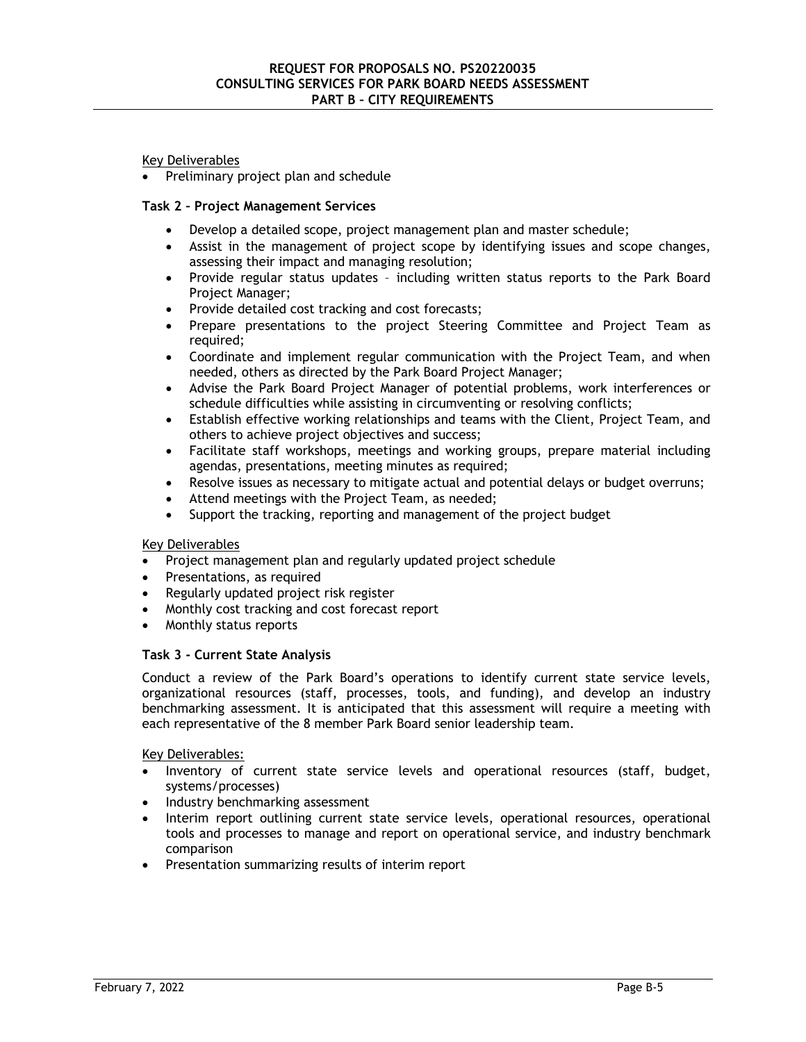Key Deliverables

- Preliminary project plan and schedule

**Task 2 – Project Management Services**

- Develop a detailed scope, project management plan and master schedule;
- Assist in the management of project scope by identifying issues and scope changes, assessing their impact and managing resolution;
- Provide regular status updates – including written status reports to the Park Board Project Manager;
- Provide detailed cost tracking and cost forecasts;
- Prepare presentations to the project Steering Committee and Project Team as required;
- Coordinate and implement regular communication with the Project Team, and when needed, others as directed by the Park Board Project Manager;
- Advise the Park Board Project Manager of potential problems, work interferences or schedule difficulties while assisting in circumventing or resolving conflicts;
- Establish effective working relationships and teams with the Client, Project Team, and others to achieve project objectives and success;
- Facilitate staff workshops, meetings and working groups, prepare material including agendas, presentations, meeting minutes as required;
- Resolve issues as necessary to mitigate actual and potential delays or budget overruns;
- Attend meetings with the Project Team, as needed;
- Support the tracking, reporting and management of the project budget

Key Deliverables

- Project management plan and regularly updated project schedule
- Presentations, as required
- Regularly updated project risk register
- Monthly cost tracking and cost forecast report
- Monthly status reports

**Task 3 - Current State Analysis**

Conduct a review of the Park Board's operations to identify current state service levels, organizational resources (staff, processes, tools, and funding), and develop an industry benchmarking assessment. It is anticipated that this assessment will require a meeting with each representative of the 8 member Park Board senior leadership team.

Key Deliverables:

- Inventory of current state service levels and operational resources (staff, budget, systems/processes)
- Industry benchmarking assessment
- Interim report outlining current state service levels, operational resources, operational tools and processes to manage and report on operational service, and industry benchmark comparison
- Presentation summarizing results of interim report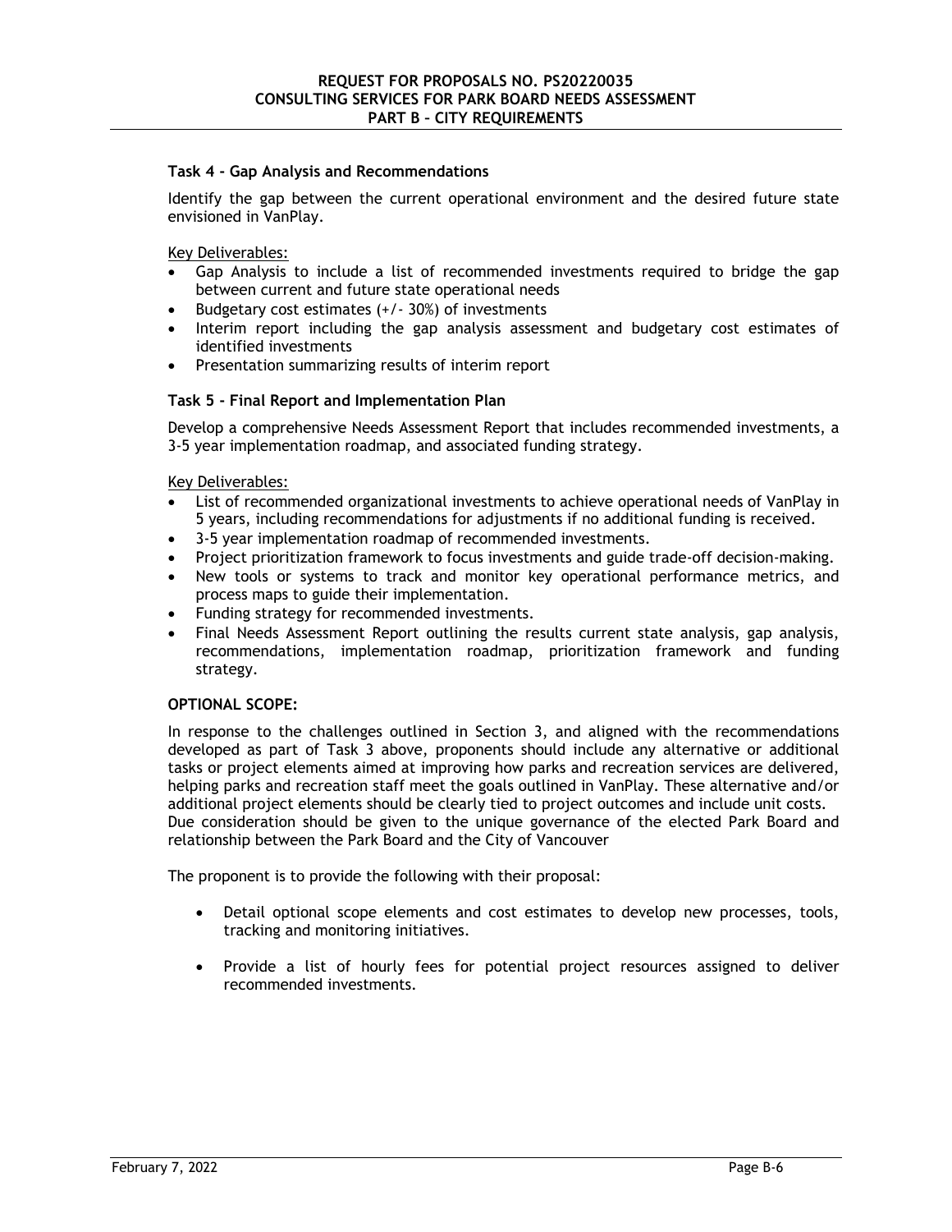#### Task 4 – Gap Analysis and Recommendations

Identify the gap between the current operational environment and the desired future state envisioned in VanPlay.

Key Deliverables:

- Gap Analysis to include a list of recommended investments required to bridge the gap between current and future state operational needs
- Budgetary cost estimates (+/- 30%) of investments
- Interim report including the gap analysis assessment and budgetary cost estimates of identified investments
- Presentation summarizing results of interim report

#### Task 5 – Final Report and Implementation Plan

Develop a comprehensive Needs Assessment Report that includes recommended investments, a 3-5 year implementation roadmap, and associated funding strategy.

Key Deliverables:

- List of recommended organizational investments to achieve operational needs of VanPlay in 5 years, including recommendations for adjustments if no additional funding is received.
- 3-5 year implementation roadmap of recommended investments.
- Project prioritization framework to focus investments and guide trade-off decision-making.
- New tools or systems to track and monitor key operational performance metrics, and process maps to guide their implementation.
- Funding strategy for recommended investments.
- Final Needs Assessment Report outlining the results current state analysis, gap analysis, recommendations, implementation roadmap, prioritization framework and funding strategy.

#### OPTIONAL SCOPE:

In response to the challenges outlined in Section 3, and aligned with the recommendations developed as part of Task 3 above, proponents should include any alternative or additional tasks or project elements aimed at improving how parks and recreation services are delivered, helping parks and recreation staff meet the goals outlined in VanPlay. These alternative and/or additional project elements should be clearly tied to project outcomes and include unit costs. Due consideration should be given to the unique governance of the elected Park Board and relationship between the Park Board and the City of Vancouver

The proponent is to provide the following with their proposal:

- Detail optional scope elements and cost estimates to develop new processes, tools, tracking and monitoring initiatives.
- Provide a list of hourly fees for potential project resources assigned to deliver recommended investments.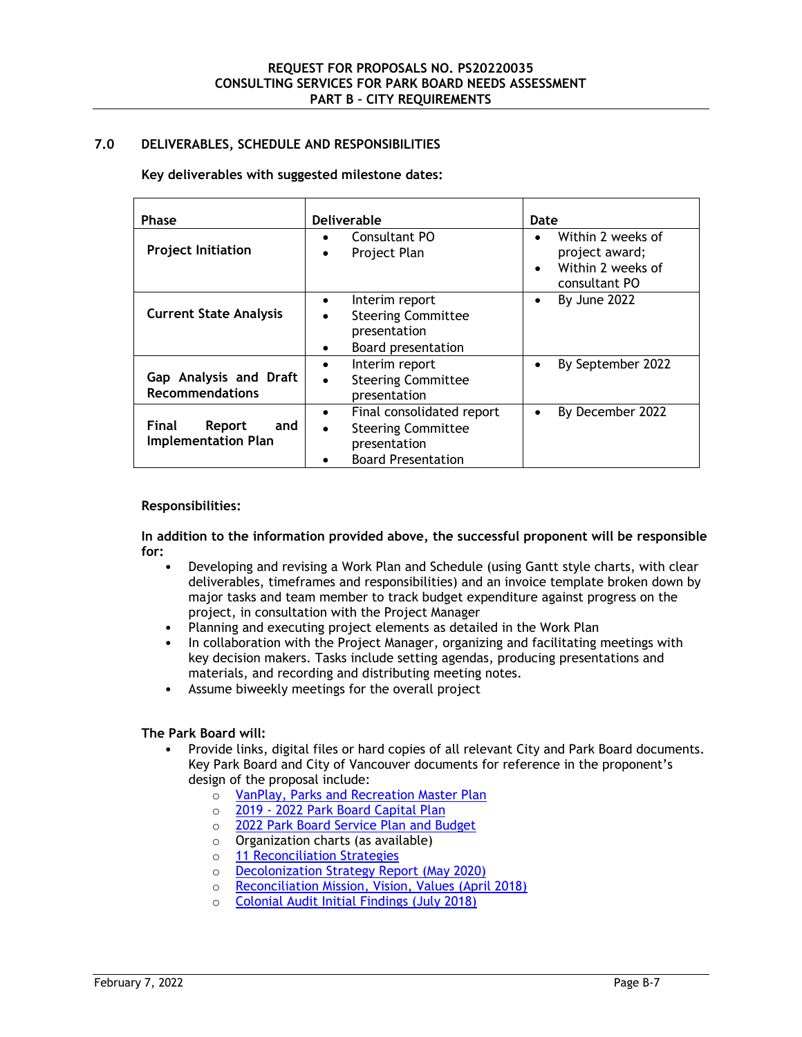## 7.0 DELIVERABLES, SCHEDULE AND RESPONSIBILITIES

**Key deliverables with suggested milestone dates:**

| Phase | Deliverable | Date |
|---|---|---|
| **Project Initiation** | • Consultant PO<br>• Project Plan | • Within 2 weeks of project award;<br>• Within 2 weeks of consultant PO |
| **Current State Analysis** | • Interim report<br>• Steering Committee presentation<br>• Board presentation | • By June 2022 |
| **Gap Analysis and Draft Recommendations** | • Interim report<br>• Steering Committee presentation | • By September 2022 |
| **Final Report and Implementation Plan** | • Final consolidated report<br>• Steering Committee presentation<br>• Board Presentation | • By December 2022 |

**Responsibilities:**

**In addition to the information provided above, the successful proponent will be responsible for:**

- Developing and revising a Work Plan and Schedule (using Gantt style charts, with clear deliverables, timeframes and responsibilities) and an invoice template broken down by major tasks and team member to track budget expenditure against progress on the project, in consultation with the Project Manager
- Planning and executing project elements as detailed in the Work Plan
- In collaboration with the Project Manager, organizing and facilitating meetings with key decision makers. Tasks include setting agendas, producing presentations and materials, and recording and distributing meeting notes.
- Assume biweekly meetings for the overall project

**The Park Board will:**

- Provide links, digital files or hard copies of all relevant City and Park Board documents. Key Park Board and City of Vancouver documents for reference in the proponent's design of the proposal include:
  - VanPlay, Parks and Recreation Master Plan
  - 2019 - 2022 Park Board Capital Plan
  - 2022 Park Board Service Plan and Budget
  - Organization charts (as available)
  - 11 Reconciliation Strategies
  - Decolonization Strategy Report (May 2020)
  - Reconciliation Mission, Vision, Values (April 2018)
  - Colonial Audit Initial Findings (July 2018)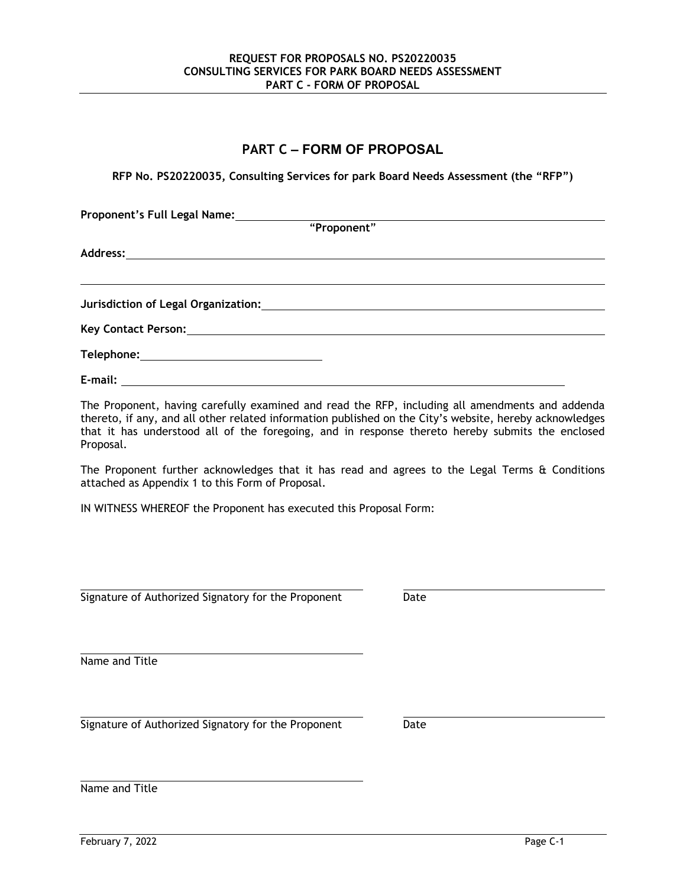# PART C – FORM OF PROPOSAL

**RFP No. PS20220035, Consulting Services for park Board Needs Assessment (the "RFP")**

**Proponent's Full Legal Name:** ______________________________
"Proponent"

**Address:** ______________________________

______________________________

**Jurisdiction of Legal Organization:** ______________________________

**Key Contact Person:** ______________________________

**Telephone:** ______________________________

**E-mail:** ______________________________

The Proponent, having carefully examined and read the RFP, including all amendments and addenda thereto, if any, and all other related information published on the City's website, hereby acknowledges that it has understood all of the foregoing, and in response thereto hereby submits the enclosed Proposal.

The Proponent further acknowledges that it has read and agrees to the Legal Terms & Conditions attached as Appendix 1 to this Form of Proposal.

IN WITNESS WHEREOF the Proponent has executed this Proposal Form:

______________________________ ______________________________
Signature of Authorized Signatory for the Proponent Date

______________________________
Name and Title

______________________________ ______________________________
Signature of Authorized Signatory for the Proponent Date

______________________________
Name and Title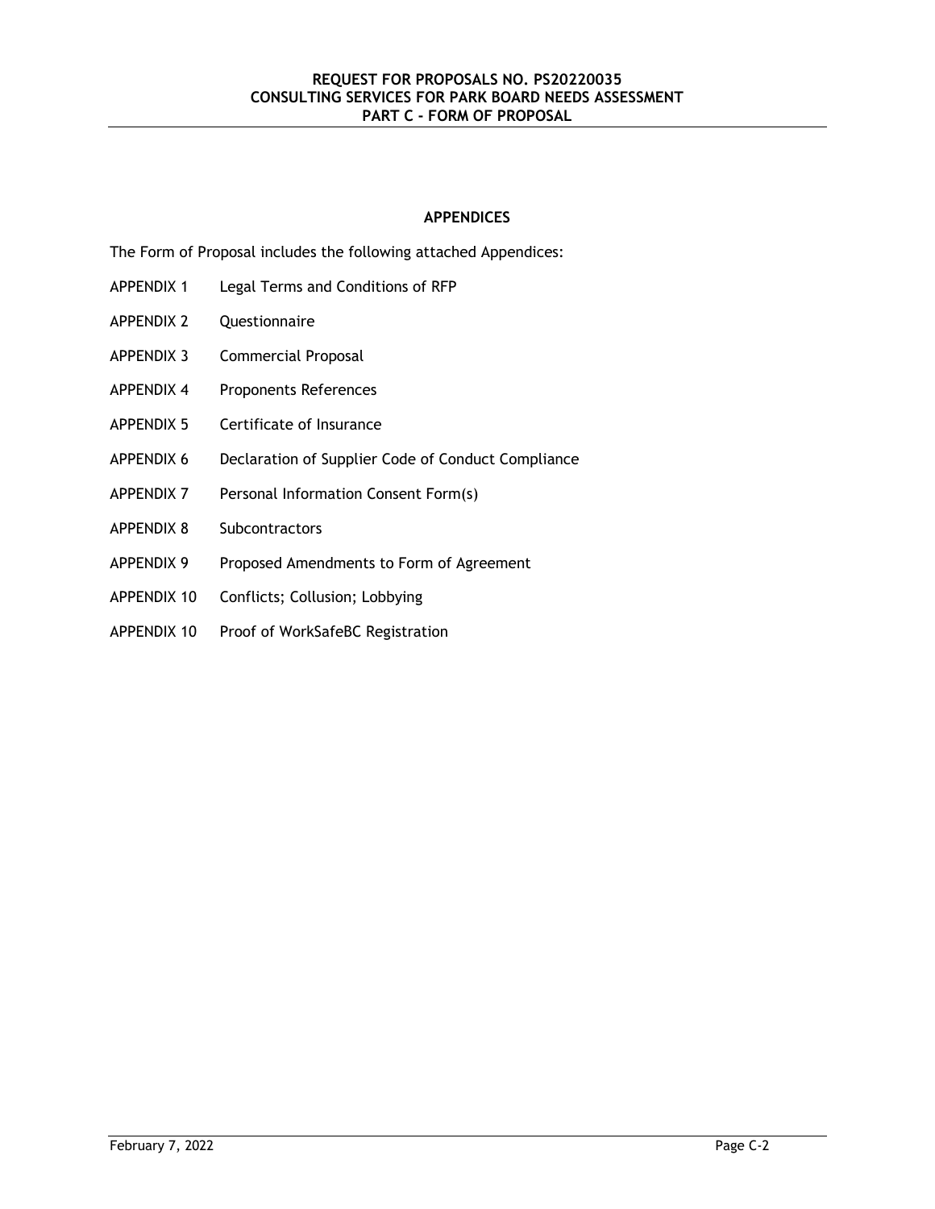## APPENDICES

The Form of Proposal includes the following attached Appendices:

| | |
|---|---|
| APPENDIX 1 | Legal Terms and Conditions of RFP |
| APPENDIX 2 | Questionnaire |
| APPENDIX 3 | Commercial Proposal |
| APPENDIX 4 | Proponents References |
| APPENDIX 5 | Certificate of Insurance |
| APPENDIX 6 | Declaration of Supplier Code of Conduct Compliance |
| APPENDIX 7 | Personal Information Consent Form(s) |
| APPENDIX 8 | Subcontractors |
| APPENDIX 9 | Proposed Amendments to Form of Agreement |
| APPENDIX 10 | Conflicts; Collusion; Lobbying |
| APPENDIX 10 | Proof of WorkSafeBC Registration |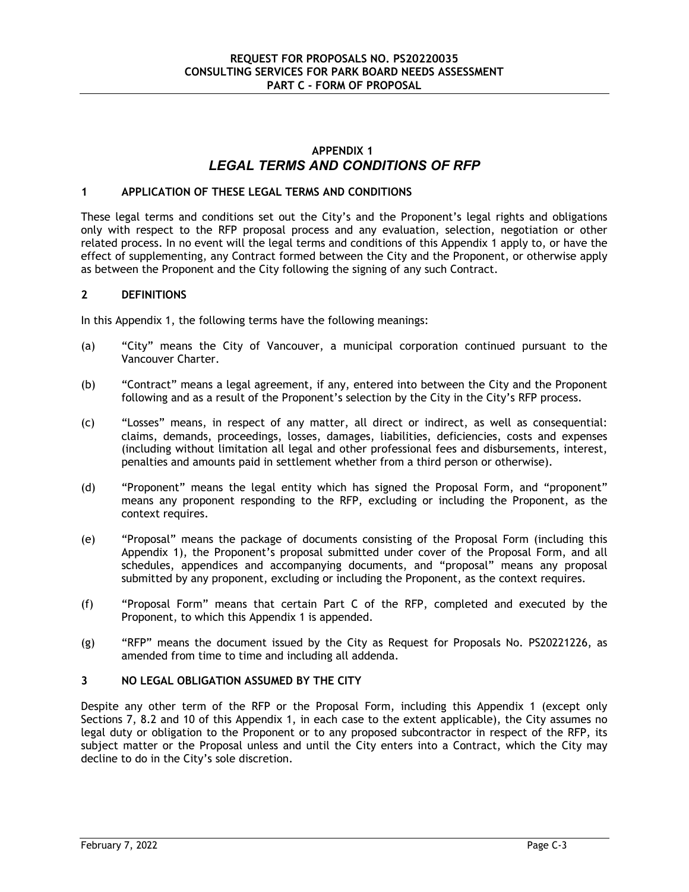## APPENDIX 1
## *LEGAL TERMS AND CONDITIONS OF RFP*

### 1 APPLICATION OF THESE LEGAL TERMS AND CONDITIONS

These legal terms and conditions set out the City's and the Proponent's legal rights and obligations only with respect to the RFP proposal process and any evaluation, selection, negotiation or other related process. In no event will the legal terms and conditions of this Appendix 1 apply to, or have the effect of supplementing, any Contract formed between the City and the Proponent, or otherwise apply as between the Proponent and the City following the signing of any such Contract.

### 2 DEFINITIONS

In this Appendix 1, the following terms have the following meanings:

(a) "City" means the City of Vancouver, a municipal corporation continued pursuant to the Vancouver Charter.

(b) "Contract" means a legal agreement, if any, entered into between the City and the Proponent following and as a result of the Proponent's selection by the City in the City's RFP process.

(c) "Losses" means, in respect of any matter, all direct or indirect, as well as consequential: claims, demands, proceedings, losses, damages, liabilities, deficiencies, costs and expenses (including without limitation all legal and other professional fees and disbursements, interest, penalties and amounts paid in settlement whether from a third person or otherwise).

(d) "Proponent" means the legal entity which has signed the Proposal Form, and "proponent" means any proponent responding to the RFP, excluding or including the Proponent, as the context requires.

(e) "Proposal" means the package of documents consisting of the Proposal Form (including this Appendix 1), the Proponent's proposal submitted under cover of the Proposal Form, and all schedules, appendices and accompanying documents, and "proposal" means any proposal submitted by any proponent, excluding or including the Proponent, as the context requires.

(f) "Proposal Form" means that certain Part C of the RFP, completed and executed by the Proponent, to which this Appendix 1 is appended.

(g) "RFP" means the document issued by the City as Request for Proposals No. PS20221226, as amended from time to time and including all addenda.

### 3 NO LEGAL OBLIGATION ASSUMED BY THE CITY

Despite any other term of the RFP or the Proposal Form, including this Appendix 1 (except only Sections 7, 8.2 and 10 of this Appendix 1, in each case to the extent applicable), the City assumes no legal duty or obligation to the Proponent or to any proposed subcontractor in respect of the RFP, its subject matter or the Proposal unless and until the City enters into a Contract, which the City may decline to do in the City's sole discretion.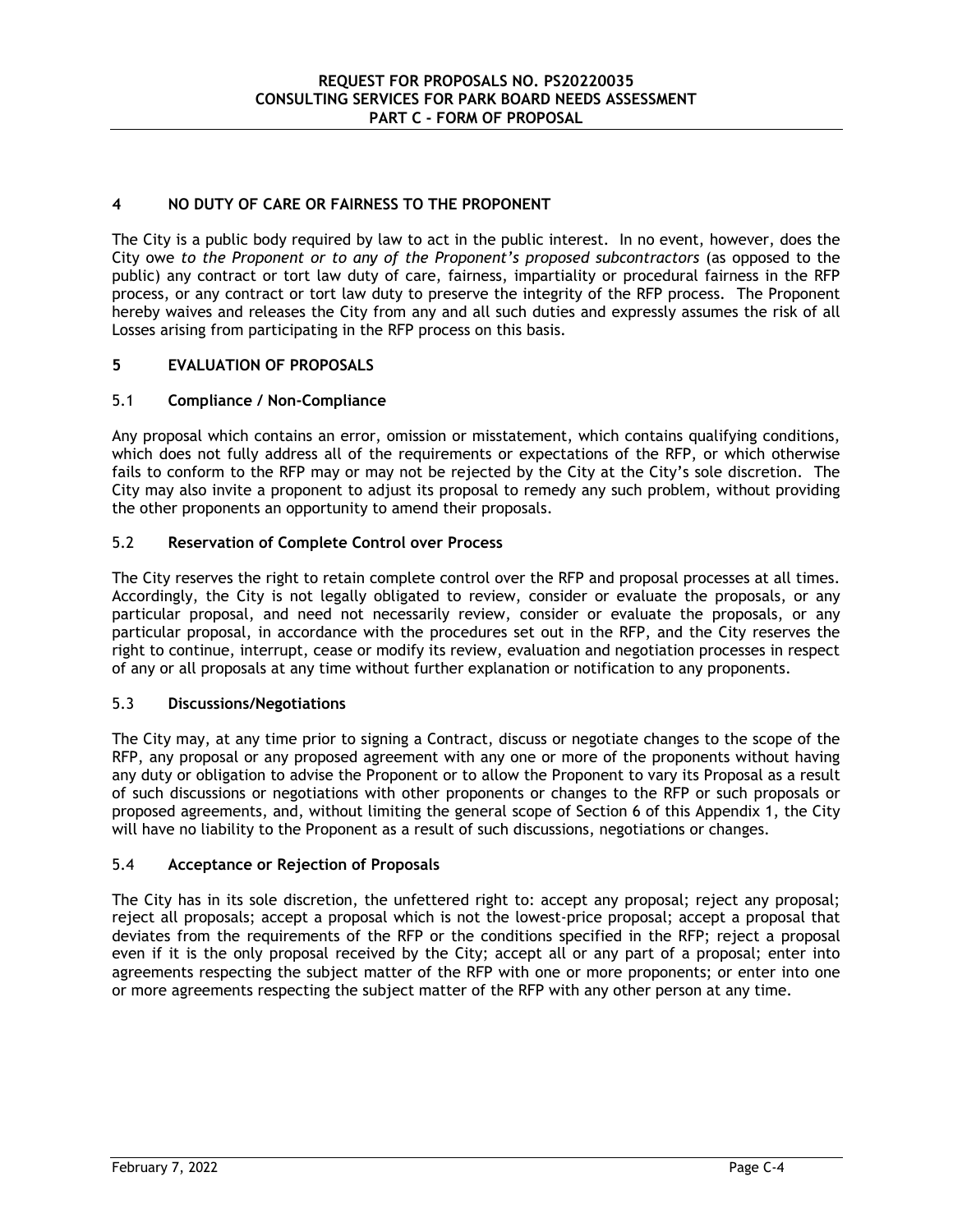## 4 NO DUTY OF CARE OR FAIRNESS TO THE PROPONENT

The City is a public body required by law to act in the public interest. In no event, however, does the City owe *to the Proponent or to any of the Proponent's proposed subcontractors* (as opposed to the public) any contract or tort law duty of care, fairness, impartiality or procedural fairness in the RFP process, or any contract or tort law duty to preserve the integrity of the RFP process. The Proponent hereby waives and releases the City from any and all such duties and expressly assumes the risk of all Losses arising from participating in the RFP process on this basis.

## 5 EVALUATION OF PROPOSALS

### 5.1 Compliance / Non-Compliance

Any proposal which contains an error, omission or misstatement, which contains qualifying conditions, which does not fully address all of the requirements or expectations of the RFP, or which otherwise fails to conform to the RFP may or may not be rejected by the City at the City's sole discretion. The City may also invite a proponent to adjust its proposal to remedy any such problem, without providing the other proponents an opportunity to amend their proposals.

### 5.2 Reservation of Complete Control over Process

The City reserves the right to retain complete control over the RFP and proposal processes at all times. Accordingly, the City is not legally obligated to review, consider or evaluate the proposals, or any particular proposal, and need not necessarily review, consider or evaluate the proposals, or any particular proposal, in accordance with the procedures set out in the RFP, and the City reserves the right to continue, interrupt, cease or modify its review, evaluation and negotiation processes in respect of any or all proposals at any time without further explanation or notification to any proponents.

### 5.3 Discussions/Negotiations

The City may, at any time prior to signing a Contract, discuss or negotiate changes to the scope of the RFP, any proposal or any proposed agreement with any one or more of the proponents without having any duty or obligation to advise the Proponent or to allow the Proponent to vary its Proposal as a result of such discussions or negotiations with other proponents or changes to the RFP or such proposals or proposed agreements, and, without limiting the general scope of Section 6 of this Appendix 1, the City will have no liability to the Proponent as a result of such discussions, negotiations or changes.

### 5.4 Acceptance or Rejection of Proposals

The City has in its sole discretion, the unfettered right to: accept any proposal; reject any proposal; reject all proposals; accept a proposal which is not the lowest-price proposal; accept a proposal that deviates from the requirements of the RFP or the conditions specified in the RFP; reject a proposal even if it is the only proposal received by the City; accept all or any part of a proposal; enter into agreements respecting the subject matter of the RFP with one or more proponents; or enter into one or more agreements respecting the subject matter of the RFP with any other person at any time.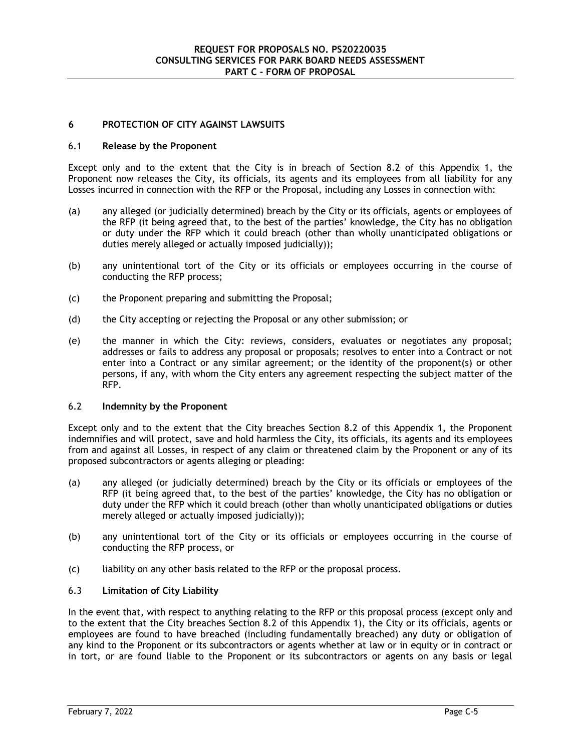## 6 PROTECTION OF CITY AGAINST LAWSUITS

### 6.1 Release by the Proponent

Except only and to the extent that the City is in breach of Section 8.2 of this Appendix 1, the Proponent now releases the City, its officials, its agents and its employees from all liability for any Losses incurred in connection with the RFP or the Proposal, including any Losses in connection with:

(a) any alleged (or judicially determined) breach by the City or its officials, agents or employees of the RFP (it being agreed that, to the best of the parties' knowledge, the City has no obligation or duty under the RFP which it could breach (other than wholly unanticipated obligations or duties merely alleged or actually imposed judicially));

(b) any unintentional tort of the City or its officials or employees occurring in the course of conducting the RFP process;

(c) the Proponent preparing and submitting the Proposal;

(d) the City accepting or rejecting the Proposal or any other submission; or

(e) the manner in which the City: reviews, considers, evaluates or negotiates any proposal; addresses or fails to address any proposal or proposals; resolves to enter into a Contract or not enter into a Contract or any similar agreement; or the identity of the proponent(s) or other persons, if any, with whom the City enters any agreement respecting the subject matter of the RFP.

### 6.2 Indemnity by the Proponent

Except only and to the extent that the City breaches Section 8.2 of this Appendix 1, the Proponent indemnifies and will protect, save and hold harmless the City, its officials, its agents and its employees from and against all Losses, in respect of any claim or threatened claim by the Proponent or any of its proposed subcontractors or agents alleging or pleading:

(a) any alleged (or judicially determined) breach by the City or its officials or employees of the RFP (it being agreed that, to the best of the parties' knowledge, the City has no obligation or duty under the RFP which it could breach (other than wholly unanticipated obligations or duties merely alleged or actually imposed judicially));

(b) any unintentional tort of the City or its officials or employees occurring in the course of conducting the RFP process, or

(c) liability on any other basis related to the RFP or the proposal process.

### 6.3 Limitation of City Liability

In the event that, with respect to anything relating to the RFP or this proposal process (except only and to the extent that the City breaches Section 8.2 of this Appendix 1), the City or its officials, agents or employees are found to have breached (including fundamentally breached) any duty or obligation of any kind to the Proponent or its subcontractors or agents whether at law or in equity or in contract or in tort, or are found liable to the Proponent or its subcontractors or agents on any basis or legal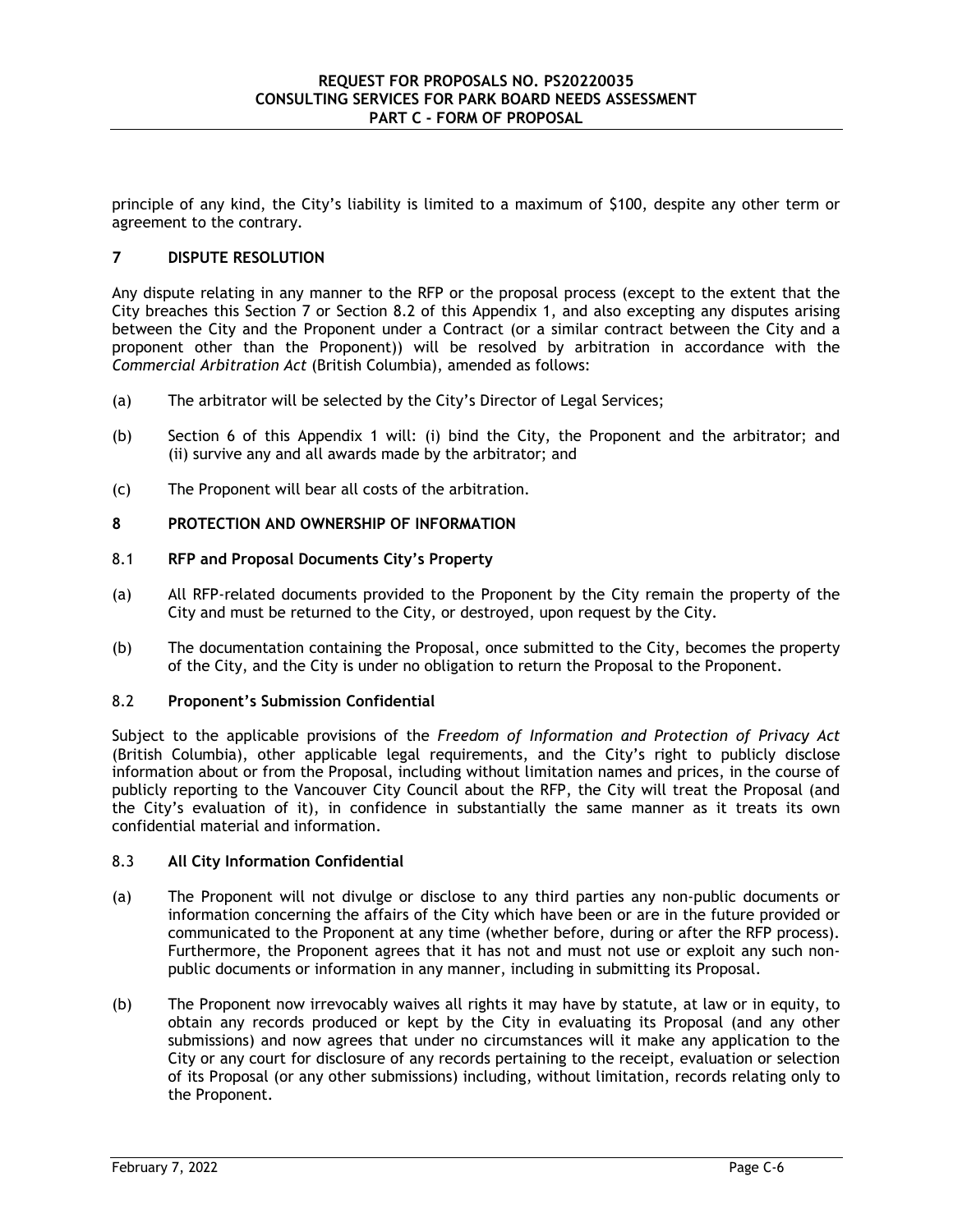principle of any kind, the City's liability is limited to a maximum of $100, despite any other term or agreement to the contrary.

## 7 DISPUTE RESOLUTION

Any dispute relating in any manner to the RFP or the proposal process (except to the extent that the City breaches this Section 7 or Section 8.2 of this Appendix 1, and also excepting any disputes arising between the City and the Proponent under a Contract (or a similar contract between the City and a proponent other than the Proponent)) will be resolved by arbitration in accordance with the *Commercial Arbitration Act* (British Columbia), amended as follows:

(a) The arbitrator will be selected by the City's Director of Legal Services;

(b) Section 6 of this Appendix 1 will: (i) bind the City, the Proponent and the arbitrator; and (ii) survive any and all awards made by the arbitrator; and

(c) The Proponent will bear all costs of the arbitration.

## 8 PROTECTION AND OWNERSHIP OF INFORMATION

### 8.1 RFP and Proposal Documents City's Property

(a) All RFP-related documents provided to the Proponent by the City remain the property of the City and must be returned to the City, or destroyed, upon request by the City.

(b) The documentation containing the Proposal, once submitted to the City, becomes the property of the City, and the City is under no obligation to return the Proposal to the Proponent.

### 8.2 Proponent's Submission Confidential

Subject to the applicable provisions of the *Freedom of Information and Protection of Privacy Act* (British Columbia), other applicable legal requirements, and the City's right to publicly disclose information about or from the Proposal, including without limitation names and prices, in the course of publicly reporting to the Vancouver City Council about the RFP, the City will treat the Proposal (and the City's evaluation of it), in confidence in substantially the same manner as it treats its own confidential material and information.

### 8.3 All City Information Confidential

(a) The Proponent will not divulge or disclose to any third parties any non-public documents or information concerning the affairs of the City which have been or are in the future provided or communicated to the Proponent at any time (whether before, during or after the RFP process). Furthermore, the Proponent agrees that it has not and must not use or exploit any such non-public documents or information in any manner, including in submitting its Proposal.

(b) The Proponent now irrevocably waives all rights it may have by statute, at law or in equity, to obtain any records produced or kept by the City in evaluating its Proposal (and any other submissions) and now agrees that under no circumstances will it make any application to the City or any court for disclosure of any records pertaining to the receipt, evaluation or selection of its Proposal (or any other submissions) including, without limitation, records relating only to the Proponent.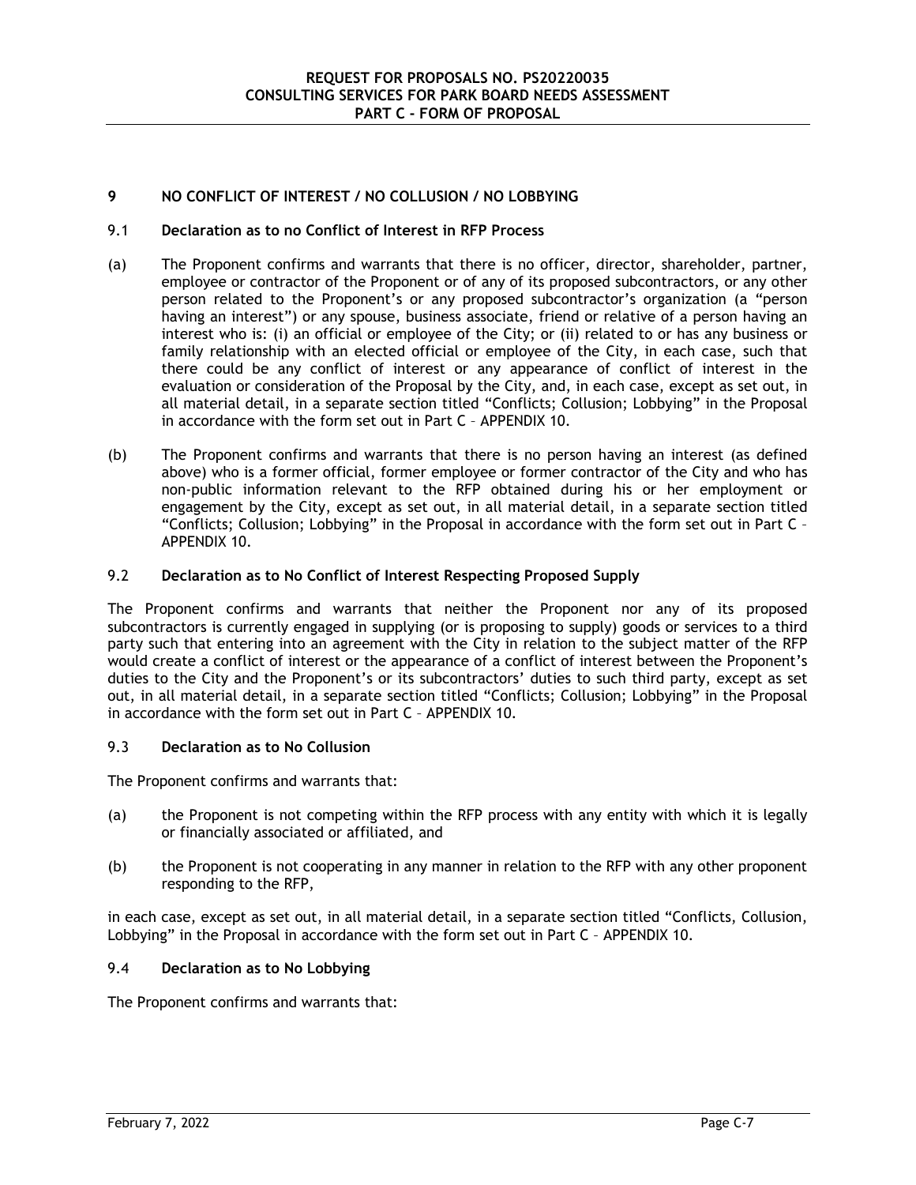## 9 NO CONFLICT OF INTEREST / NO COLLUSION / NO LOBBYING

### 9.1 Declaration as to no Conflict of Interest in RFP Process

(a) The Proponent confirms and warrants that there is no officer, director, shareholder, partner, employee or contractor of the Proponent or of any of its proposed subcontractors, or any other person related to the Proponent's or any proposed subcontractor's organization (a "person having an interest") or any spouse, business associate, friend or relative of a person having an interest who is: (i) an official or employee of the City; or (ii) related to or has any business or family relationship with an elected official or employee of the City, in each case, such that there could be any conflict of interest or any appearance of conflict of interest in the evaluation or consideration of the Proposal by the City, and, in each case, except as set out, in all material detail, in a separate section titled "Conflicts; Collusion; Lobbying" in the Proposal in accordance with the form set out in Part C – APPENDIX 10.

(b) The Proponent confirms and warrants that there is no person having an interest (as defined above) who is a former official, former employee or former contractor of the City and who has non-public information relevant to the RFP obtained during his or her employment or engagement by the City, except as set out, in all material detail, in a separate section titled "Conflicts; Collusion; Lobbying" in the Proposal in accordance with the form set out in Part C – APPENDIX 10.

### 9.2 Declaration as to No Conflict of Interest Respecting Proposed Supply

The Proponent confirms and warrants that neither the Proponent nor any of its proposed subcontractors is currently engaged in supplying (or is proposing to supply) goods or services to a third party such that entering into an agreement with the City in relation to the subject matter of the RFP would create a conflict of interest or the appearance of a conflict of interest between the Proponent's duties to the City and the Proponent's or its subcontractors' duties to such third party, except as set out, in all material detail, in a separate section titled "Conflicts; Collusion; Lobbying" in the Proposal in accordance with the form set out in Part C – APPENDIX 10.

### 9.3 Declaration as to No Collusion

The Proponent confirms and warrants that:

(a) the Proponent is not competing within the RFP process with any entity with which it is legally or financially associated or affiliated, and

(b) the Proponent is not cooperating in any manner in relation to the RFP with any other proponent responding to the RFP,

in each case, except as set out, in all material detail, in a separate section titled "Conflicts, Collusion, Lobbying" in the Proposal in accordance with the form set out in Part C – APPENDIX 10.

### 9.4 Declaration as to No Lobbying

The Proponent confirms and warrants that: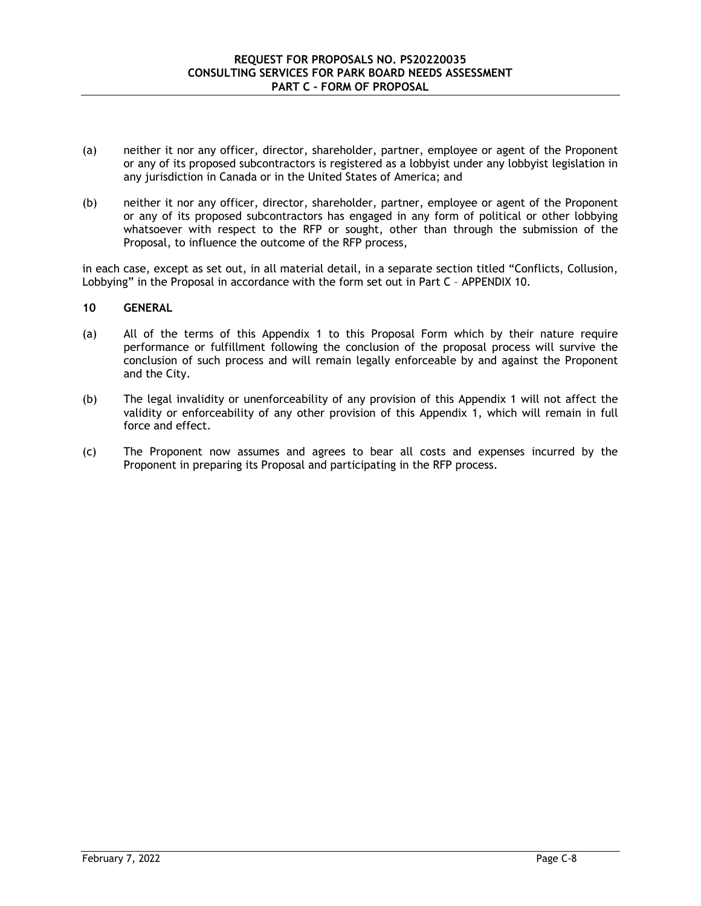(a) neither it nor any officer, director, shareholder, partner, employee or agent of the Proponent or any of its proposed subcontractors is registered as a lobbyist under any lobbyist legislation in any jurisdiction in Canada or in the United States of America; and

(b) neither it nor any officer, director, shareholder, partner, employee or agent of the Proponent or any of its proposed subcontractors has engaged in any form of political or other lobbying whatsoever with respect to the RFP or sought, other than through the submission of the Proposal, to influence the outcome of the RFP process,

in each case, except as set out, in all material detail, in a separate section titled "Conflicts, Collusion, Lobbying" in the Proposal in accordance with the form set out in Part C – APPENDIX 10.

**10 GENERAL**

(a) All of the terms of this Appendix 1 to this Proposal Form which by their nature require performance or fulfillment following the conclusion of the proposal process will survive the conclusion of such process and will remain legally enforceable by and against the Proponent and the City.

(b) The legal invalidity or unenforceability of any provision of this Appendix 1 will not affect the validity or enforceability of any other provision of this Appendix 1, which will remain in full force and effect.

(c) The Proponent now assumes and agrees to bear all costs and expenses incurred by the Proponent in preparing its Proposal and participating in the RFP process.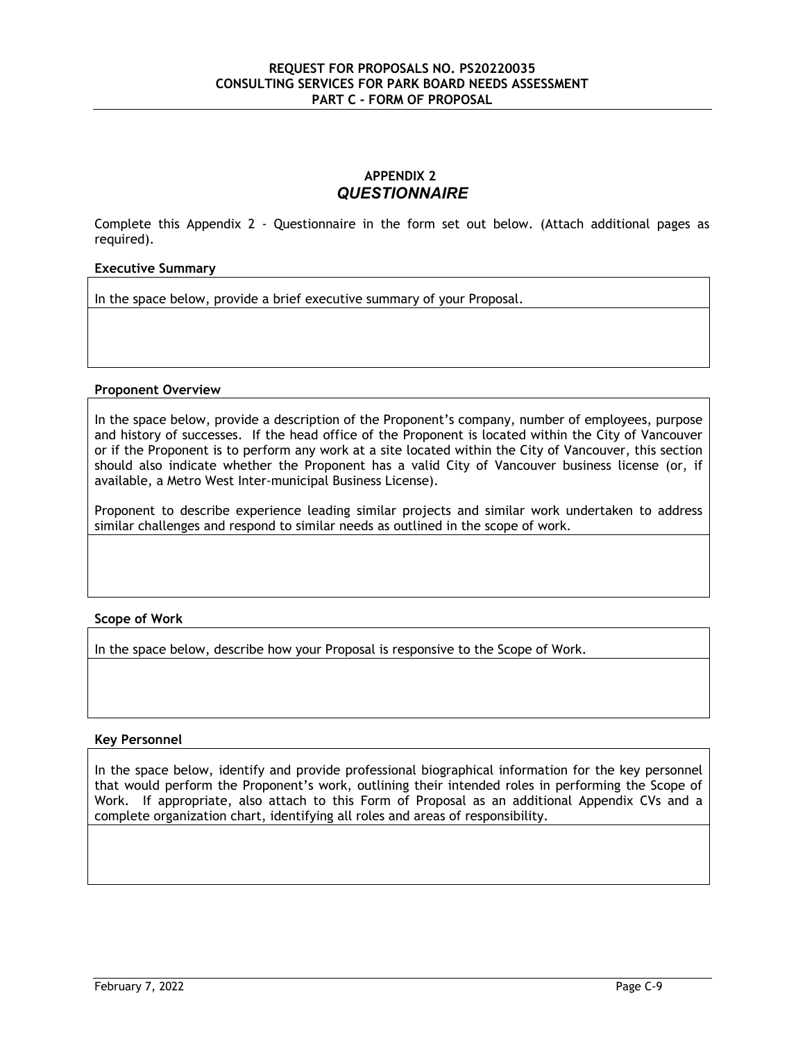## APPENDIX 2
## *QUESTIONNAIRE*

Complete this Appendix 2 - Questionnaire in the form set out below. (Attach additional pages as required).

**Executive Summary**

| In the space below, provide a brief executive summary of your Proposal. |
| --- |
| |

**Proponent Overview**

| In the space below, provide a description of the Proponent's company, number of employees, purpose and history of successes. If the head office of the Proponent is located within the City of Vancouver or if the Proponent is to perform any work at a site located within the City of Vancouver, this section should also indicate whether the Proponent has a valid City of Vancouver business license (or, if available, a Metro West Inter-municipal Business License).<br><br>Proponent to describe experience leading similar projects and similar work undertaken to address similar challenges and respond to similar needs as outlined in the scope of work. |
| --- |
| |

**Scope of Work**

| In the space below, describe how your Proposal is responsive to the Scope of Work. |
| --- |
| |

**Key Personnel**

| In the space below, identify and provide professional biographical information for the key personnel that would perform the Proponent's work, outlining their intended roles in performing the Scope of Work. If appropriate, also attach to this Form of Proposal as an additional Appendix CVs and a complete organization chart, identifying all roles and areas of responsibility. |
| --- |
| |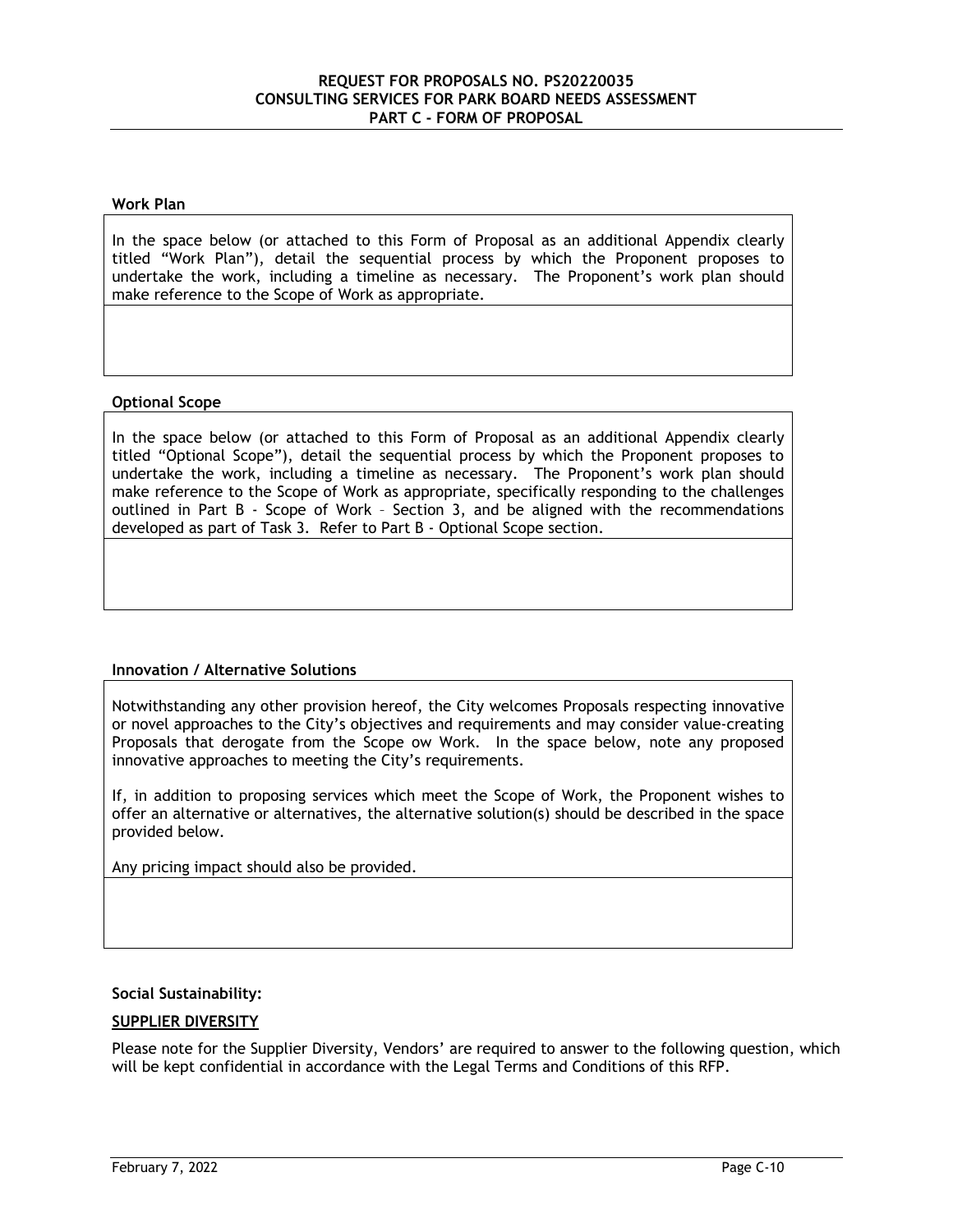**Work Plan**

In the space below (or attached to this Form of Proposal as an additional Appendix clearly titled "Work Plan"), detail the sequential process by which the Proponent proposes to undertake the work, including a timeline as necessary. The Proponent's work plan should make reference to the Scope of Work as appropriate.

**Optional Scope**

In the space below (or attached to this Form of Proposal as an additional Appendix clearly titled "Optional Scope"), detail the sequential process by which the Proponent proposes to undertake the work, including a timeline as necessary. The Proponent's work plan should make reference to the Scope of Work as appropriate, specifically responding to the challenges outlined in Part B - Scope of Work – Section 3, and be aligned with the recommendations developed as part of Task 3. Refer to Part B - Optional Scope section.

**Innovation / Alternative Solutions**

Notwithstanding any other provision hereof, the City welcomes Proposals respecting innovative or novel approaches to the City's objectives and requirements and may consider value-creating Proposals that derogate from the Scope ow Work. In the space below, note any proposed innovative approaches to meeting the City's requirements.

If, in addition to proposing services which meet the Scope of Work, the Proponent wishes to offer an alternative or alternatives, the alternative solution(s) should be described in the space provided below.

Any pricing impact should also be provided.

**Social Sustainability:**

**SUPPLIER DIVERSITY**

Please note for the Supplier Diversity, Vendors' are required to answer to the following question, which will be kept confidential in accordance with the Legal Terms and Conditions of this RFP.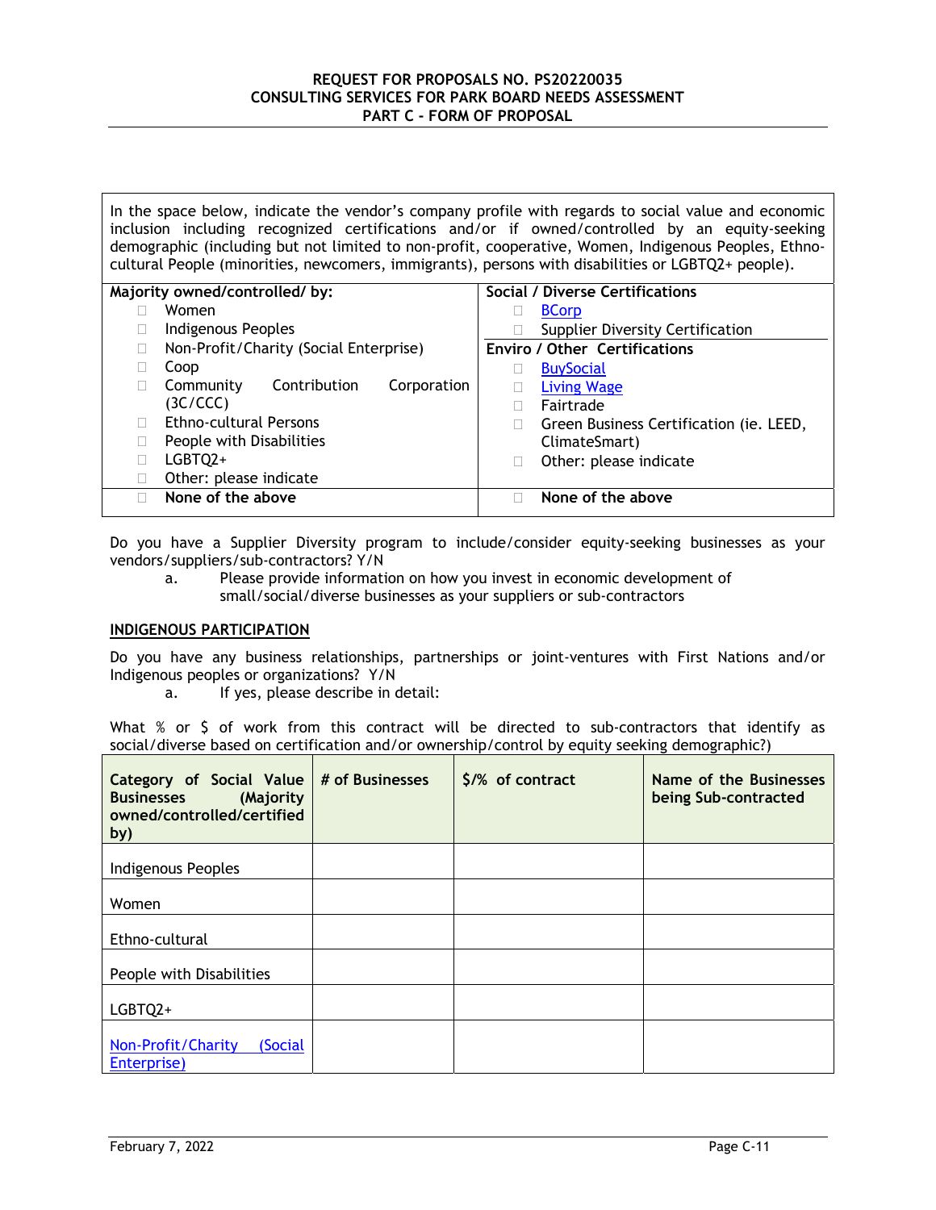In the space below, indicate the vendor's company profile with regards to social value and economic inclusion including recognized certifications and/or if owned/controlled by an equity-seeking demographic (including but not limited to non-profit, cooperative, Women, Indigenous Peoples, Ethno-cultural People (minorities, newcomers, immigrants), persons with disabilities or LGBTQ2+ people).

| Majority owned/controlled/ by: | Social / Diverse Certifications |
|---|---|
| ☐ Women | ☐ BCorp |
| ☐ Indigenous Peoples | ☐ Supplier Diversity Certification |
| ☐ Non-Profit/Charity (Social Enterprise) | **Enviro / Other Certifications** |
| ☐ Coop | ☐ BuySocial |
| ☐ Community Contribution Corporation (3C/CCC) | ☐ Living Wage |
| ☐ Ethno-cultural Persons | ☐ Fairtrade |
| ☐ People with Disabilities | ☐ Green Business Certification (ie. LEED, ClimateSmart) |
| ☐ LGBTQ2+ | ☐ Other: please indicate |
| ☐ Other: please indicate | |
| ☐ **None of the above** | ☐ **None of the above** |

Do you have a Supplier Diversity program to include/consider equity-seeking businesses as your vendors/suppliers/sub-contractors? Y/N

a. Please provide information on how you invest in economic development of small/social/diverse businesses as your suppliers or sub-contractors

**INDIGENOUS PARTICIPATION**

Do you have any business relationships, partnerships or joint-ventures with First Nations and/or Indigenous peoples or organizations? Y/N

a. If yes, please describe in detail:

What % or $ of work from this contract will be directed to sub-contractors that identify as social/diverse based on certification and/or ownership/control by equity seeking demographic?)

| Category of Social Value Businesses (Majority owned/controlled/certified by) | # of Businesses | $/% of contract | Name of the Businesses being Sub-contracted |
|---|---|---|---|
| Indigenous Peoples | | | |
| Women | | | |
| Ethno-cultural | | | |
| People with Disabilities | | | |
| LGBTQ2+ | | | |
| Non-Profit/Charity (Social Enterprise) | | | |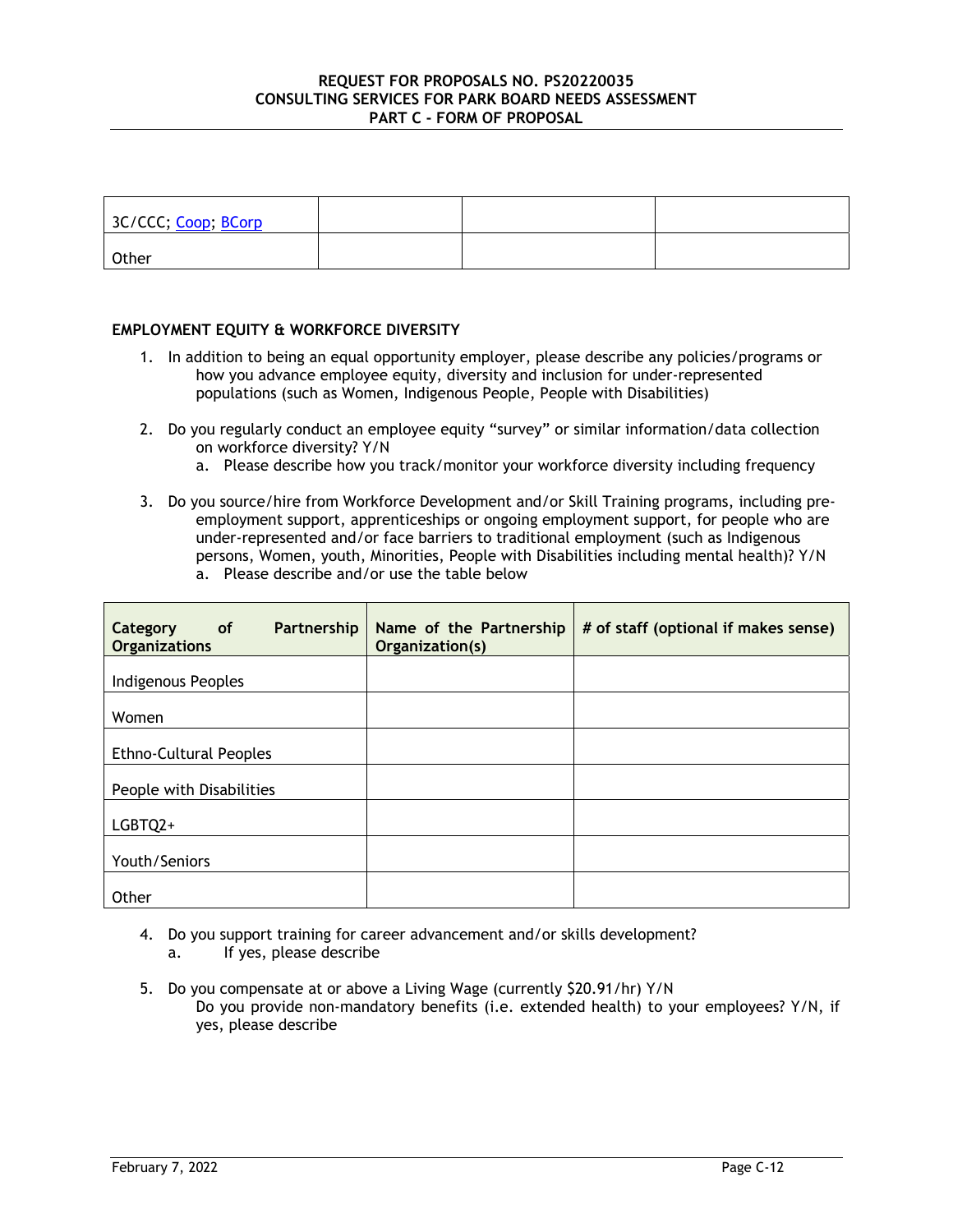| 3C/CCC; Coop; BCorp | | | |
|---|---|---|---|
| Other | | | |

**EMPLOYMENT EQUITY & WORKFORCE DIVERSITY**

1. In addition to being an equal opportunity employer, please describe any policies/programs or how you advance employee equity, diversity and inclusion for under-represented populations (such as Women, Indigenous People, People with Disabilities)

2. Do you regularly conduct an employee equity "survey" or similar information/data collection on workforce diversity? Y/N
   a. Please describe how you track/monitor your workforce diversity including frequency

3. Do you source/hire from Workforce Development and/or Skill Training programs, including pre-employment support, apprenticeships or ongoing employment support, for people who are under-represented and/or face barriers to traditional employment (such as Indigenous persons, Women, youth, Minorities, People with Disabilities including mental health)? Y/N
   a. Please describe and/or use the table below

| Category of Partnership Organizations | Name of the Partnership Organization(s) | # of staff (optional if makes sense) |
|---|---|---|
| Indigenous Peoples | | |
| Women | | |
| Ethno-Cultural Peoples | | |
| People with Disabilities | | |
| LGBTQ2+ | | |
| Youth/Seniors | | |
| Other | | |

4. Do you support training for career advancement and/or skills development?
   a. If yes, please describe

5. Do you compensate at or above a Living Wage (currently $20.91/hr) Y/N
   Do you provide non-mandatory benefits (i.e. extended health) to your employees? Y/N, if yes, please describe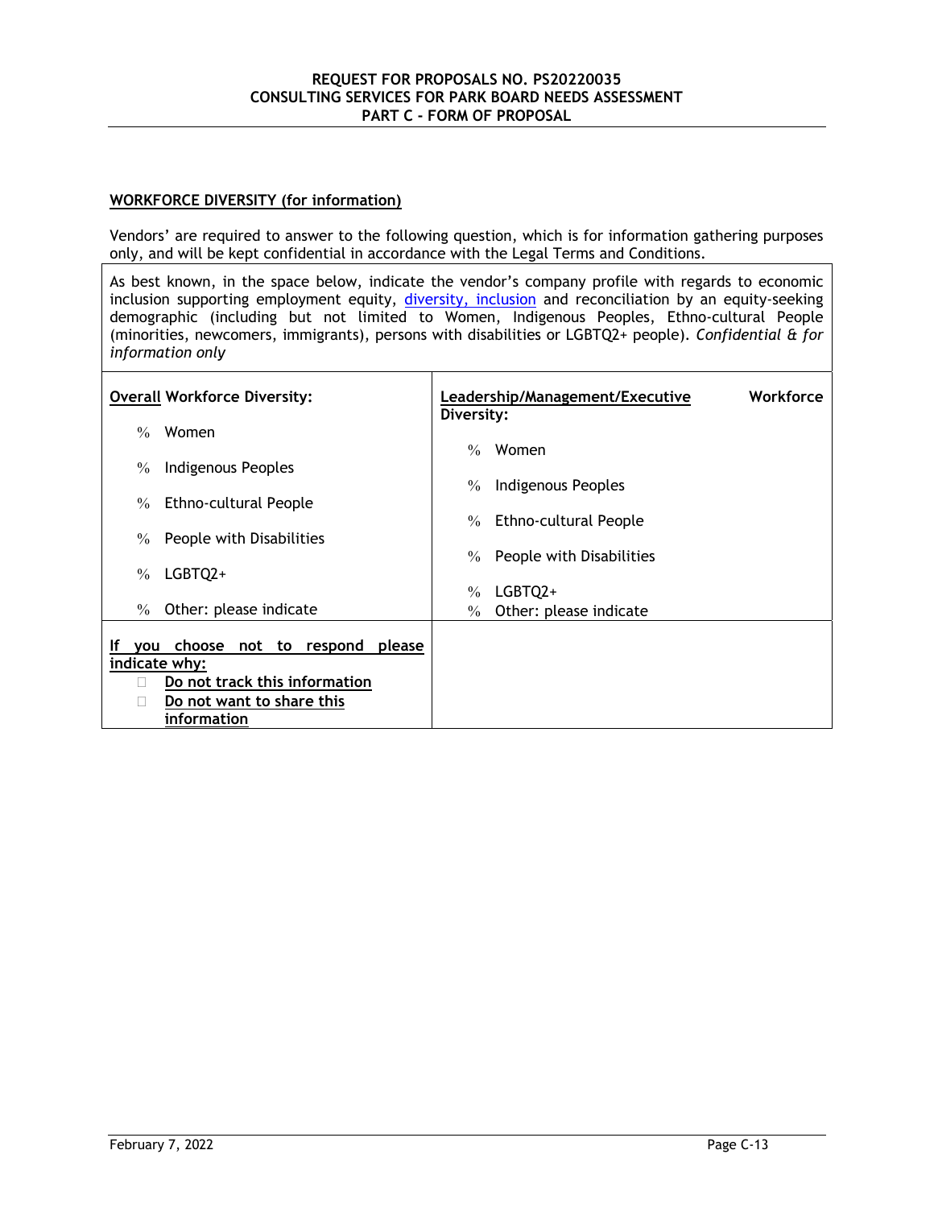**WORKFORCE DIVERSITY (for information)**

Vendors' are required to answer to the following question, which is for information gathering purposes only, and will be kept confidential in accordance with the Legal Terms and Conditions.

As best known, in the space below, indicate the vendor's company profile with regards to economic inclusion supporting employment equity, diversity, inclusion and reconciliation by an equity-seeking demographic (including but not limited to Women, Indigenous Peoples, Ethno-cultural People (minorities, newcomers, immigrants), persons with disabilities or LGBTQ2+ people). *Confidential & for information only*

| **Overall Workforce Diversity:** | **Leadership/Management/Executive Workforce Diversity:** |
|---|---|
| % Women<br>% Indigenous Peoples<br>% Ethno-cultural People<br>% People with Disabilities<br>% LGBTQ2+<br>% Other: please indicate | % Women<br>% Indigenous Peoples<br>% Ethno-cultural People<br>% People with Disabilities<br>% LGBTQ2+<br>% Other: please indicate |
| **If you choose not to respond please indicate why:**<br>☐ **Do not track this information**<br>☐ **Do not want to share this information** | |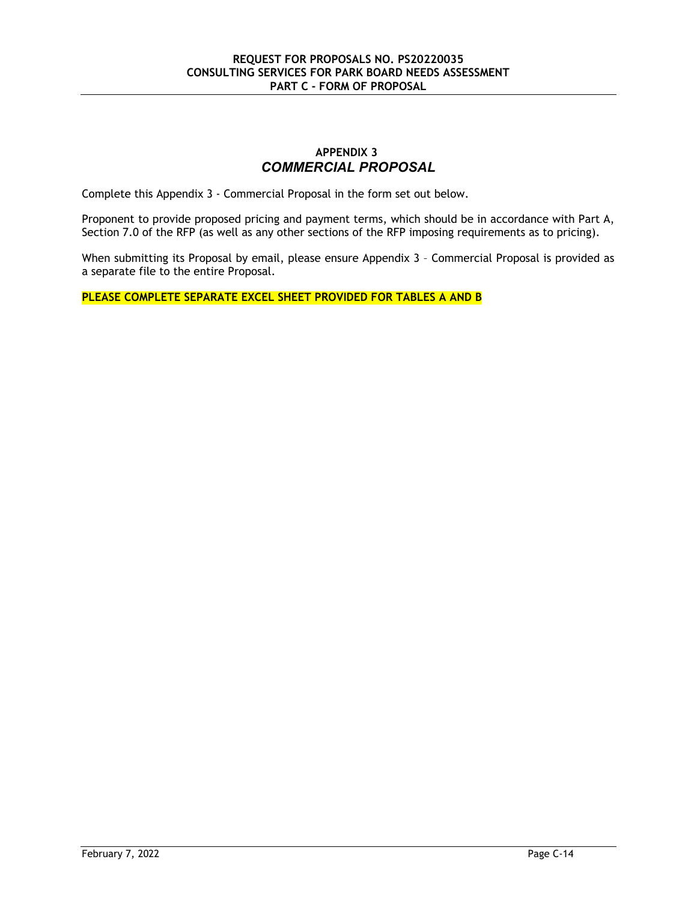## APPENDIX 3
## *COMMERCIAL PROPOSAL*

Complete this Appendix 3 - Commercial Proposal in the form set out below.

Proponent to provide proposed pricing and payment terms, which should be in accordance with Part A, Section 7.0 of the RFP (as well as any other sections of the RFP imposing requirements as to pricing).

When submitting its Proposal by email, please ensure Appendix 3 – Commercial Proposal is provided as a separate file to the entire Proposal.

**PLEASE COMPLETE SEPARATE EXCEL SHEET PROVIDED FOR TABLES A AND B**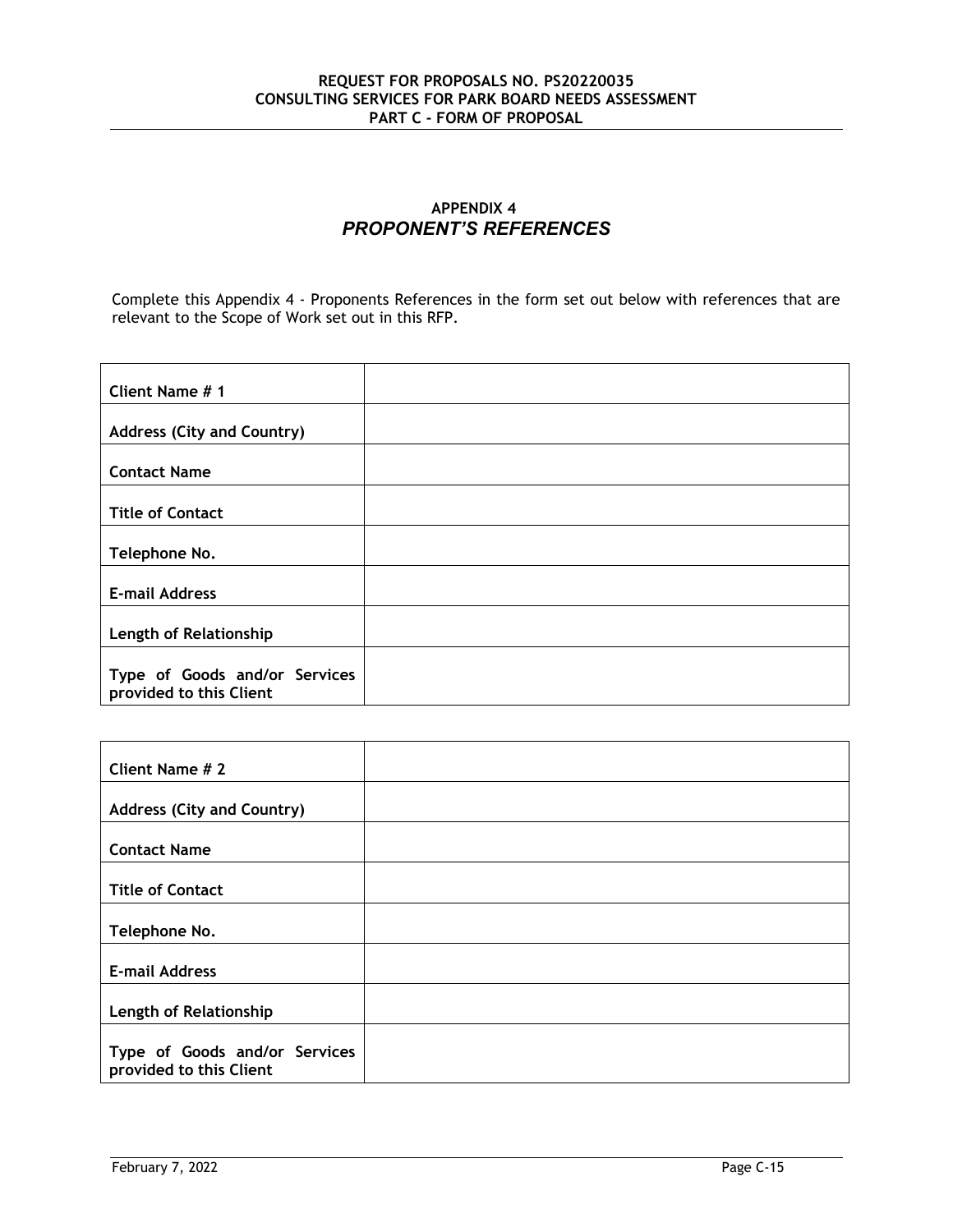## APPENDIX 4
### *PROPONENT'S REFERENCES*

Complete this Appendix 4 - Proponents References in the form set out below with references that are relevant to the Scope of Work set out in this RFP.

| **Client Name # 1** | |
|---|---|
| **Address (City and Country)** | |
| **Contact Name** | |
| **Title of Contact** | |
| **Telephone No.** | |
| **E-mail Address** | |
| **Length of Relationship** | |
| **Type of Goods and/or Services provided to this Client** | |

| **Client Name # 2** | |
|---|---|
| **Address (City and Country)** | |
| **Contact Name** | |
| **Title of Contact** | |
| **Telephone No.** | |
| **E-mail Address** | |
| **Length of Relationship** | |
| **Type of Goods and/or Services provided to this Client** | |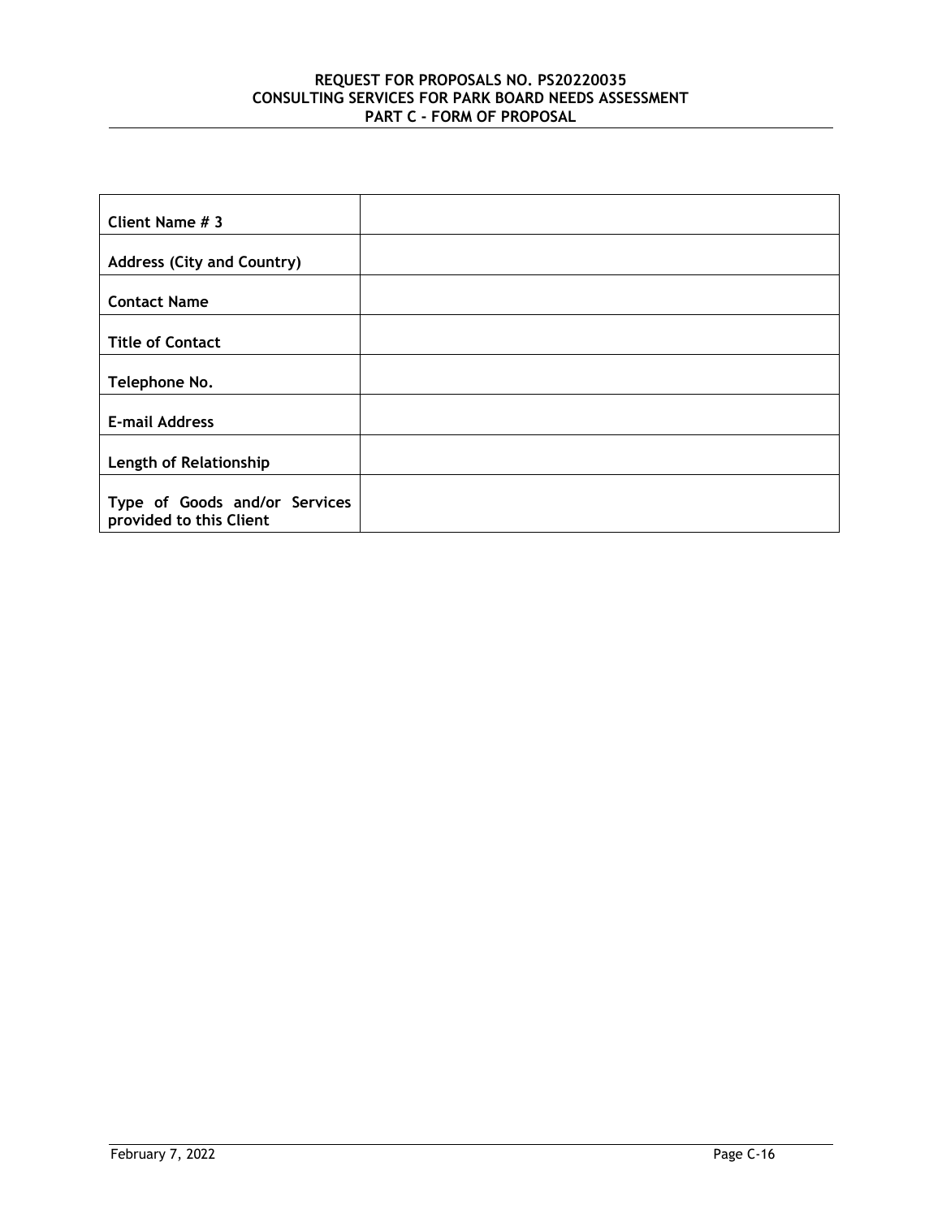| Client Name # 3 | |
|---|---|
| Address (City and Country) | |
| Contact Name | |
| Title of Contact | |
| Telephone No. | |
| E-mail Address | |
| Length of Relationship | |
| Type of Goods and/or Services provided to this Client | |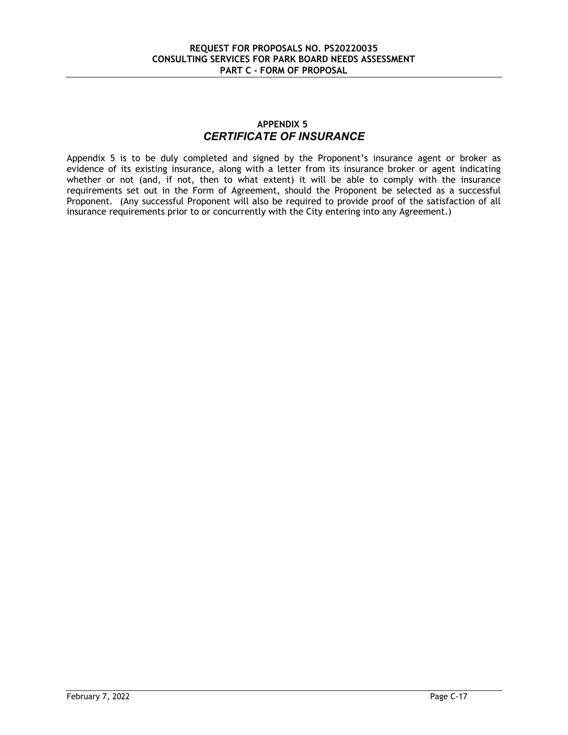## APPENDIX 5

### *CERTIFICATE OF INSURANCE*

Appendix 5 is to be duly completed and signed by the Proponent's insurance agent or broker as evidence of its existing insurance, along with a letter from its insurance broker or agent indicating whether or not (and, if not, then to what extent) it will be able to comply with the insurance requirements set out in the Form of Agreement, should the Proponent be selected as a successful Proponent. (Any successful Proponent will also be required to provide proof of the satisfaction of all insurance requirements prior to or concurrently with the City entering into any Agreement.)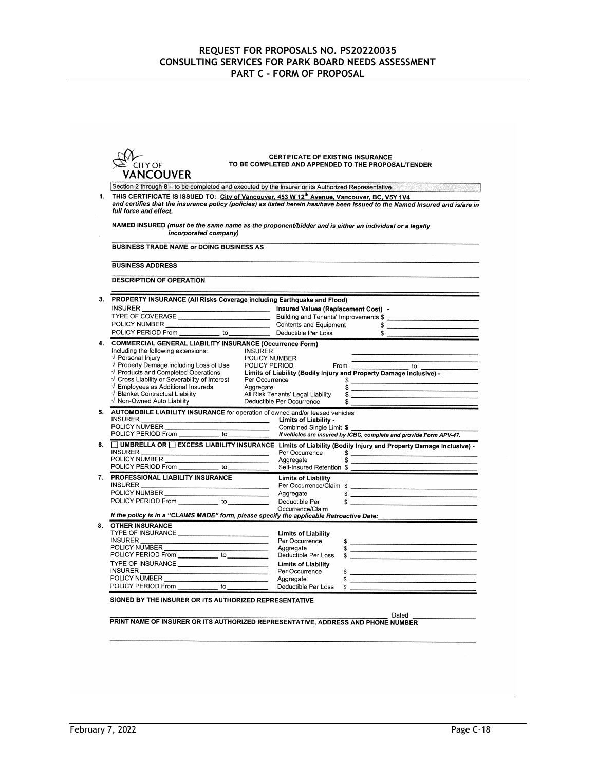# REQUEST FOR PROPOSALS NO. PS20220035
# CONSULTING SERVICES FOR PARK BOARD NEEDS ASSESSMENT
# PART C - FORM OF PROPOSAL

CITY OF VANCOUVER

**CERTIFICATE OF EXISTING INSURANCE**
**TO BE COMPLETED AND APPENDED TO THE PROPOSAL/TENDER**

Section 2 through 8 – to be completed and executed by the Insurer or its Authorized Representative

**1. THIS CERTIFICATE IS ISSUED TO:** City of Vancouver, 453 W 12th Avenue, Vancouver, BC, V5Y 1V4
***and certifies that the insurance policy (policies) as listed herein has/have been issued to the Named Insured and is/are in full force and effect.***

**NAMED INSURED** *(must be the same name as the proponent/bidder and is either an individual or a legally incorporated company)*

\_\_\_\_\_\_\_\_\_\_\_\_\_\_\_\_\_\_\_\_\_\_\_\_\_\_\_\_\_\_\_\_\_\_\_\_\_\_\_\_

**BUSINESS TRADE NAME or DOING BUSINESS AS**

\_\_\_\_\_\_\_\_\_\_\_\_\_\_\_\_\_\_\_\_\_\_\_\_\_\_\_\_\_\_\_\_\_\_\_\_\_\_\_\_

**BUSINESS ADDRESS**

\_\_\_\_\_\_\_\_\_\_\_\_\_\_\_\_\_\_\_\_\_\_\_\_\_\_\_\_\_\_\_\_\_\_\_\_\_\_\_\_

**DESCRIPTION OF OPERATION**

\_\_\_\_\_\_\_\_\_\_\_\_\_\_\_\_\_\_\_\_\_\_\_\_\_\_\_\_\_\_\_\_\_\_\_\_\_\_\_\_

**3. PROPERTY INSURANCE (All Risks Coverage including Earthquake and Flood)**

| | |
|---|---|
| INSURER \_\_\_\_\_\_\_\_\_\_ | **Insured Values (Replacement Cost) -** |
| TYPE OF COVERAGE \_\_\_\_\_\_\_\_\_\_ | Building and Tenants' Improvements $ \_\_\_\_\_\_\_\_\_\_ |
| POLICY NUMBER \_\_\_\_\_\_\_\_\_\_ | Contents and Equipment $ \_\_\_\_\_\_\_\_\_\_ |
| POLICY PERIOD From \_\_\_\_\_ to \_\_\_\_\_ | Deductible Per Loss $ \_\_\_\_\_\_\_\_\_\_ |

**4. COMMERCIAL GENERAL LIABILITY INSURANCE (Occurrence Form)**

| | |
|---|---|
| Including the following extensions: | INSURER \_\_\_\_\_\_\_\_\_\_ |
| √ Personal Injury | POLICY NUMBER \_\_\_\_\_\_\_\_\_\_ |
| √ Property Damage including Loss of Use | POLICY PERIOD From \_\_\_\_\_ to \_\_\_\_\_ |
| √ Products and Completed Operations | **Limits of Liability (Bodily Injury and Property Damage Inclusive) -** |
| √ Cross Liability or Severability of Interest | Per Occurrence $ \_\_\_\_\_\_\_\_\_\_ |
| √ Employees as Additional Insureds | Aggregate $ \_\_\_\_\_\_\_\_\_\_ |
| √ Blanket Contractual Liability | All Risk Tenants' Legal Liability $ \_\_\_\_\_\_\_\_\_\_ |
| √ Non-Owned Auto Liability | Deductible Per Occurrence $ \_\_\_\_\_\_\_\_\_\_ |

**5. AUTOMOBILE LIABILITY INSURANCE** for operation of owned and/or leased vehicles

| | |
|---|---|
| INSURER \_\_\_\_\_\_\_\_\_\_ | **Limits of Liability -** |
| POLICY NUMBER \_\_\_\_\_\_\_\_\_\_ | Combined Single Limit $ \_\_\_\_\_\_\_\_\_\_ |
| POLICY PERIOD From \_\_\_\_\_ to \_\_\_\_\_ | ***If vehicles are insured by ICBC, complete and provide Form APV-47.*** |

**6. ☐ UMBRELLA OR ☐ EXCESS LIABILITY INSURANCE**

| | |
|---|---|
| | **Limits of Liability (Bodily Injury and Property Damage Inclusive) -** |
| INSURER \_\_\_\_\_\_\_\_\_\_ | Per Occurrence $ \_\_\_\_\_\_\_\_\_\_ |
| POLICY NUMBER \_\_\_\_\_\_\_\_\_\_ | Aggregate $ \_\_\_\_\_\_\_\_\_\_ |
| POLICY PERIOD From \_\_\_\_\_ to \_\_\_\_\_ | Self-Insured Retention $ \_\_\_\_\_\_\_\_\_\_ |

**7. PROFESSIONAL LIABILITY INSURANCE**

| | |
|---|---|
| INSURER \_\_\_\_\_\_\_\_\_\_ | **Limits of Liability** |
| POLICY NUMBER \_\_\_\_\_\_\_\_\_\_ | Per Occurrence/Claim $ \_\_\_\_\_\_\_\_\_\_ |
| POLICY PERIOD From \_\_\_\_\_ to \_\_\_\_\_ | Aggregate $ \_\_\_\_\_\_\_\_\_\_ |
| | Deductible Per Occurrence/Claim $ \_\_\_\_\_\_\_\_\_\_ |

***If the policy is in a "CLAIMS MADE" form, please specify the applicable Retroactive Date:*** \_\_\_\_\_\_\_\_\_\_

**8. OTHER INSURANCE**

| | |
|---|---|
| TYPE OF INSURANCE \_\_\_\_\_\_\_\_\_\_ | **Limits of Liability** |
| INSURER \_\_\_\_\_\_\_\_\_\_ | Per Occurrence $ \_\_\_\_\_\_\_\_\_\_ |
| POLICY NUMBER \_\_\_\_\_\_\_\_\_\_ | Aggregate $ \_\_\_\_\_\_\_\_\_\_ |
| POLICY PERIOD From \_\_\_\_\_ to \_\_\_\_\_ | Deductible Per Loss $ \_\_\_\_\_\_\_\_\_\_ |
| TYPE OF INSURANCE \_\_\_\_\_\_\_\_\_\_ | **Limits of Liability** |
| INSURER \_\_\_\_\_\_\_\_\_\_ | Per Occurrence $ \_\_\_\_\_\_\_\_\_\_ |
| POLICY NUMBER \_\_\_\_\_\_\_\_\_\_ | Aggregate $ \_\_\_\_\_\_\_\_\_\_ |
| POLICY PERIOD From \_\_\_\_\_ to \_\_\_\_\_ | Deductible Per Loss $ \_\_\_\_\_\_\_\_\_\_ |

**SIGNED BY THE INSURER OR ITS AUTHORIZED REPRESENTATIVE**

\_\_\_\_\_\_\_\_\_\_\_\_\_\_\_\_\_\_\_\_\_\_\_\_\_\_\_\_\_\_\_\_\_\_\_\_\_\_\_\_ Dated \_\_\_\_\_\_\_\_\_\_

**PRINT NAME OF INSURER OR ITS AUTHORIZED REPRESENTATIVE, ADDRESS AND PHONE NUMBER**

\_\_\_\_\_\_\_\_\_\_\_\_\_\_\_\_\_\_\_\_\_\_\_\_\_\_\_\_\_\_\_\_\_\_\_\_\_\_\_\_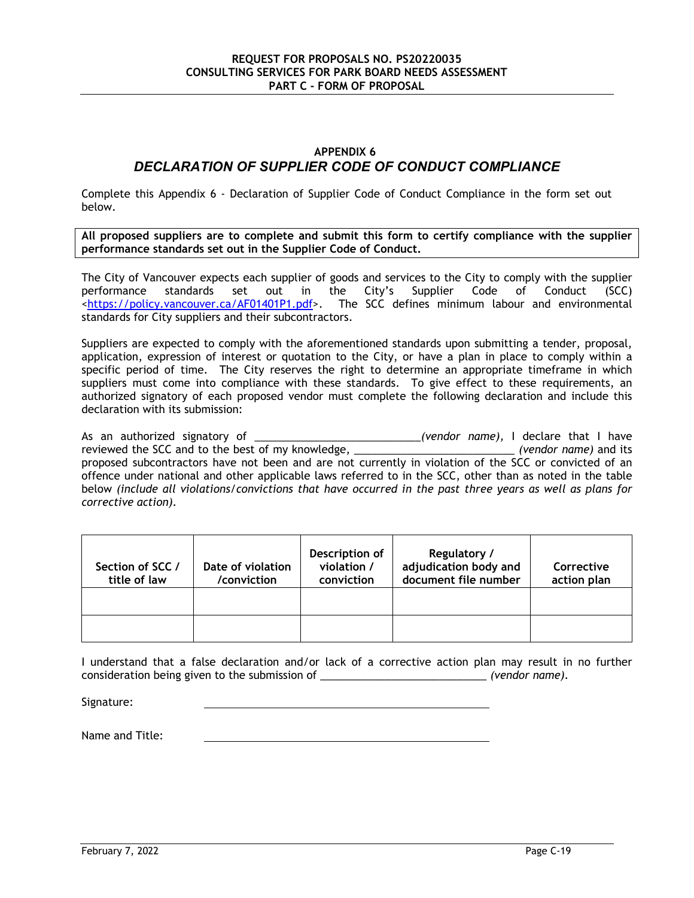## APPENDIX 6

## *DECLARATION OF SUPPLIER CODE OF CONDUCT COMPLIANCE*

Complete this Appendix 6 - Declaration of Supplier Code of Conduct Compliance in the form set out below.

**All proposed suppliers are to complete and submit this form to certify compliance with the supplier performance standards set out in the Supplier Code of Conduct.**

The City of Vancouver expects each supplier of goods and services to the City to comply with the supplier performance standards set out in the City's Supplier Code of Conduct (SCC) <https://policy.vancouver.ca/AF01401P1.pdf>. The SCC defines minimum labour and environmental standards for City suppliers and their subcontractors.

Suppliers are expected to comply with the aforementioned standards upon submitting a tender, proposal, application, expression of interest or quotation to the City, or have a plan in place to comply within a specific period of time. The City reserves the right to determine an appropriate timeframe in which suppliers must come into compliance with these standards. To give effect to these requirements, an authorized signatory of each proposed vendor must complete the following declaration and include this declaration with its submission:

As an authorized signatory of ____________________________*(vendor name)*, I declare that I have reviewed the SCC and to the best of my knowledge, ___________________________ *(vendor name)* and its proposed subcontractors have not been and are not currently in violation of the SCC or convicted of an offence under national and other applicable laws referred to in the SCC, other than as noted in the table below *(include all violations/convictions that have occurred in the past three years as well as plans for corrective action).*

| Section of SCC / title of law | Date of violation /conviction | Description of violation / conviction | Regulatory / adjudication body and document file number | Corrective action plan |
|---|---|---|---|---|
| | | | | |
| | | | | |

I understand that a false declaration and/or lack of a corrective action plan may result in no further consideration being given to the submission of ___________________________ *(vendor name).*

Signature: ______________________________

Name and Title: ______________________________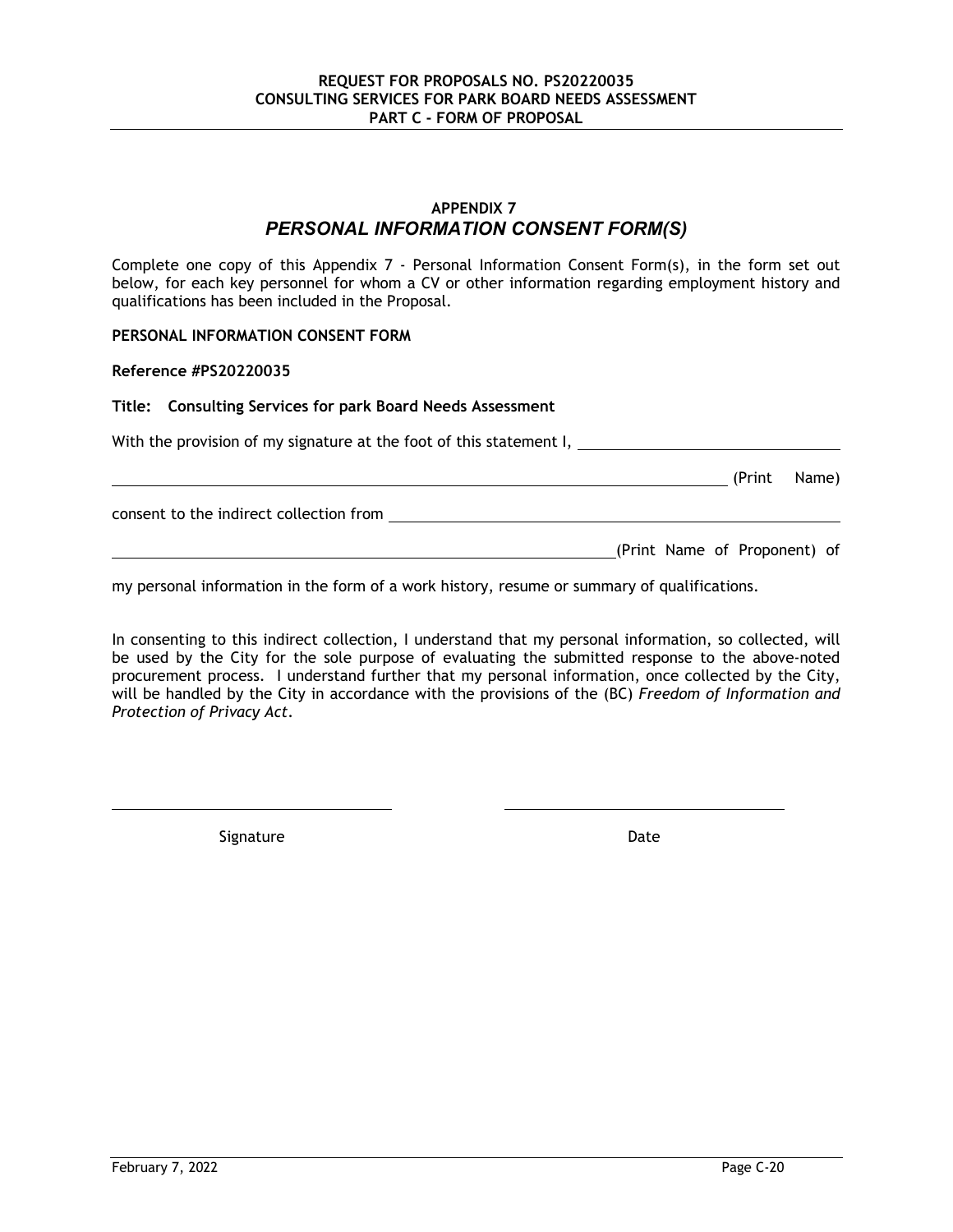## APPENDIX 7

## *PERSONAL INFORMATION CONSENT FORM(S)*

Complete one copy of this Appendix 7 - Personal Information Consent Form(s), in the form set out below, for each key personnel for whom a CV or other information regarding employment history and qualifications has been included in the Proposal.

**PERSONAL INFORMATION CONSENT FORM**

**Reference #PS20220035**

**Title: Consulting Services for park Board Needs Assessment**

With the provision of my signature at the foot of this statement I, ______________________________

______________________________________________________________________ (Print Name)

consent to the indirect collection from ______________________________________________

___________________________________________________________ (Print Name of Proponent) of

my personal information in the form of a work history, resume or summary of qualifications.

In consenting to this indirect collection, I understand that my personal information, so collected, will be used by the City for the sole purpose of evaluating the submitted response to the above-noted procurement process. I understand further that my personal information, once collected by the City, will be handled by the City in accordance with the provisions of the (BC) *Freedom of Information and Protection of Privacy Act*.

______________________________ ______________________________

Signature Date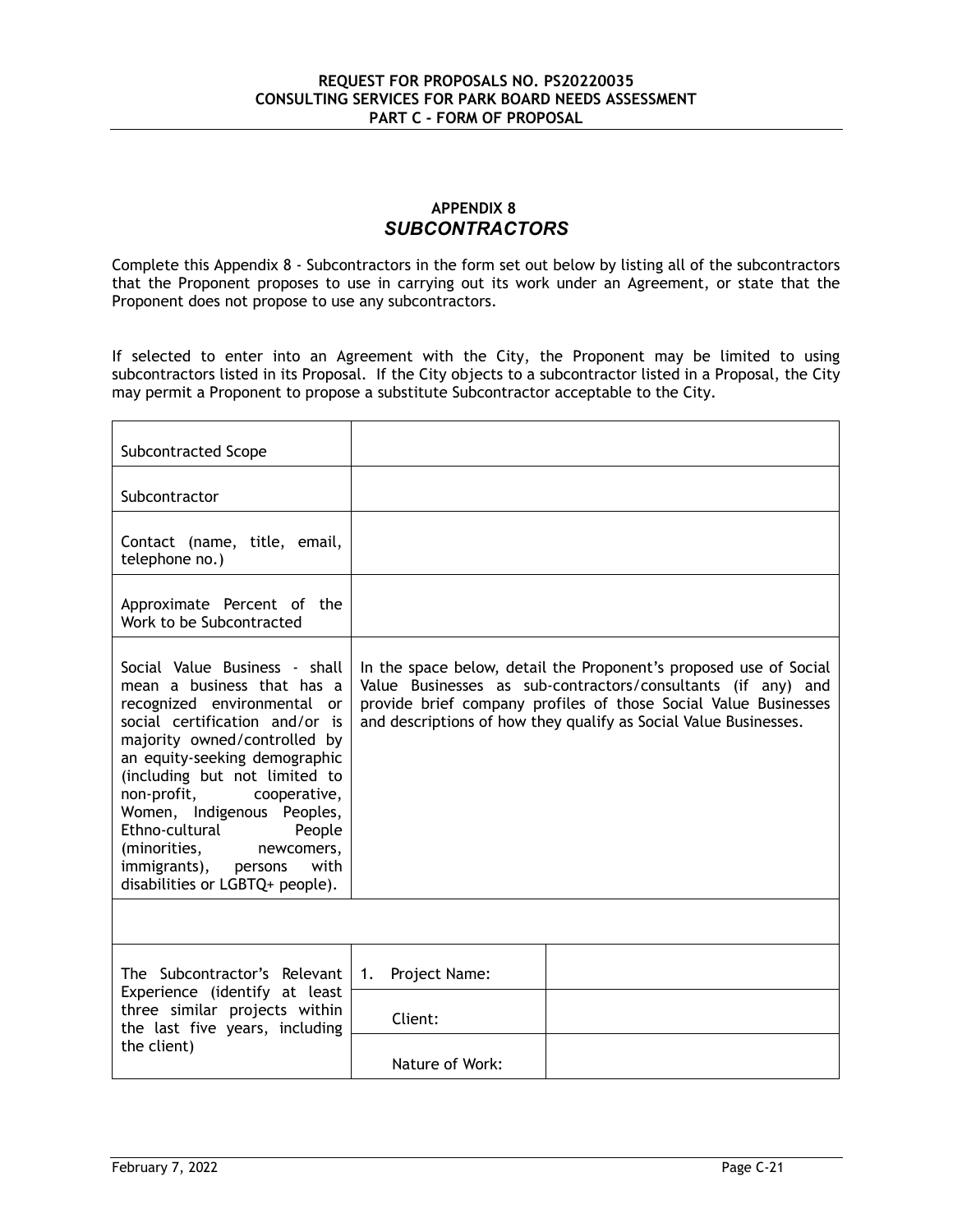## APPENDIX 8
## *SUBCONTRACTORS*

Complete this Appendix 8 - Subcontractors in the form set out below by listing all of the subcontractors that the Proponent proposes to use in carrying out its work under an Agreement, or state that the Proponent does not propose to use any subcontractors.

If selected to enter into an Agreement with the City, the Proponent may be limited to using subcontractors listed in its Proposal. If the City objects to a subcontractor listed in a Proposal, the City may permit a Proponent to propose a substitute Subcontractor acceptable to the City.

| | | |
|---|---|---|
| Subcontracted Scope | | |
| Subcontractor | | |
| Contact (name, title, email, telephone no.) | | |
| Approximate Percent of the Work to be Subcontracted | | |
| Social Value Business - shall mean a business that has a recognized environmental or social certification and/or is majority owned/controlled by an equity-seeking demographic (including but not limited to non-profit, cooperative, Women, Indigenous Peoples, Ethno-cultural People (minorities, newcomers, immigrants), persons with disabilities or LGBTQ+ people). | In the space below, detail the Proponent's proposed use of Social Value Businesses as sub-contractors/consultants (if any) and provide brief company profiles of those Social Value Businesses and descriptions of how they qualify as Social Value Businesses. | |
| | | |
| The Subcontractor's Relevant Experience (identify at least three similar projects within the last five years, including the client) | 1. Project Name: | |
| | Client: | |
| | Nature of Work: | |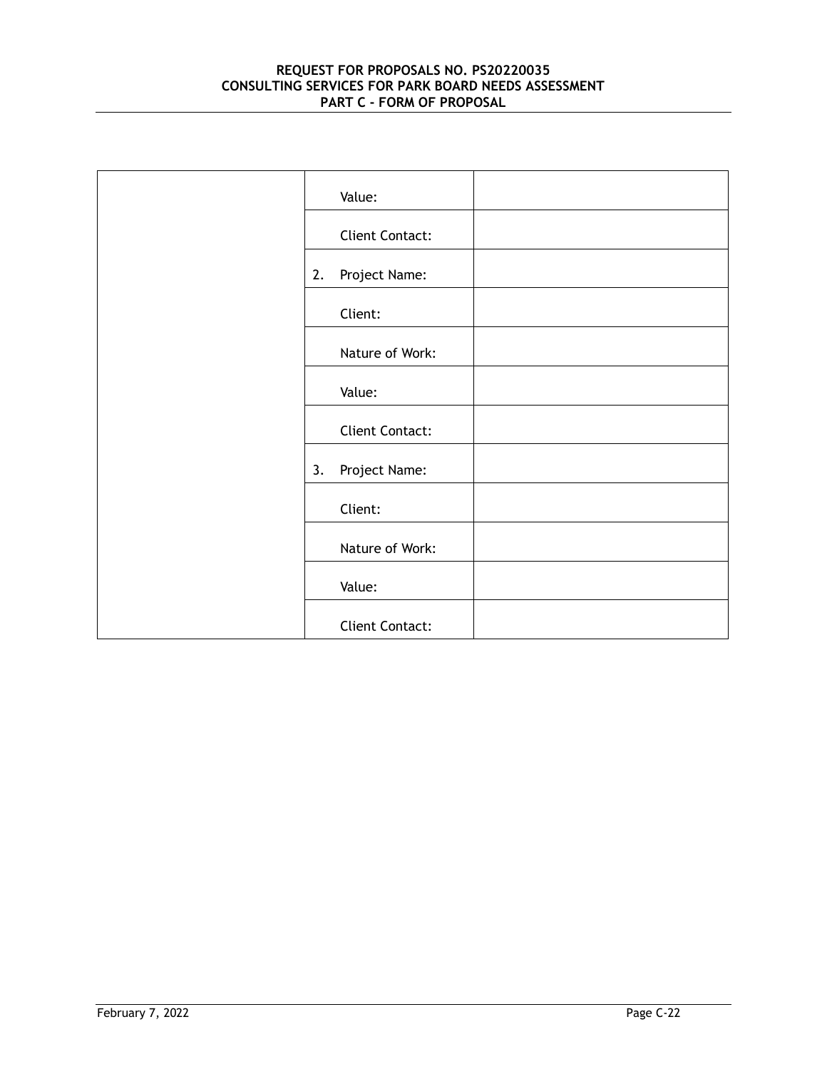| | | |
|---|---|---|
| | Value: | |
| | Client Contact: | |
| | 2. Project Name: | |
| | Client: | |
| | Nature of Work: | |
| | Value: | |
| | Client Contact: | |
| | 3. Project Name: | |
| | Client: | |
| | Nature of Work: | |
| | Value: | |
| | Client Contact: | |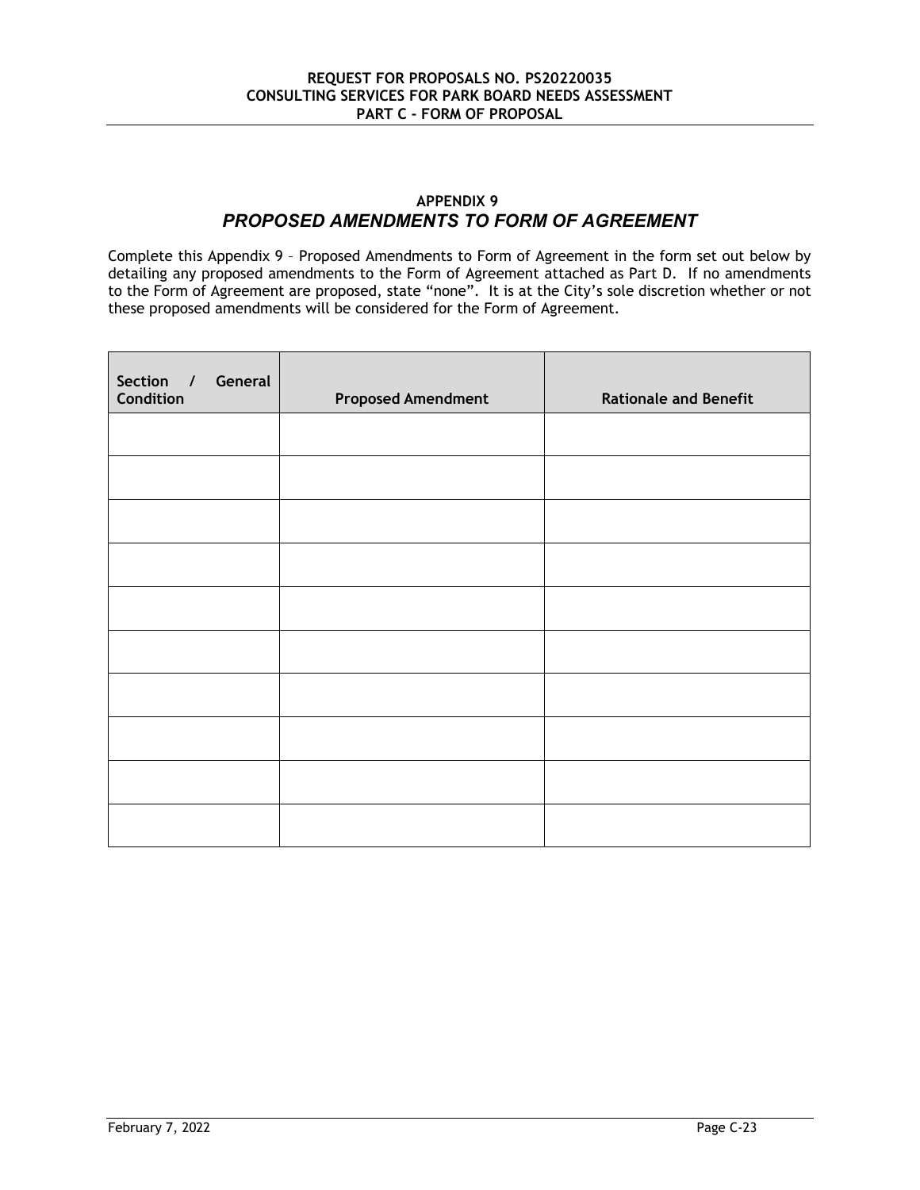## APPENDIX 9

## *PROPOSED AMENDMENTS TO FORM OF AGREEMENT*

Complete this Appendix 9 – Proposed Amendments to Form of Agreement in the form set out below by detailing any proposed amendments to the Form of Agreement attached as Part D. If no amendments to the Form of Agreement are proposed, state "none". It is at the City's sole discretion whether or not these proposed amendments will be considered for the Form of Agreement.

| Section / General Condition | Proposed Amendment | Rationale and Benefit |
|---|---|---|
| | | |
| | | |
| | | |
| | | |
| | | |
| | | |
| | | |
| | | |
| | | |
| | | |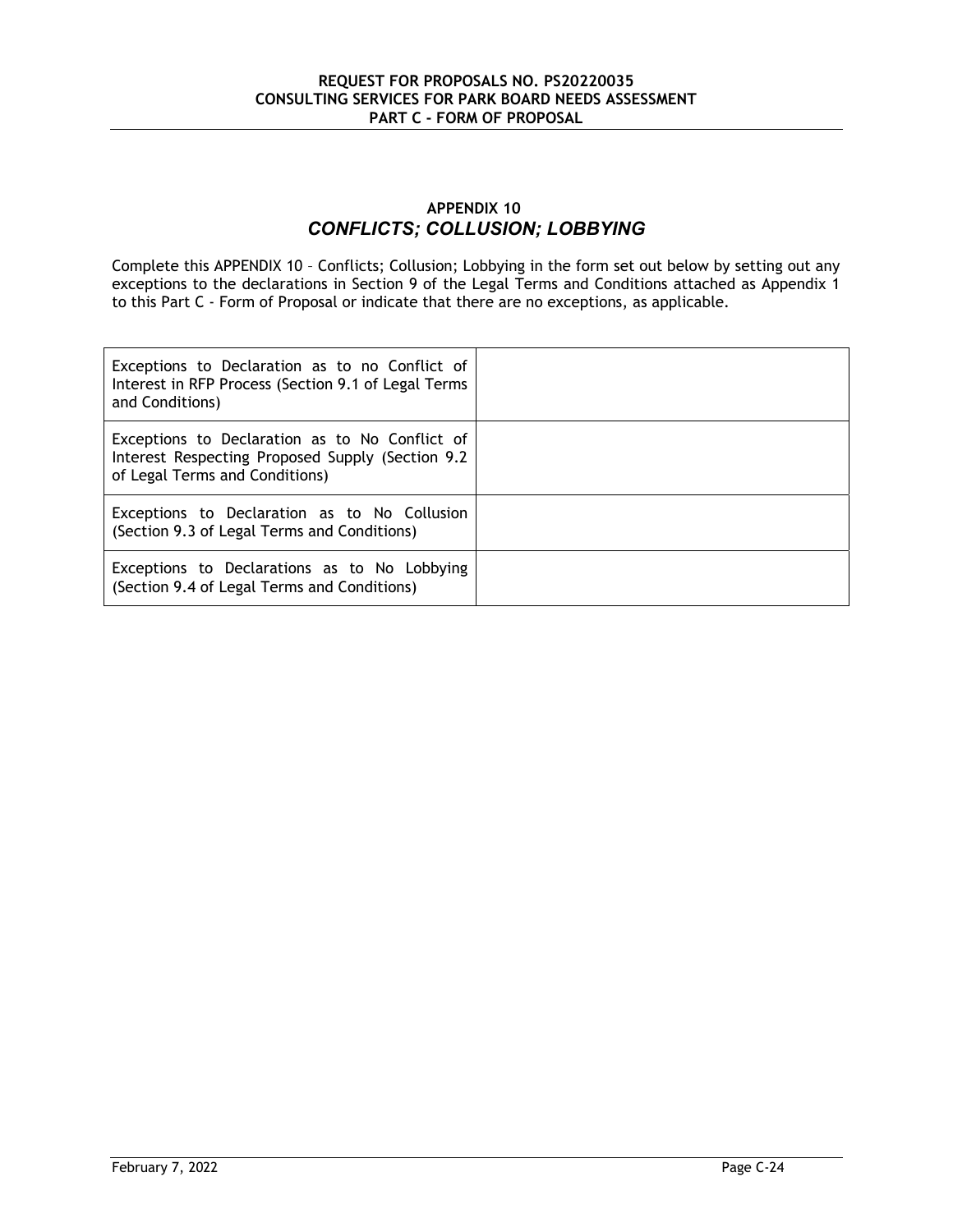## APPENDIX 10

## *CONFLICTS; COLLUSION; LOBBYING*

Complete this APPENDIX 10 – Conflicts; Collusion; Lobbying in the form set out below by setting out any exceptions to the declarations in Section 9 of the Legal Terms and Conditions attached as Appendix 1 to this Part C - Form of Proposal or indicate that there are no exceptions, as applicable.

| | |
|---|---|
| Exceptions to Declaration as to no Conflict of Interest in RFP Process (Section 9.1 of Legal Terms and Conditions) | |
| Exceptions to Declaration as to No Conflict of Interest Respecting Proposed Supply (Section 9.2 of Legal Terms and Conditions) | |
| Exceptions to Declaration as to No Collusion (Section 9.3 of Legal Terms and Conditions) | |
| Exceptions to Declarations as to No Lobbying (Section 9.4 of Legal Terms and Conditions) | |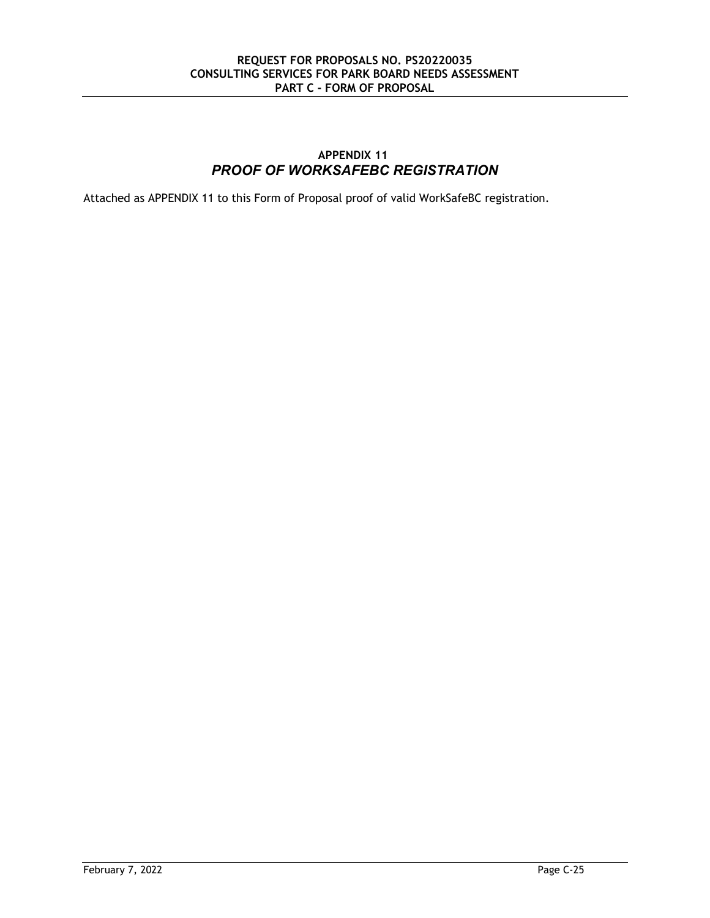## APPENDIX 11
## *PROOF OF WORKSAFEBC REGISTRATION*

Attached as APPENDIX 11 to this Form of Proposal proof of valid WorkSafeBC registration.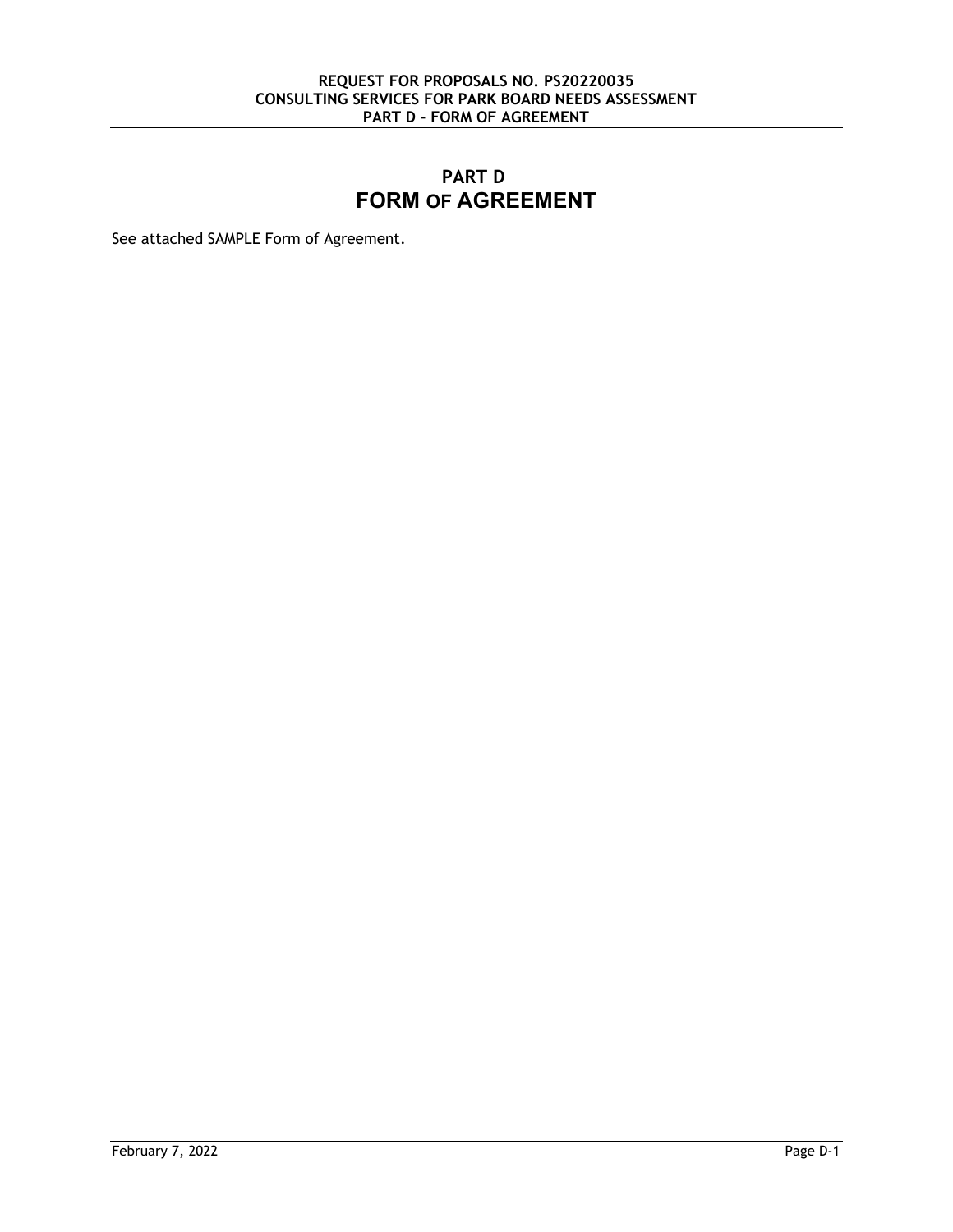# PART D
# FORM OF AGREEMENT

See attached SAMPLE Form of Agreement.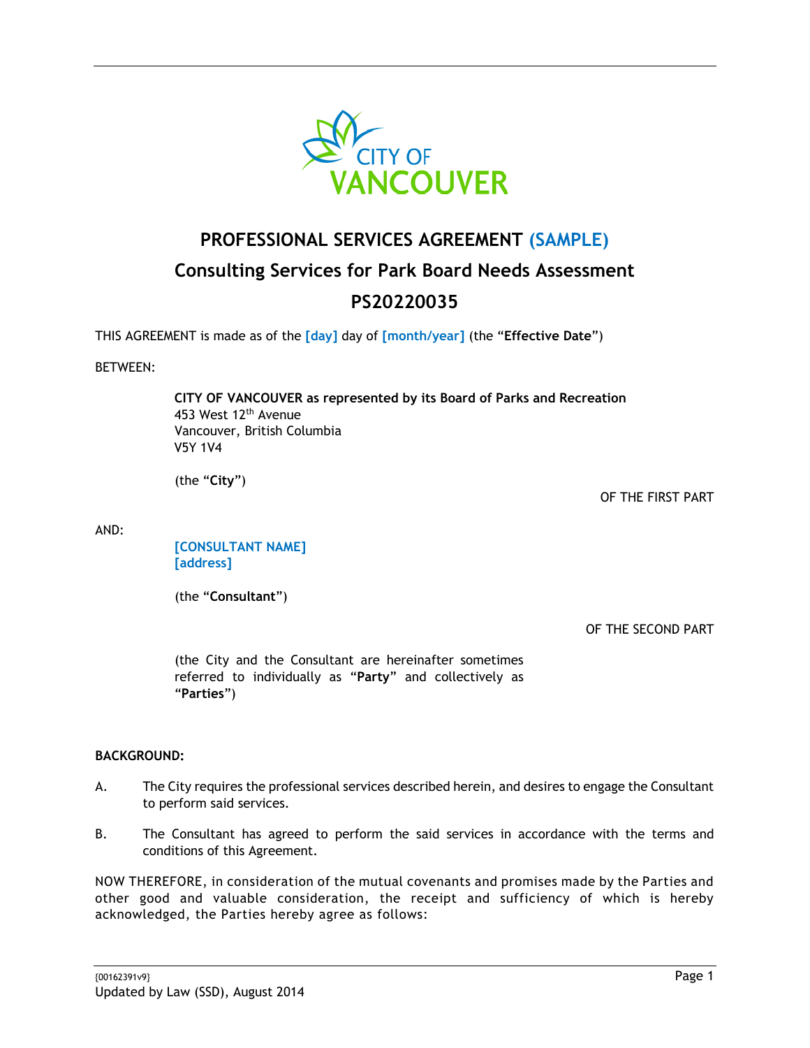# PROFESSIONAL SERVICES AGREEMENT (SAMPLE)

## Consulting Services for Park Board Needs Assessment

## PS20220035

THIS AGREEMENT is made as of the **[day]** day of **[month/year]** (the "**Effective Date**")

BETWEEN:

**CITY OF VANCOUVER as represented by its Board of Parks and Recreation**
453 West 12th Avenue
Vancouver, British Columbia
V5Y 1V4

(the "**City**")

OF THE FIRST PART

AND:

**[CONSULTANT NAME]**
**[address]**

(the "**Consultant**")

OF THE SECOND PART

(the City and the Consultant are hereinafter sometimes referred to individually as "**Party**" and collectively as "**Parties**")

**BACKGROUND:**

A. The City requires the professional services described herein, and desires to engage the Consultant to perform said services.

B. The Consultant has agreed to perform the said services in accordance with the terms and conditions of this Agreement.

NOW THEREFORE, in consideration of the mutual covenants and promises made by the Parties and other good and valuable consideration, the receipt and sufficiency of which is hereby acknowledged, the Parties hereby agree as follows: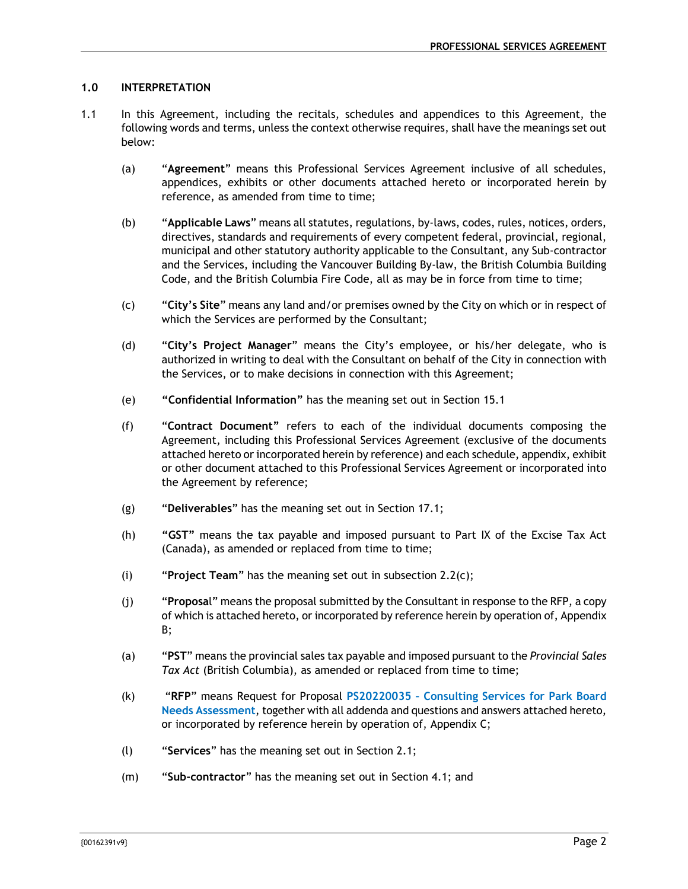## 1.0 INTERPRETATION

1.1 In this Agreement, including the recitals, schedules and appendices to this Agreement, the following words and terms, unless the context otherwise requires, shall have the meanings set out below:

(a) "**Agreement**" means this Professional Services Agreement inclusive of all schedules, appendices, exhibits or other documents attached hereto or incorporated herein by reference, as amended from time to time;

(b) "**Applicable Laws**" means all statutes, regulations, by-laws, codes, rules, notices, orders, directives, standards and requirements of every competent federal, provincial, regional, municipal and other statutory authority applicable to the Consultant, any Sub-contractor and the Services, including the Vancouver Building By-law, the British Columbia Building Code, and the British Columbia Fire Code, all as may be in force from time to time;

(c) "**City's Site**" means any land and/or premises owned by the City on which or in respect of which the Services are performed by the Consultant;

(d) "**City's Project Manager**" means the City's employee, or his/her delegate, who is authorized in writing to deal with the Consultant on behalf of the City in connection with the Services, or to make decisions in connection with this Agreement;

(e) **"Confidential Information"** has the meaning set out in Section 15.1

(f) "**Contract Document**" refers to each of the individual documents composing the Agreement, including this Professional Services Agreement (exclusive of the documents attached hereto or incorporated herein by reference) and each schedule, appendix, exhibit or other document attached to this Professional Services Agreement or incorporated into the Agreement by reference;

(g) "**Deliverables**" has the meaning set out in Section 17.1;

(h) **"GST"** means the tax payable and imposed pursuant to Part IX of the Excise Tax Act (Canada), as amended or replaced from time to time;

(i) "**Project Team**" has the meaning set out in subsection 2.2(c);

(j) "**Proposal**" means the proposal submitted by the Consultant in response to the RFP, a copy of which is attached hereto, or incorporated by reference herein by operation of, Appendix B;

(a) "**PST**" means the provincial sales tax payable and imposed pursuant to the *Provincial Sales Tax Act* (British Columbia), as amended or replaced from time to time;

(k) "**RFP**" means Request for Proposal **PS20220035 – Consulting Services for Park Board Needs Assessment**, together with all addenda and questions and answers attached hereto, or incorporated by reference herein by operation of, Appendix C;

(l) "**Services**" has the meaning set out in Section 2.1;

(m) "**Sub-contractor**" has the meaning set out in Section 4.1; and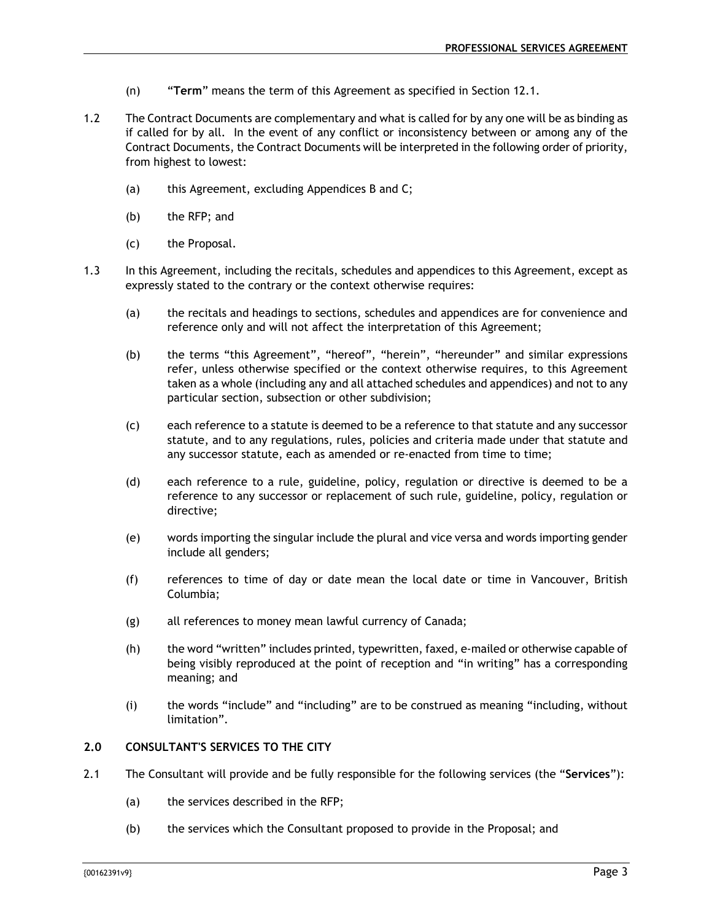(n) "**Term**" means the term of this Agreement as specified in Section 12.1.

1.2 The Contract Documents are complementary and what is called for by any one will be as binding as if called for by all. In the event of any conflict or inconsistency between or among any of the Contract Documents, the Contract Documents will be interpreted in the following order of priority, from highest to lowest:

(a) this Agreement, excluding Appendices B and C;

(b) the RFP; and

(c) the Proposal.

1.3 In this Agreement, including the recitals, schedules and appendices to this Agreement, except as expressly stated to the contrary or the context otherwise requires:

(a) the recitals and headings to sections, schedules and appendices are for convenience and reference only and will not affect the interpretation of this Agreement;

(b) the terms "this Agreement", "hereof", "herein", "hereunder" and similar expressions refer, unless otherwise specified or the context otherwise requires, to this Agreement taken as a whole (including any and all attached schedules and appendices) and not to any particular section, subsection or other subdivision;

(c) each reference to a statute is deemed to be a reference to that statute and any successor statute, and to any regulations, rules, policies and criteria made under that statute and any successor statute, each as amended or re-enacted from time to time;

(d) each reference to a rule, guideline, policy, regulation or directive is deemed to be a reference to any successor or replacement of such rule, guideline, policy, regulation or directive;

(e) words importing the singular include the plural and vice versa and words importing gender include all genders;

(f) references to time of day or date mean the local date or time in Vancouver, British Columbia;

(g) all references to money mean lawful currency of Canada;

(h) the word "written" includes printed, typewritten, faxed, e-mailed or otherwise capable of being visibly reproduced at the point of reception and "in writing" has a corresponding meaning; and

(i) the words "include" and "including" are to be construed as meaning "including, without limitation".

## 2.0 CONSULTANT'S SERVICES TO THE CITY

2.1 The Consultant will provide and be fully responsible for the following services (the "**Services**"):

(a) the services described in the RFP;

(b) the services which the Consultant proposed to provide in the Proposal; and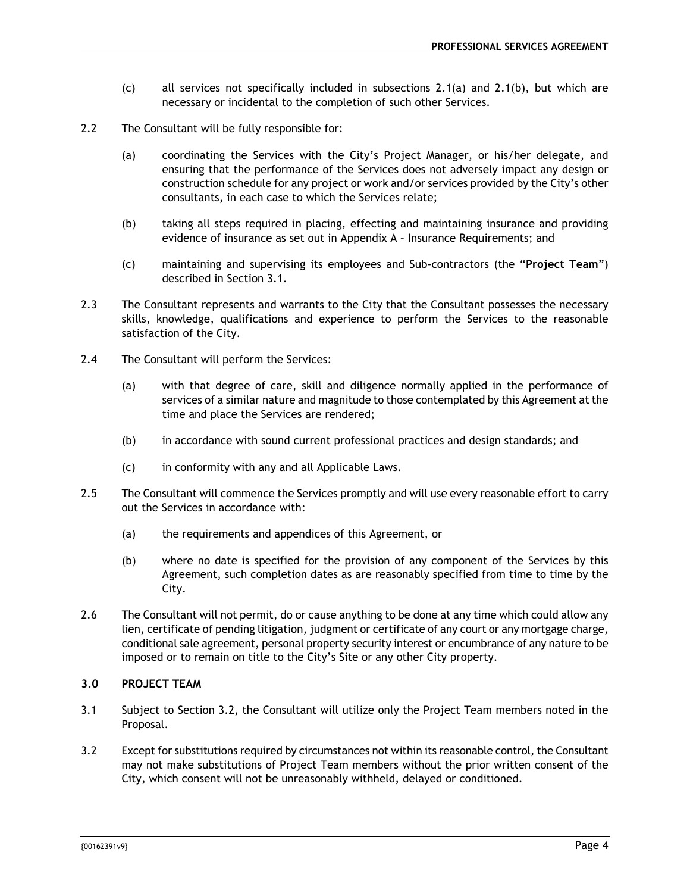(c) all services not specifically included in subsections 2.1(a) and 2.1(b), but which are necessary or incidental to the completion of such other Services.

2.2 The Consultant will be fully responsible for:

(a) coordinating the Services with the City's Project Manager, or his/her delegate, and ensuring that the performance of the Services does not adversely impact any design or construction schedule for any project or work and/or services provided by the City's other consultants, in each case to which the Services relate;

(b) taking all steps required in placing, effecting and maintaining insurance and providing evidence of insurance as set out in Appendix A – Insurance Requirements; and

(c) maintaining and supervising its employees and Sub-contractors (the "**Project Team**") described in Section 3.1.

2.3 The Consultant represents and warrants to the City that the Consultant possesses the necessary skills, knowledge, qualifications and experience to perform the Services to the reasonable satisfaction of the City.

2.4 The Consultant will perform the Services:

(a) with that degree of care, skill and diligence normally applied in the performance of services of a similar nature and magnitude to those contemplated by this Agreement at the time and place the Services are rendered;

(b) in accordance with sound current professional practices and design standards; and

(c) in conformity with any and all Applicable Laws.

2.5 The Consultant will commence the Services promptly and will use every reasonable effort to carry out the Services in accordance with:

(a) the requirements and appendices of this Agreement, or

(b) where no date is specified for the provision of any component of the Services by this Agreement, such completion dates as are reasonably specified from time to time by the City.

2.6 The Consultant will not permit, do or cause anything to be done at any time which could allow any lien, certificate of pending litigation, judgment or certificate of any court or any mortgage charge, conditional sale agreement, personal property security interest or encumbrance of any nature to be imposed or to remain on title to the City's Site or any other City property.

## 3.0 PROJECT TEAM

3.1 Subject to Section 3.2, the Consultant will utilize only the Project Team members noted in the Proposal.

3.2 Except for substitutions required by circumstances not within its reasonable control, the Consultant may not make substitutions of Project Team members without the prior written consent of the City, which consent will not be unreasonably withheld, delayed or conditioned.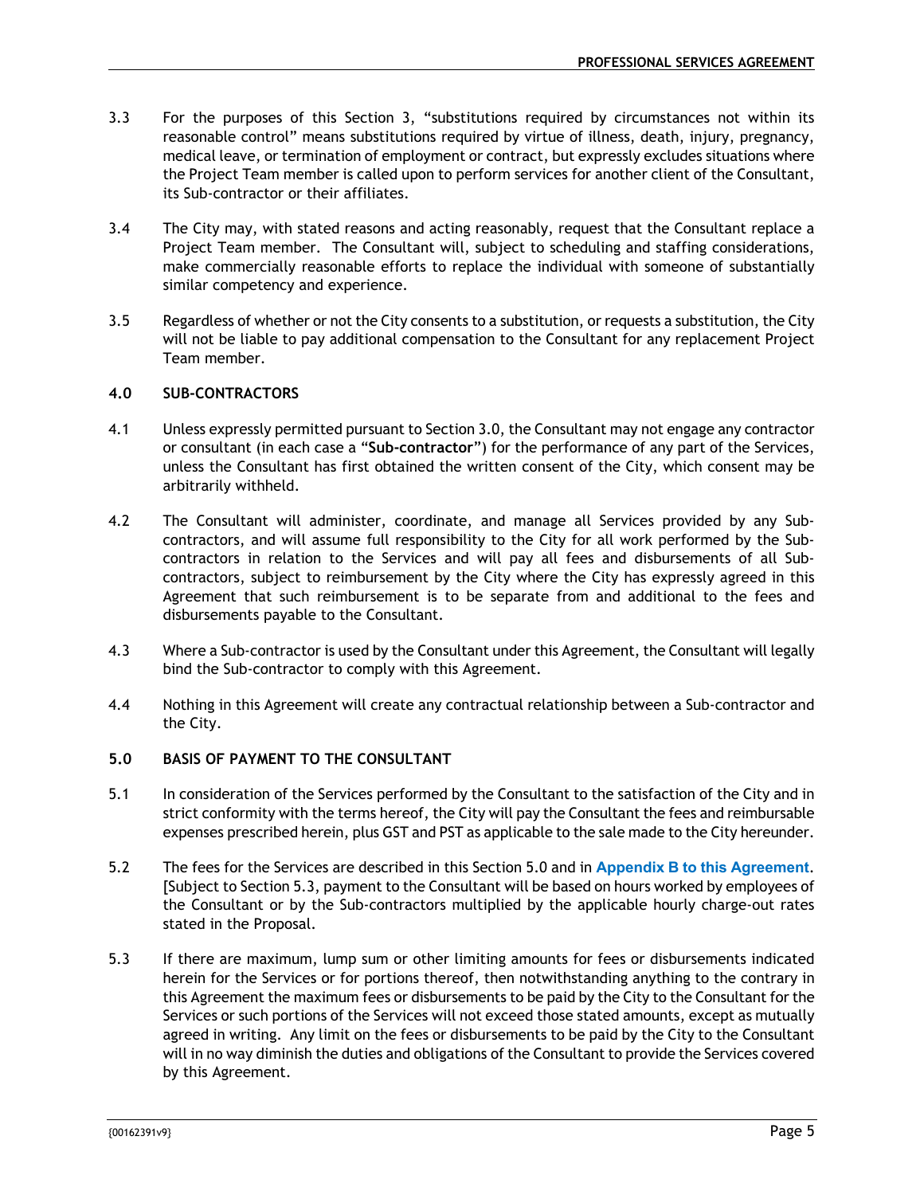3.3 For the purposes of this Section 3, "substitutions required by circumstances not within its reasonable control" means substitutions required by virtue of illness, death, injury, pregnancy, medical leave, or termination of employment or contract, but expressly excludes situations where the Project Team member is called upon to perform services for another client of the Consultant, its Sub-contractor or their affiliates.

3.4 The City may, with stated reasons and acting reasonably, request that the Consultant replace a Project Team member. The Consultant will, subject to scheduling and staffing considerations, make commercially reasonable efforts to replace the individual with someone of substantially similar competency and experience.

3.5 Regardless of whether or not the City consents to a substitution, or requests a substitution, the City will not be liable to pay additional compensation to the Consultant for any replacement Project Team member.

## 4.0 SUB-CONTRACTORS

4.1 Unless expressly permitted pursuant to Section 3.0, the Consultant may not engage any contractor or consultant (in each case a "**Sub-contractor**") for the performance of any part of the Services, unless the Consultant has first obtained the written consent of the City, which consent may be arbitrarily withheld.

4.2 The Consultant will administer, coordinate, and manage all Services provided by any Sub-contractors, and will assume full responsibility to the City for all work performed by the Sub-contractors in relation to the Services and will pay all fees and disbursements of all Sub-contractors, subject to reimbursement by the City where the City has expressly agreed in this Agreement that such reimbursement is to be separate from and additional to the fees and disbursements payable to the Consultant.

4.3 Where a Sub-contractor is used by the Consultant under this Agreement, the Consultant will legally bind the Sub-contractor to comply with this Agreement.

4.4 Nothing in this Agreement will create any contractual relationship between a Sub-contractor and the City.

## 5.0 BASIS OF PAYMENT TO THE CONSULTANT

5.1 In consideration of the Services performed by the Consultant to the satisfaction of the City and in strict conformity with the terms hereof, the City will pay the Consultant the fees and reimbursable expenses prescribed herein, plus GST and PST as applicable to the sale made to the City hereunder.

5.2 The fees for the Services are described in this Section 5.0 and in **Appendix B to this Agreement**. [Subject to Section 5.3, payment to the Consultant will be based on hours worked by employees of the Consultant or by the Sub-contractors multiplied by the applicable hourly charge-out rates stated in the Proposal.

5.3 If there are maximum, lump sum or other limiting amounts for fees or disbursements indicated herein for the Services or for portions thereof, then notwithstanding anything to the contrary in this Agreement the maximum fees or disbursements to be paid by the City to the Consultant for the Services or such portions of the Services will not exceed those stated amounts, except as mutually agreed in writing. Any limit on the fees or disbursements to be paid by the City to the Consultant will in no way diminish the duties and obligations of the Consultant to provide the Services covered by this Agreement.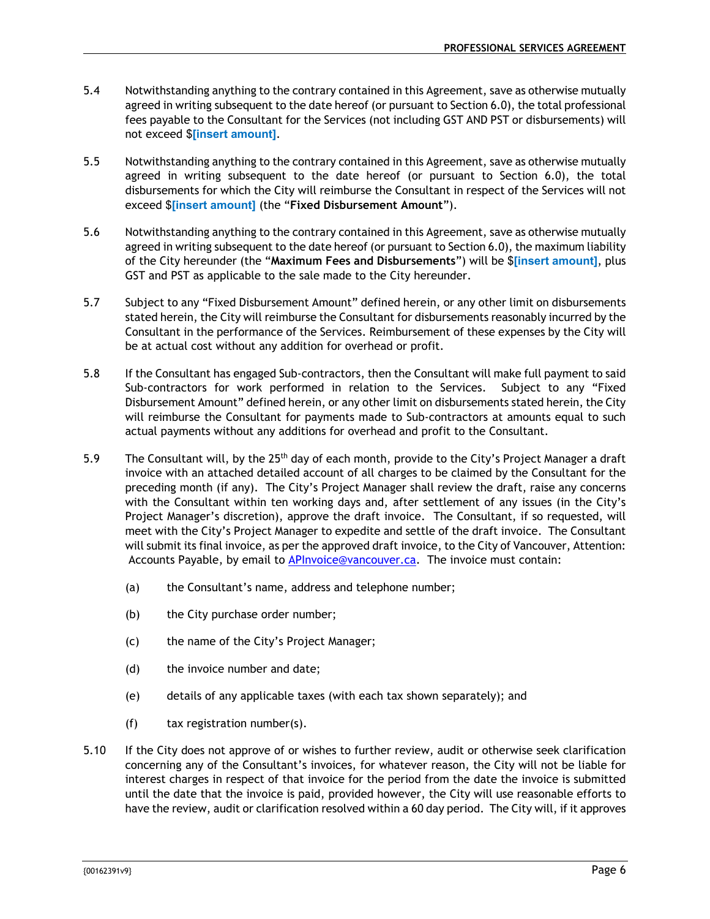5.4 Notwithstanding anything to the contrary contained in this Agreement, save as otherwise mutually agreed in writing subsequent to the date hereof (or pursuant to Section 6.0), the total professional fees payable to the Consultant for the Services (not including GST AND PST or disbursements) will not exceed $**[insert amount]**.

5.5 Notwithstanding anything to the contrary contained in this Agreement, save as otherwise mutually agreed in writing subsequent to the date hereof (or pursuant to Section 6.0), the total disbursements for which the City will reimburse the Consultant in respect of the Services will not exceed $**[insert amount]** (the "**Fixed Disbursement Amount**").

5.6 Notwithstanding anything to the contrary contained in this Agreement, save as otherwise mutually agreed in writing subsequent to the date hereof (or pursuant to Section 6.0), the maximum liability of the City hereunder (the "**Maximum Fees and Disbursements**") will be $**[insert amount]**, plus GST and PST as applicable to the sale made to the City hereunder.

5.7 Subject to any "Fixed Disbursement Amount" defined herein, or any other limit on disbursements stated herein, the City will reimburse the Consultant for disbursements reasonably incurred by the Consultant in the performance of the Services. Reimbursement of these expenses by the City will be at actual cost without any addition for overhead or profit.

5.8 If the Consultant has engaged Sub-contractors, then the Consultant will make full payment to said Sub-contractors for work performed in relation to the Services. Subject to any "Fixed Disbursement Amount" defined herein, or any other limit on disbursements stated herein, the City will reimburse the Consultant for payments made to Sub-contractors at amounts equal to such actual payments without any additions for overhead and profit to the Consultant.

5.9 The Consultant will, by the 25th day of each month, provide to the City's Project Manager a draft invoice with an attached detailed account of all charges to be claimed by the Consultant for the preceding month (if any). The City's Project Manager shall review the draft, raise any concerns with the Consultant within ten working days and, after settlement of any issues (in the City's Project Manager's discretion), approve the draft invoice. The Consultant, if so requested, will meet with the City's Project Manager to expedite and settle of the draft invoice. The Consultant will submit its final invoice, as per the approved draft invoice, to the City of Vancouver, Attention: Accounts Payable, by email to APInvoice@vancouver.ca. The invoice must contain:

(a) the Consultant's name, address and telephone number;

(b) the City purchase order number;

(c) the name of the City's Project Manager;

(d) the invoice number and date;

(e) details of any applicable taxes (with each tax shown separately); and

(f) tax registration number(s).

5.10 If the City does not approve of or wishes to further review, audit or otherwise seek clarification concerning any of the Consultant's invoices, for whatever reason, the City will not be liable for interest charges in respect of that invoice for the period from the date the invoice is submitted until the date that the invoice is paid, provided however, the City will use reasonable efforts to have the review, audit or clarification resolved within a 60 day period. The City will, if it approves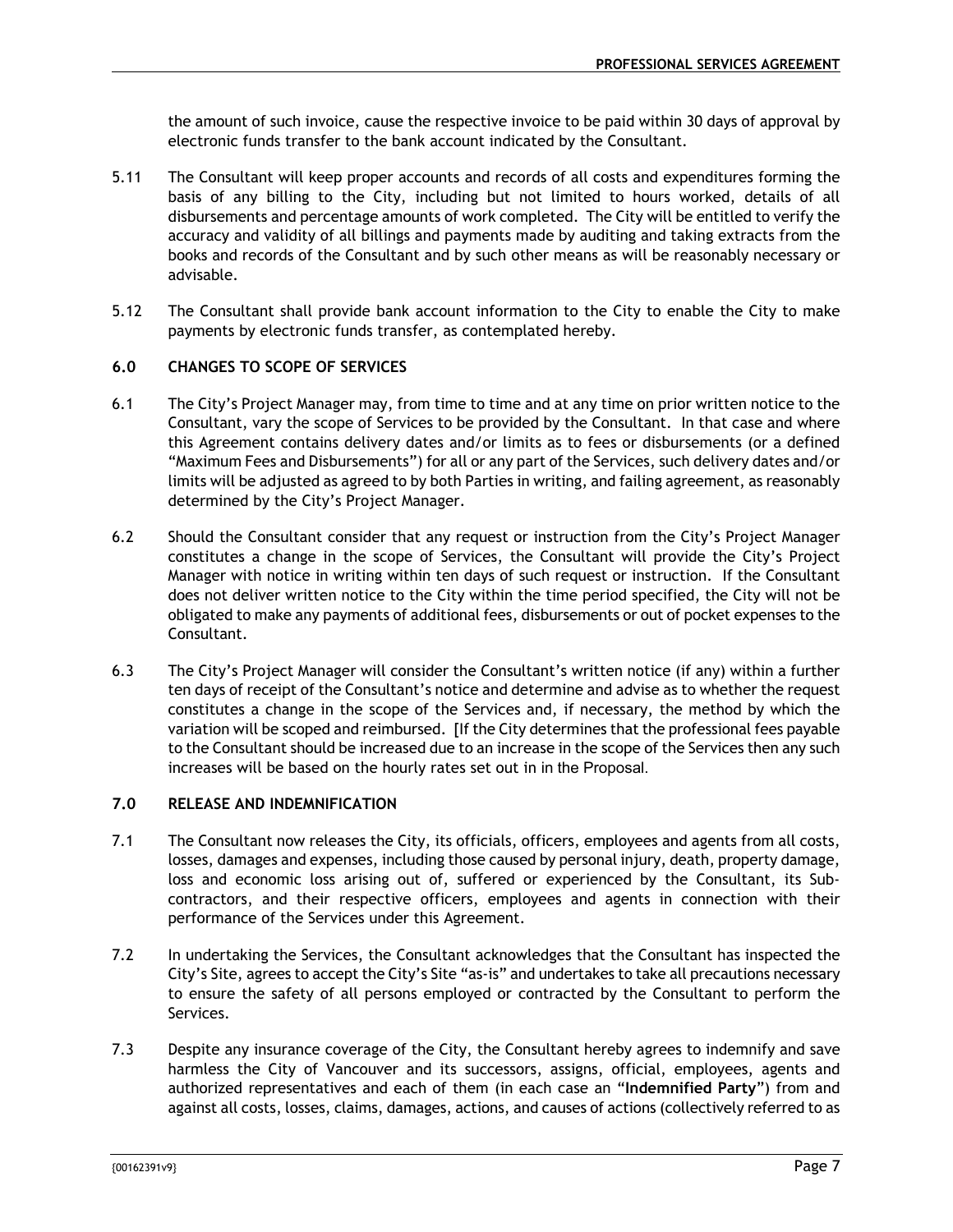the amount of such invoice, cause the respective invoice to be paid within 30 days of approval by electronic funds transfer to the bank account indicated by the Consultant.

5.11 The Consultant will keep proper accounts and records of all costs and expenditures forming the basis of any billing to the City, including but not limited to hours worked, details of all disbursements and percentage amounts of work completed. The City will be entitled to verify the accuracy and validity of all billings and payments made by auditing and taking extracts from the books and records of the Consultant and by such other means as will be reasonably necessary or advisable.

5.12 The Consultant shall provide bank account information to the City to enable the City to make payments by electronic funds transfer, as contemplated hereby.

## 6.0 CHANGES TO SCOPE OF SERVICES

6.1 The City's Project Manager may, from time to time and at any time on prior written notice to the Consultant, vary the scope of Services to be provided by the Consultant. In that case and where this Agreement contains delivery dates and/or limits as to fees or disbursements (or a defined "Maximum Fees and Disbursements") for all or any part of the Services, such delivery dates and/or limits will be adjusted as agreed to by both Parties in writing, and failing agreement, as reasonably determined by the City's Project Manager.

6.2 Should the Consultant consider that any request or instruction from the City's Project Manager constitutes a change in the scope of Services, the Consultant will provide the City's Project Manager with notice in writing within ten days of such request or instruction. If the Consultant does not deliver written notice to the City within the time period specified, the City will not be obligated to make any payments of additional fees, disbursements or out of pocket expenses to the Consultant.

6.3 The City's Project Manager will consider the Consultant's written notice (if any) within a further ten days of receipt of the Consultant's notice and determine and advise as to whether the request constitutes a change in the scope of the Services and, if necessary, the method by which the variation will be scoped and reimbursed. [If the City determines that the professional fees payable to the Consultant should be increased due to an increase in the scope of the Services then any such increases will be based on the hourly rates set out in in the Proposal.

## 7.0 RELEASE AND INDEMNIFICATION

7.1 The Consultant now releases the City, its officials, officers, employees and agents from all costs, losses, damages and expenses, including those caused by personal injury, death, property damage, loss and economic loss arising out of, suffered or experienced by the Consultant, its Subcontractors, and their respective officers, employees and agents in connection with their performance of the Services under this Agreement.

7.2 In undertaking the Services, the Consultant acknowledges that the Consultant has inspected the City's Site, agrees to accept the City's Site "as-is" and undertakes to take all precautions necessary to ensure the safety of all persons employed or contracted by the Consultant to perform the Services.

7.3 Despite any insurance coverage of the City, the Consultant hereby agrees to indemnify and save harmless the City of Vancouver and its successors, assigns, official, employees, agents and authorized representatives and each of them (in each case an "**Indemnified Party**") from and against all costs, losses, claims, damages, actions, and causes of actions (collectively referred to as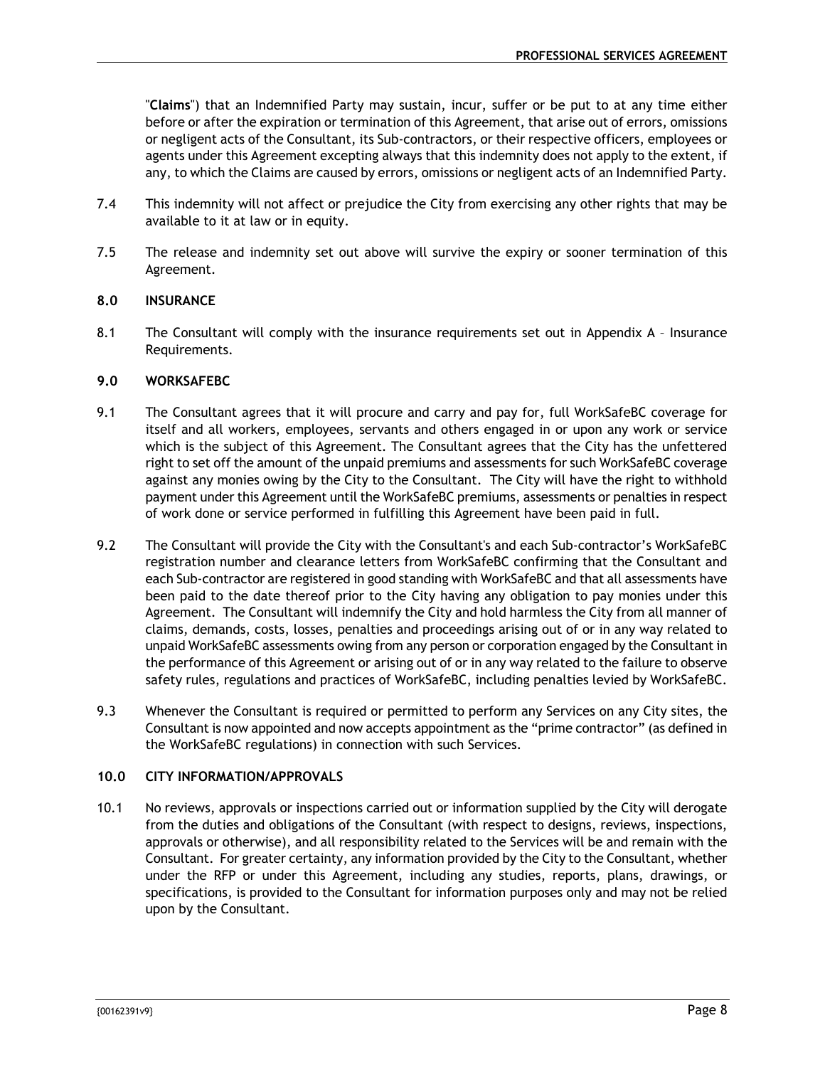"**Claims**") that an Indemnified Party may sustain, incur, suffer or be put to at any time either before or after the expiration or termination of this Agreement, that arise out of errors, omissions or negligent acts of the Consultant, its Sub-contractors, or their respective officers, employees or agents under this Agreement excepting always that this indemnity does not apply to the extent, if any, to which the Claims are caused by errors, omissions or negligent acts of an Indemnified Party.

7.4 This indemnity will not affect or prejudice the City from exercising any other rights that may be available to it at law or in equity.

7.5 The release and indemnity set out above will survive the expiry or sooner termination of this Agreement.

**8.0 INSURANCE**

8.1 The Consultant will comply with the insurance requirements set out in Appendix A – Insurance Requirements.

**9.0 WORKSAFEBC**

9.1 The Consultant agrees that it will procure and carry and pay for, full WorkSafeBC coverage for itself and all workers, employees, servants and others engaged in or upon any work or service which is the subject of this Agreement. The Consultant agrees that the City has the unfettered right to set off the amount of the unpaid premiums and assessments for such WorkSafeBC coverage against any monies owing by the City to the Consultant. The City will have the right to withhold payment under this Agreement until the WorkSafeBC premiums, assessments or penalties in respect of work done or service performed in fulfilling this Agreement have been paid in full.

9.2 The Consultant will provide the City with the Consultant's and each Sub-contractor's WorkSafeBC registration number and clearance letters from WorkSafeBC confirming that the Consultant and each Sub-contractor are registered in good standing with WorkSafeBC and that all assessments have been paid to the date thereof prior to the City having any obligation to pay monies under this Agreement. The Consultant will indemnify the City and hold harmless the City from all manner of claims, demands, costs, losses, penalties and proceedings arising out of or in any way related to unpaid WorkSafeBC assessments owing from any person or corporation engaged by the Consultant in the performance of this Agreement or arising out of or in any way related to the failure to observe safety rules, regulations and practices of WorkSafeBC, including penalties levied by WorkSafeBC.

9.3 Whenever the Consultant is required or permitted to perform any Services on any City sites, the Consultant is now appointed and now accepts appointment as the "prime contractor" (as defined in the WorkSafeBC regulations) in connection with such Services.

**10.0 CITY INFORMATION/APPROVALS**

10.1 No reviews, approvals or inspections carried out or information supplied by the City will derogate from the duties and obligations of the Consultant (with respect to designs, reviews, inspections, approvals or otherwise), and all responsibility related to the Services will be and remain with the Consultant. For greater certainty, any information provided by the City to the Consultant, whether under the RFP or under this Agreement, including any studies, reports, plans, drawings, or specifications, is provided to the Consultant for information purposes only and may not be relied upon by the Consultant.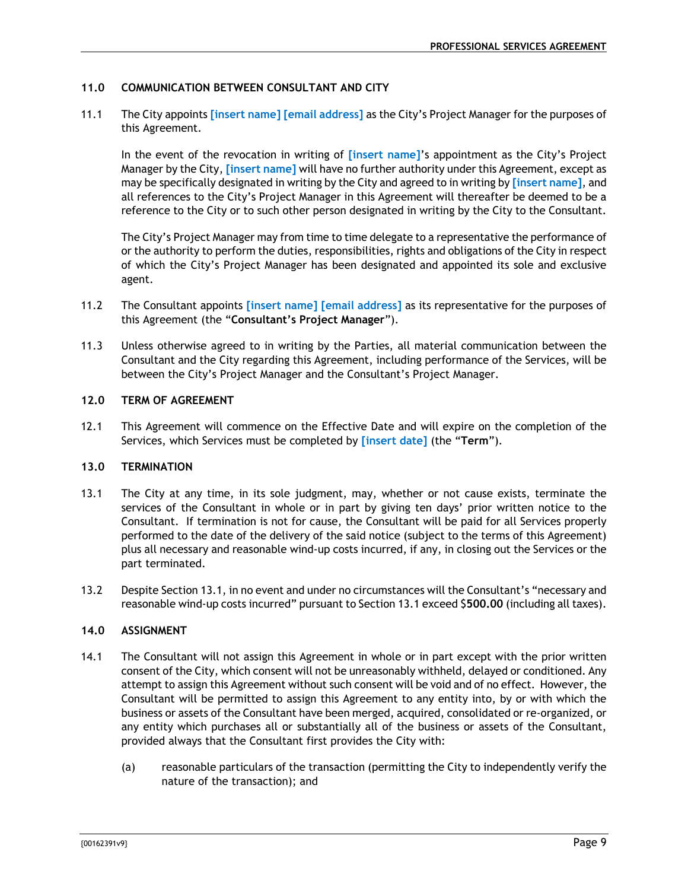## 11.0 COMMUNICATION BETWEEN CONSULTANT AND CITY

11.1 The City appoints [insert name] [email address] as the City's Project Manager for the purposes of this Agreement.

In the event of the revocation in writing of [insert name]'s appointment as the City's Project Manager by the City, [insert name] will have no further authority under this Agreement, except as may be specifically designated in writing by the City and agreed to in writing by [insert name], and all references to the City's Project Manager in this Agreement will thereafter be deemed to be a reference to the City or to such other person designated in writing by the City to the Consultant.

The City's Project Manager may from time to time delegate to a representative the performance of or the authority to perform the duties, responsibilities, rights and obligations of the City in respect of which the City's Project Manager has been designated and appointed its sole and exclusive agent.

11.2 The Consultant appoints [insert name] [email address] as its representative for the purposes of this Agreement (the "**Consultant's Project Manager**").

11.3 Unless otherwise agreed to in writing by the Parties, all material communication between the Consultant and the City regarding this Agreement, including performance of the Services, will be between the City's Project Manager and the Consultant's Project Manager.

## 12.0 TERM OF AGREEMENT

12.1 This Agreement will commence on the Effective Date and will expire on the completion of the Services, which Services must be completed by [insert date] (the "**Term**").

## 13.0 TERMINATION

13.1 The City at any time, in its sole judgment, may, whether or not cause exists, terminate the services of the Consultant in whole or in part by giving ten days' prior written notice to the Consultant. If termination is not for cause, the Consultant will be paid for all Services properly performed to the date of the delivery of the said notice (subject to the terms of this Agreement) plus all necessary and reasonable wind-up costs incurred, if any, in closing out the Services or the part terminated.

13.2 Despite Section 13.1, in no event and under no circumstances will the Consultant's "necessary and reasonable wind-up costs incurred" pursuant to Section 13.1 exceed $**500.00** (including all taxes).

## 14.0 ASSIGNMENT

14.1 The Consultant will not assign this Agreement in whole or in part except with the prior written consent of the City, which consent will not be unreasonably withheld, delayed or conditioned. Any attempt to assign this Agreement without such consent will be void and of no effect. However, the Consultant will be permitted to assign this Agreement to any entity into, by or with which the business or assets of the Consultant have been merged, acquired, consolidated or re-organized, or any entity which purchases all or substantially all of the business or assets of the Consultant, provided always that the Consultant first provides the City with:

(a) reasonable particulars of the transaction (permitting the City to independently verify the nature of the transaction); and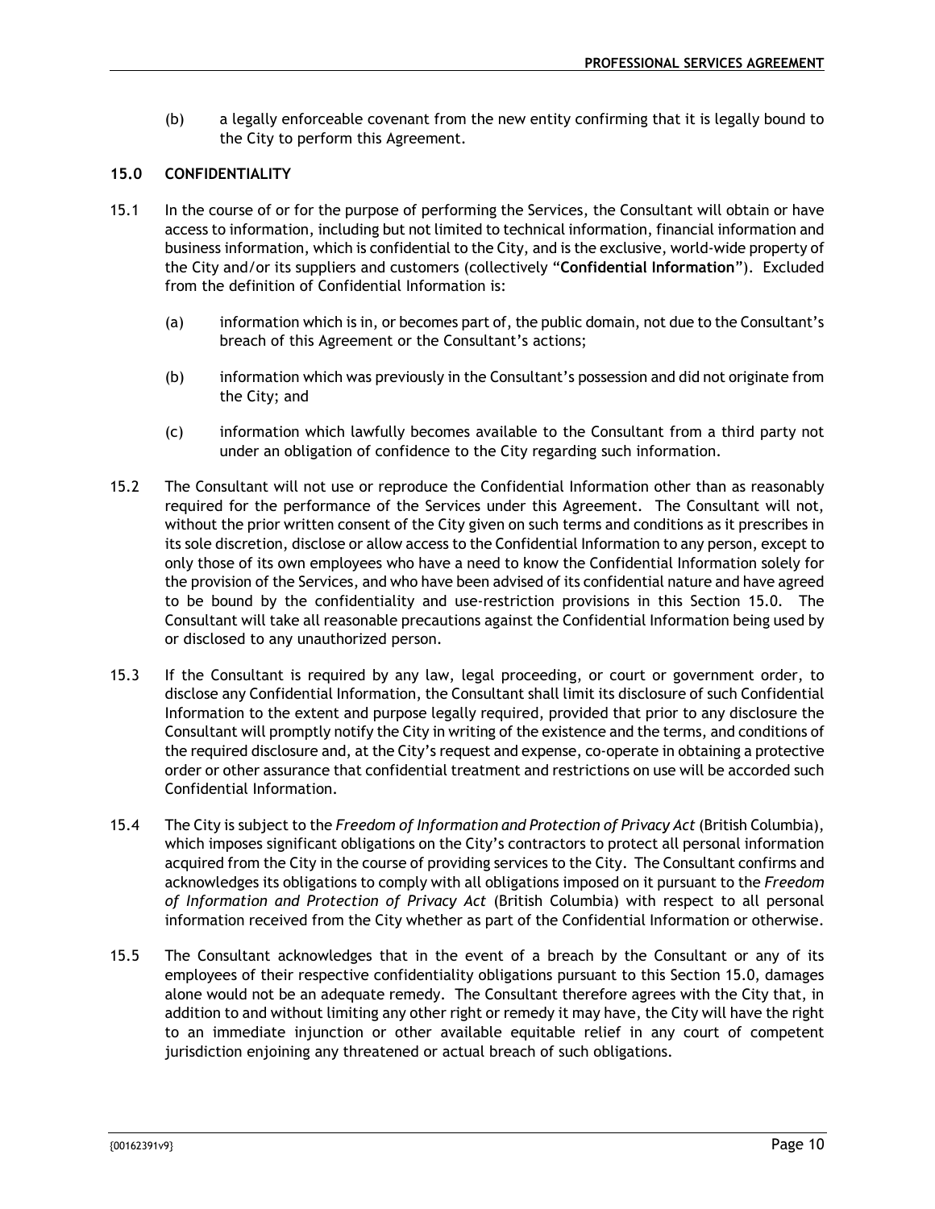(b) a legally enforceable covenant from the new entity confirming that it is legally bound to the City to perform this Agreement.

### 15.0 CONFIDENTIALITY

15.1 In the course of or for the purpose of performing the Services, the Consultant will obtain or have access to information, including but not limited to technical information, financial information and business information, which is confidential to the City, and is the exclusive, world-wide property of the City and/or its suppliers and customers (collectively "**Confidential Information**"). Excluded from the definition of Confidential Information is:

(a) information which is in, or becomes part of, the public domain, not due to the Consultant's breach of this Agreement or the Consultant's actions;

(b) information which was previously in the Consultant's possession and did not originate from the City; and

(c) information which lawfully becomes available to the Consultant from a third party not under an obligation of confidence to the City regarding such information.

15.2 The Consultant will not use or reproduce the Confidential Information other than as reasonably required for the performance of the Services under this Agreement. The Consultant will not, without the prior written consent of the City given on such terms and conditions as it prescribes in its sole discretion, disclose or allow access to the Confidential Information to any person, except to only those of its own employees who have a need to know the Confidential Information solely for the provision of the Services, and who have been advised of its confidential nature and have agreed to be bound by the confidentiality and use-restriction provisions in this Section 15.0. The Consultant will take all reasonable precautions against the Confidential Information being used by or disclosed to any unauthorized person.

15.3 If the Consultant is required by any law, legal proceeding, or court or government order, to disclose any Confidential Information, the Consultant shall limit its disclosure of such Confidential Information to the extent and purpose legally required, provided that prior to any disclosure the Consultant will promptly notify the City in writing of the existence and the terms, and conditions of the required disclosure and, at the City's request and expense, co-operate in obtaining a protective order or other assurance that confidential treatment and restrictions on use will be accorded such Confidential Information.

15.4 The City is subject to the *Freedom of Information and Protection of Privacy Act* (British Columbia), which imposes significant obligations on the City's contractors to protect all personal information acquired from the City in the course of providing services to the City. The Consultant confirms and acknowledges its obligations to comply with all obligations imposed on it pursuant to the *Freedom of Information and Protection of Privacy Act* (British Columbia) with respect to all personal information received from the City whether as part of the Confidential Information or otherwise.

15.5 The Consultant acknowledges that in the event of a breach by the Consultant or any of its employees of their respective confidentiality obligations pursuant to this Section 15.0, damages alone would not be an adequate remedy. The Consultant therefore agrees with the City that, in addition to and without limiting any other right or remedy it may have, the City will have the right to an immediate injunction or other available equitable relief in any court of competent jurisdiction enjoining any threatened or actual breach of such obligations.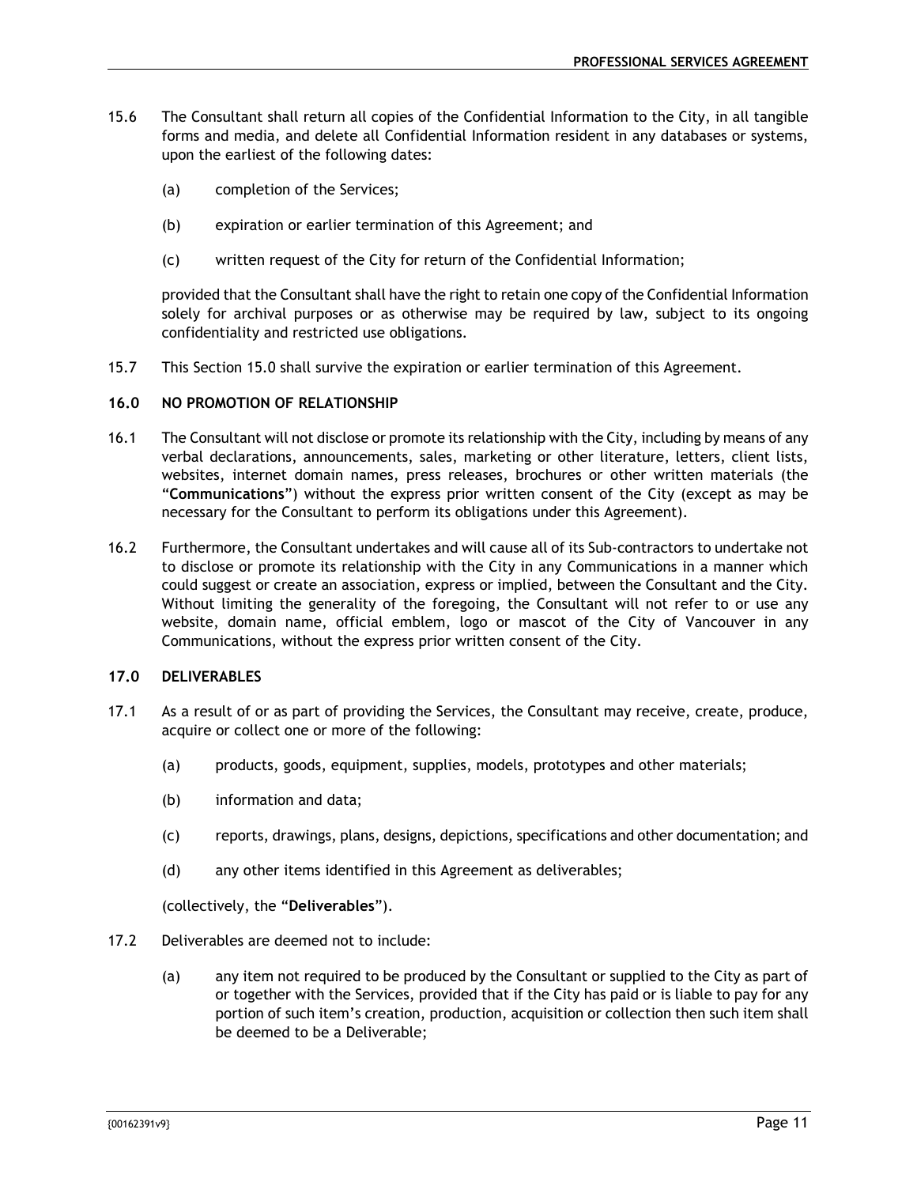15.6 The Consultant shall return all copies of the Confidential Information to the City, in all tangible forms and media, and delete all Confidential Information resident in any databases or systems, upon the earliest of the following dates:

(a) completion of the Services;

(b) expiration or earlier termination of this Agreement; and

(c) written request of the City for return of the Confidential Information;

provided that the Consultant shall have the right to retain one copy of the Confidential Information solely for archival purposes or as otherwise may be required by law, subject to its ongoing confidentiality and restricted use obligations.

15.7 This Section 15.0 shall survive the expiration or earlier termination of this Agreement.

### 16.0 NO PROMOTION OF RELATIONSHIP

16.1 The Consultant will not disclose or promote its relationship with the City, including by means of any verbal declarations, announcements, sales, marketing or other literature, letters, client lists, websites, internet domain names, press releases, brochures or other written materials (the "**Communications**") without the express prior written consent of the City (except as may be necessary for the Consultant to perform its obligations under this Agreement).

16.2 Furthermore, the Consultant undertakes and will cause all of its Sub-contractors to undertake not to disclose or promote its relationship with the City in any Communications in a manner which could suggest or create an association, express or implied, between the Consultant and the City. Without limiting the generality of the foregoing, the Consultant will not refer to or use any website, domain name, official emblem, logo or mascot of the City of Vancouver in any Communications, without the express prior written consent of the City.

### 17.0 DELIVERABLES

17.1 As a result of or as part of providing the Services, the Consultant may receive, create, produce, acquire or collect one or more of the following:

(a) products, goods, equipment, supplies, models, prototypes and other materials;

(b) information and data;

(c) reports, drawings, plans, designs, depictions, specifications and other documentation; and

(d) any other items identified in this Agreement as deliverables;

(collectively, the "**Deliverables**").

17.2 Deliverables are deemed not to include:

(a) any item not required to be produced by the Consultant or supplied to the City as part of or together with the Services, provided that if the City has paid or is liable to pay for any portion of such item's creation, production, acquisition or collection then such item shall be deemed to be a Deliverable;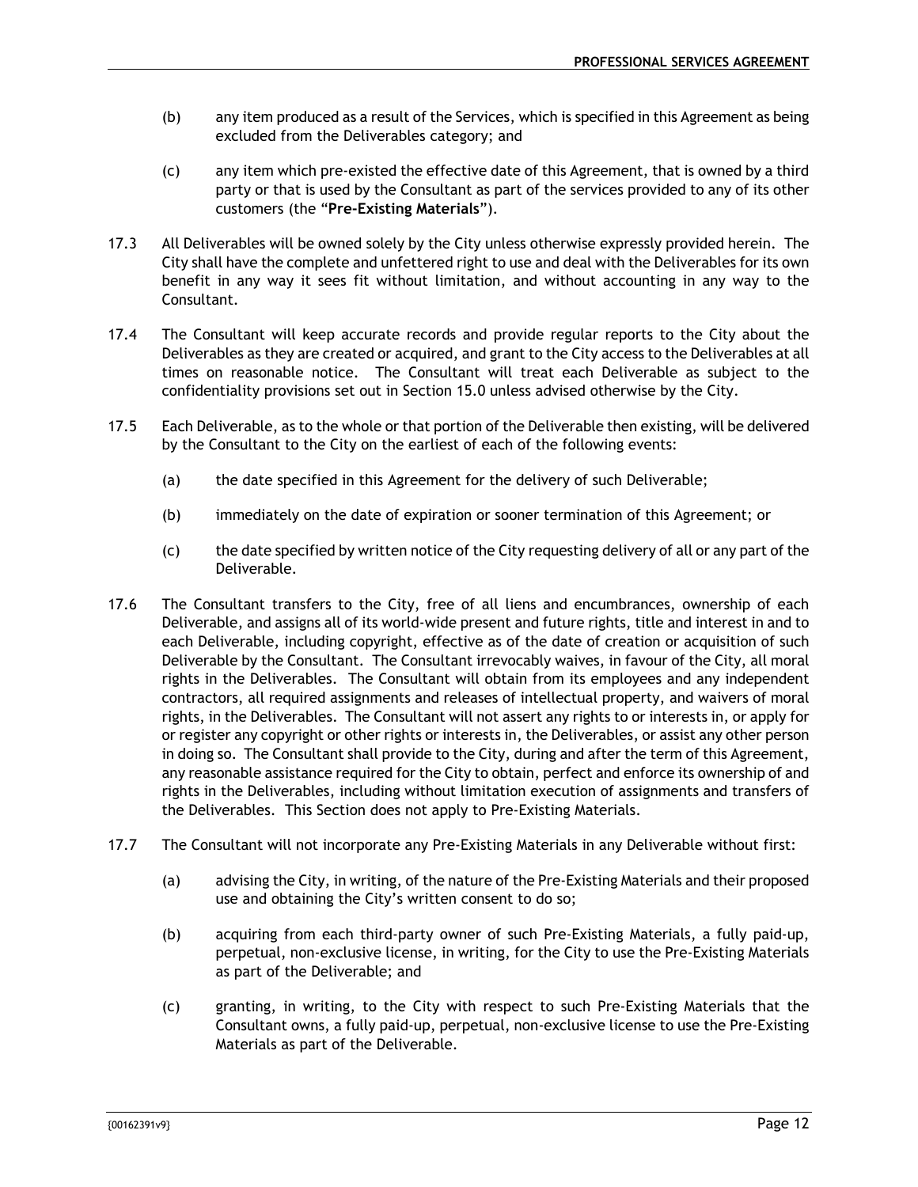(b) any item produced as a result of the Services, which is specified in this Agreement as being excluded from the Deliverables category; and

(c) any item which pre-existed the effective date of this Agreement, that is owned by a third party or that is used by the Consultant as part of the services provided to any of its other customers (the "**Pre-Existing Materials**").

17.3 All Deliverables will be owned solely by the City unless otherwise expressly provided herein. The City shall have the complete and unfettered right to use and deal with the Deliverables for its own benefit in any way it sees fit without limitation, and without accounting in any way to the Consultant.

17.4 The Consultant will keep accurate records and provide regular reports to the City about the Deliverables as they are created or acquired, and grant to the City access to the Deliverables at all times on reasonable notice. The Consultant will treat each Deliverable as subject to the confidentiality provisions set out in Section 15.0 unless advised otherwise by the City.

17.5 Each Deliverable, as to the whole or that portion of the Deliverable then existing, will be delivered by the Consultant to the City on the earliest of each of the following events:

(a) the date specified in this Agreement for the delivery of such Deliverable;

(b) immediately on the date of expiration or sooner termination of this Agreement; or

(c) the date specified by written notice of the City requesting delivery of all or any part of the Deliverable.

17.6 The Consultant transfers to the City, free of all liens and encumbrances, ownership of each Deliverable, and assigns all of its world-wide present and future rights, title and interest in and to each Deliverable, including copyright, effective as of the date of creation or acquisition of such Deliverable by the Consultant. The Consultant irrevocably waives, in favour of the City, all moral rights in the Deliverables. The Consultant will obtain from its employees and any independent contractors, all required assignments and releases of intellectual property, and waivers of moral rights, in the Deliverables. The Consultant will not assert any rights to or interests in, or apply for or register any copyright or other rights or interests in, the Deliverables, or assist any other person in doing so. The Consultant shall provide to the City, during and after the term of this Agreement, any reasonable assistance required for the City to obtain, perfect and enforce its ownership of and rights in the Deliverables, including without limitation execution of assignments and transfers of the Deliverables. This Section does not apply to Pre-Existing Materials.

17.7 The Consultant will not incorporate any Pre-Existing Materials in any Deliverable without first:

(a) advising the City, in writing, of the nature of the Pre-Existing Materials and their proposed use and obtaining the City's written consent to do so;

(b) acquiring from each third-party owner of such Pre-Existing Materials, a fully paid-up, perpetual, non-exclusive license, in writing, for the City to use the Pre-Existing Materials as part of the Deliverable; and

(c) granting, in writing, to the City with respect to such Pre-Existing Materials that the Consultant owns, a fully paid-up, perpetual, non-exclusive license to use the Pre-Existing Materials as part of the Deliverable.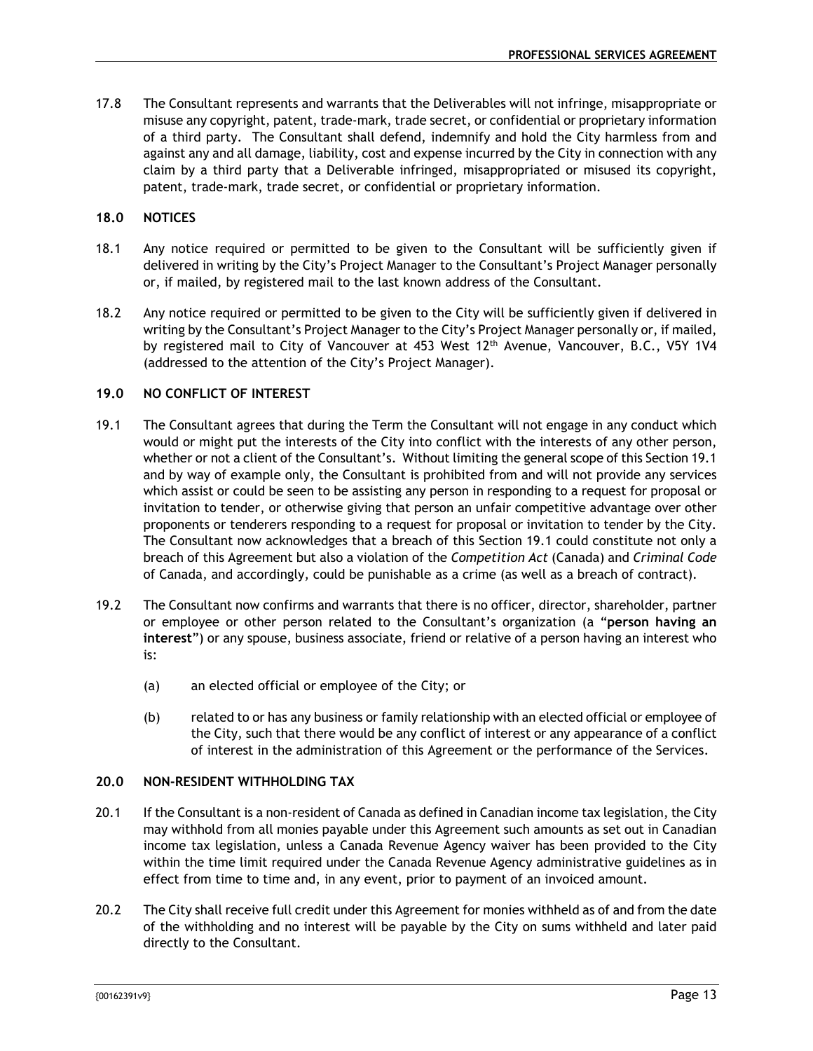17.8 The Consultant represents and warrants that the Deliverables will not infringe, misappropriate or misuse any copyright, patent, trade-mark, trade secret, or confidential or proprietary information of a third party. The Consultant shall defend, indemnify and hold the City harmless from and against any and all damage, liability, cost and expense incurred by the City in connection with any claim by a third party that a Deliverable infringed, misappropriated or misused its copyright, patent, trade-mark, trade secret, or confidential or proprietary information.

## 18.0 NOTICES

18.1 Any notice required or permitted to be given to the Consultant will be sufficiently given if delivered in writing by the City's Project Manager to the Consultant's Project Manager personally or, if mailed, by registered mail to the last known address of the Consultant.

18.2 Any notice required or permitted to be given to the City will be sufficiently given if delivered in writing by the Consultant's Project Manager to the City's Project Manager personally or, if mailed, by registered mail to City of Vancouver at 453 West 12th Avenue, Vancouver, B.C., V5Y 1V4 (addressed to the attention of the City's Project Manager).

## 19.0 NO CONFLICT OF INTEREST

19.1 The Consultant agrees that during the Term the Consultant will not engage in any conduct which would or might put the interests of the City into conflict with the interests of any other person, whether or not a client of the Consultant's. Without limiting the general scope of this Section 19.1 and by way of example only, the Consultant is prohibited from and will not provide any services which assist or could be seen to be assisting any person in responding to a request for proposal or invitation to tender, or otherwise giving that person an unfair competitive advantage over other proponents or tenderers responding to a request for proposal or invitation to tender by the City. The Consultant now acknowledges that a breach of this Section 19.1 could constitute not only a breach of this Agreement but also a violation of the *Competition Act* (Canada) and *Criminal Code* of Canada, and accordingly, could be punishable as a crime (as well as a breach of contract).

19.2 The Consultant now confirms and warrants that there is no officer, director, shareholder, partner or employee or other person related to the Consultant's organization (a "**person having an interest**") or any spouse, business associate, friend or relative of a person having an interest who is:

(a) an elected official or employee of the City; or

(b) related to or has any business or family relationship with an elected official or employee of the City, such that there would be any conflict of interest or any appearance of a conflict of interest in the administration of this Agreement or the performance of the Services.

## 20.0 NON-RESIDENT WITHHOLDING TAX

20.1 If the Consultant is a non-resident of Canada as defined in Canadian income tax legislation, the City may withhold from all monies payable under this Agreement such amounts as set out in Canadian income tax legislation, unless a Canada Revenue Agency waiver has been provided to the City within the time limit required under the Canada Revenue Agency administrative guidelines as in effect from time to time and, in any event, prior to payment of an invoiced amount.

20.2 The City shall receive full credit under this Agreement for monies withheld as of and from the date of the withholding and no interest will be payable by the City on sums withheld and later paid directly to the Consultant.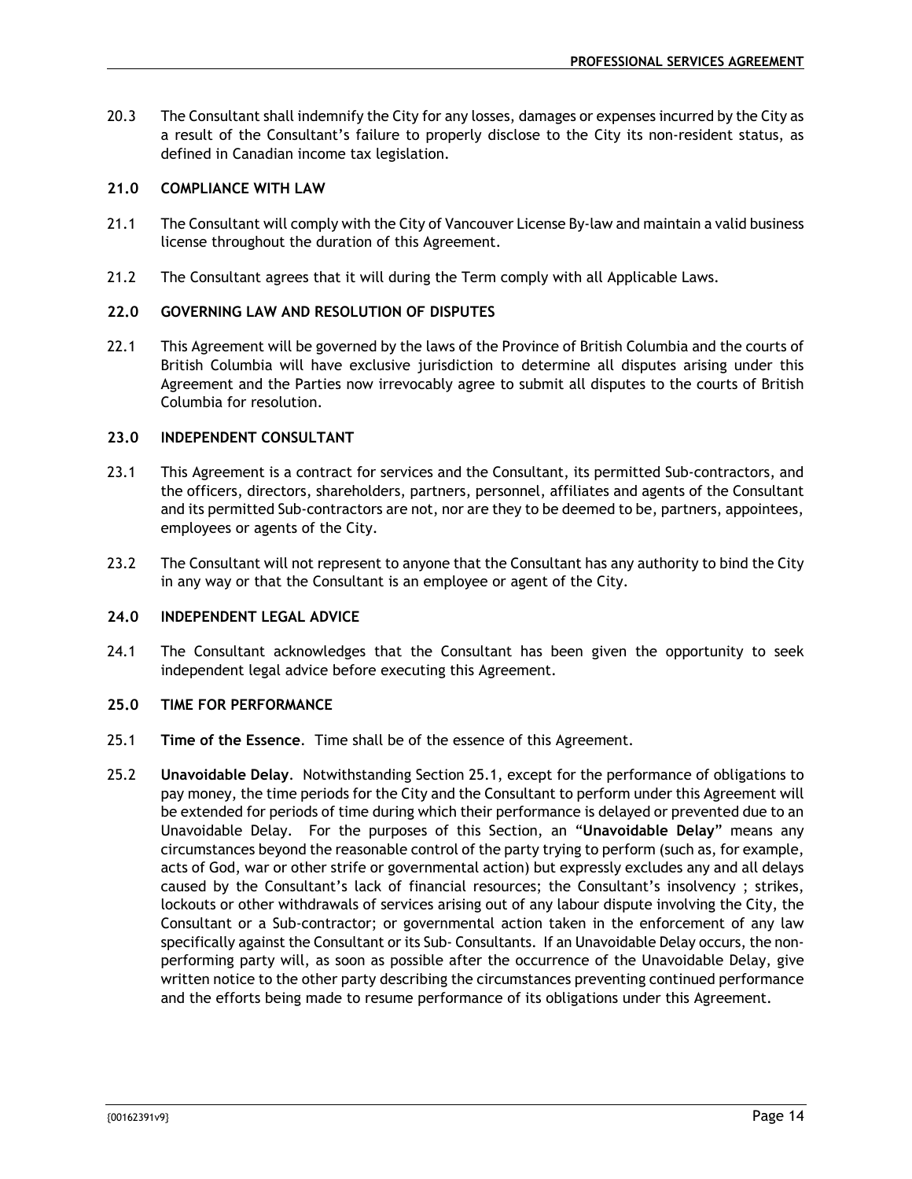20.3 The Consultant shall indemnify the City for any losses, damages or expenses incurred by the City as a result of the Consultant's failure to properly disclose to the City its non-resident status, as defined in Canadian income tax legislation.

## 21.0 COMPLIANCE WITH LAW

21.1 The Consultant will comply with the City of Vancouver License By-law and maintain a valid business license throughout the duration of this Agreement.

21.2 The Consultant agrees that it will during the Term comply with all Applicable Laws.

## 22.0 GOVERNING LAW AND RESOLUTION OF DISPUTES

22.1 This Agreement will be governed by the laws of the Province of British Columbia and the courts of British Columbia will have exclusive jurisdiction to determine all disputes arising under this Agreement and the Parties now irrevocably agree to submit all disputes to the courts of British Columbia for resolution.

## 23.0 INDEPENDENT CONSULTANT

23.1 This Agreement is a contract for services and the Consultant, its permitted Sub-contractors, and the officers, directors, shareholders, partners, personnel, affiliates and agents of the Consultant and its permitted Sub-contractors are not, nor are they to be deemed to be, partners, appointees, employees or agents of the City.

23.2 The Consultant will not represent to anyone that the Consultant has any authority to bind the City in any way or that the Consultant is an employee or agent of the City.

## 24.0 INDEPENDENT LEGAL ADVICE

24.1 The Consultant acknowledges that the Consultant has been given the opportunity to seek independent legal advice before executing this Agreement.

## 25.0 TIME FOR PERFORMANCE

25.1 **Time of the Essence**. Time shall be of the essence of this Agreement.

25.2 **Unavoidable Delay**. Notwithstanding Section 25.1, except for the performance of obligations to pay money, the time periods for the City and the Consultant to perform under this Agreement will be extended for periods of time during which their performance is delayed or prevented due to an Unavoidable Delay. For the purposes of this Section, an "**Unavoidable Delay**" means any circumstances beyond the reasonable control of the party trying to perform (such as, for example, acts of God, war or other strife or governmental action) but expressly excludes any and all delays caused by the Consultant's lack of financial resources; the Consultant's insolvency ; strikes, lockouts or other withdrawals of services arising out of any labour dispute involving the City, the Consultant or a Sub-contractor; or governmental action taken in the enforcement of any law specifically against the Consultant or its Sub- Consultants. If an Unavoidable Delay occurs, the non-performing party will, as soon as possible after the occurrence of the Unavoidable Delay, give written notice to the other party describing the circumstances preventing continued performance and the efforts being made to resume performance of its obligations under this Agreement.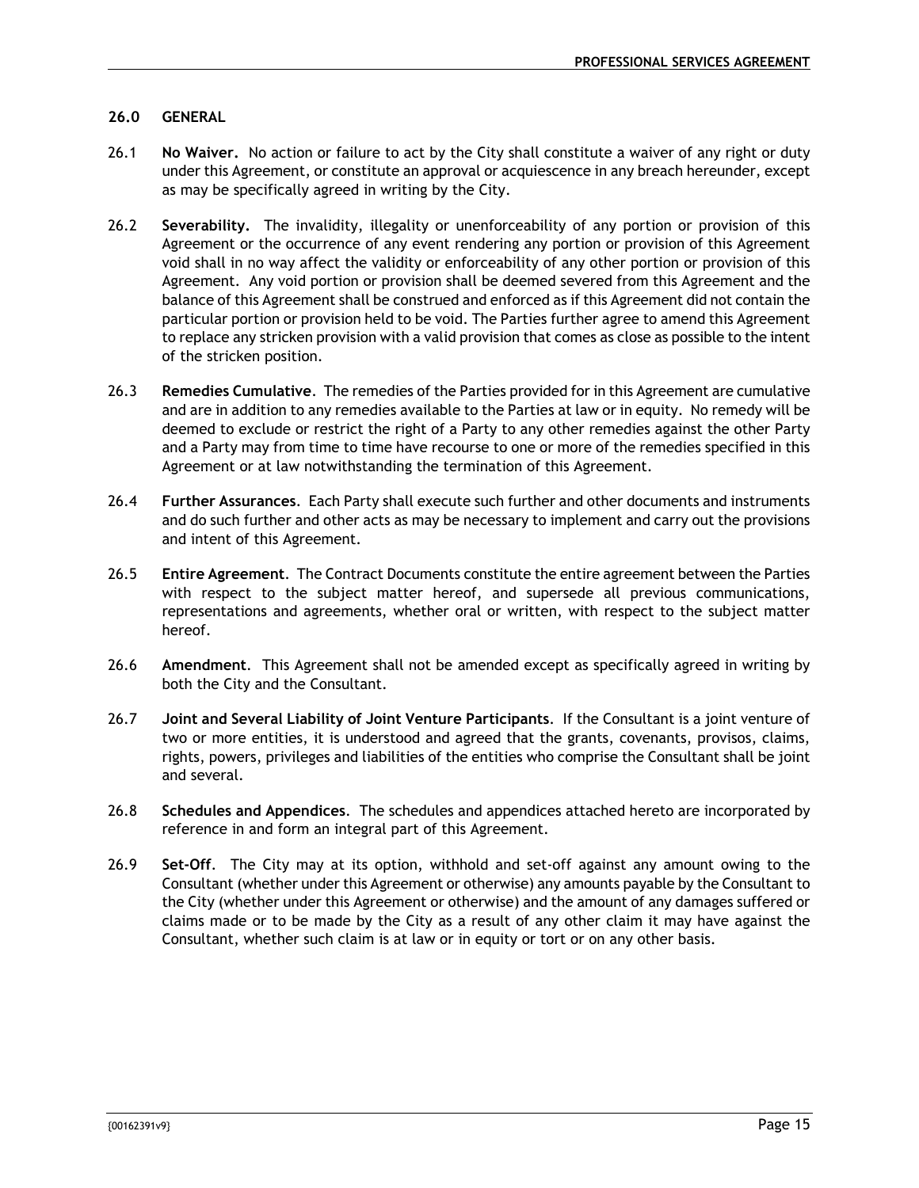## 26.0 GENERAL

26.1 **No Waiver.** No action or failure to act by the City shall constitute a waiver of any right or duty under this Agreement, or constitute an approval or acquiescence in any breach hereunder, except as may be specifically agreed in writing by the City.

26.2 **Severability.** The invalidity, illegality or unenforceability of any portion or provision of this Agreement or the occurrence of any event rendering any portion or provision of this Agreement void shall in no way affect the validity or enforceability of any other portion or provision of this Agreement. Any void portion or provision shall be deemed severed from this Agreement and the balance of this Agreement shall be construed and enforced as if this Agreement did not contain the particular portion or provision held to be void. The Parties further agree to amend this Agreement to replace any stricken provision with a valid provision that comes as close as possible to the intent of the stricken position.

26.3 **Remedies Cumulative**. The remedies of the Parties provided for in this Agreement are cumulative and are in addition to any remedies available to the Parties at law or in equity. No remedy will be deemed to exclude or restrict the right of a Party to any other remedies against the other Party and a Party may from time to time have recourse to one or more of the remedies specified in this Agreement or at law notwithstanding the termination of this Agreement.

26.4 **Further Assurances**. Each Party shall execute such further and other documents and instruments and do such further and other acts as may be necessary to implement and carry out the provisions and intent of this Agreement.

26.5 **Entire Agreement**. The Contract Documents constitute the entire agreement between the Parties with respect to the subject matter hereof, and supersede all previous communications, representations and agreements, whether oral or written, with respect to the subject matter hereof.

26.6 **Amendment**. This Agreement shall not be amended except as specifically agreed in writing by both the City and the Consultant.

26.7 **Joint and Several Liability of Joint Venture Participants**. If the Consultant is a joint venture of two or more entities, it is understood and agreed that the grants, covenants, provisos, claims, rights, powers, privileges and liabilities of the entities who comprise the Consultant shall be joint and several.

26.8 **Schedules and Appendices**. The schedules and appendices attached hereto are incorporated by reference in and form an integral part of this Agreement.

26.9 **Set-Off**. The City may at its option, withhold and set-off against any amount owing to the Consultant (whether under this Agreement or otherwise) any amounts payable by the Consultant to the City (whether under this Agreement or otherwise) and the amount of any damages suffered or claims made or to be made by the City as a result of any other claim it may have against the Consultant, whether such claim is at law or in equity or tort or on any other basis.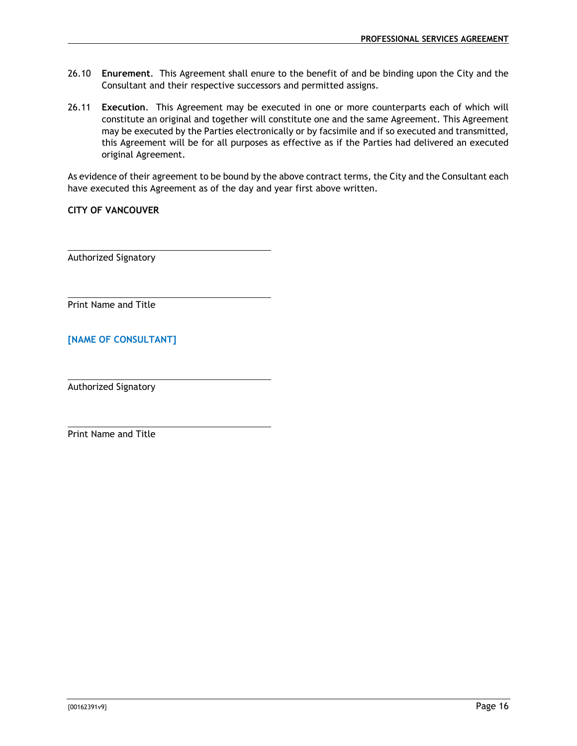26.10 **Enurement**. This Agreement shall enure to the benefit of and be binding upon the City and the Consultant and their respective successors and permitted assigns.

26.11 **Execution**. This Agreement may be executed in one or more counterparts each of which will constitute an original and together will constitute one and the same Agreement. This Agreement may be executed by the Parties electronically or by facsimile and if so executed and transmitted, this Agreement will be for all purposes as effective as if the Parties had delivered an executed original Agreement.

As evidence of their agreement to be bound by the above contract terms, the City and the Consultant each have executed this Agreement as of the day and year first above written.

**CITY OF VANCOUVER**

\_\_\_\_\_\_\_\_\_\_\_\_\_\_\_\_\_\_\_\_\_\_\_\_\_\_\_\_\_\_\_\_\_\_\_\_\_\_\_\_

Authorized Signatory

\_\_\_\_\_\_\_\_\_\_\_\_\_\_\_\_\_\_\_\_\_\_\_\_\_\_\_\_\_\_\_\_\_\_\_\_\_\_\_\_

Print Name and Title

**[NAME OF CONSULTANT]**

\_\_\_\_\_\_\_\_\_\_\_\_\_\_\_\_\_\_\_\_\_\_\_\_\_\_\_\_\_\_\_\_\_\_\_\_\_\_\_\_

Authorized Signatory

\_\_\_\_\_\_\_\_\_\_\_\_\_\_\_\_\_\_\_\_\_\_\_\_\_\_\_\_\_\_\_\_\_\_\_\_\_\_\_\_

Print Name and Title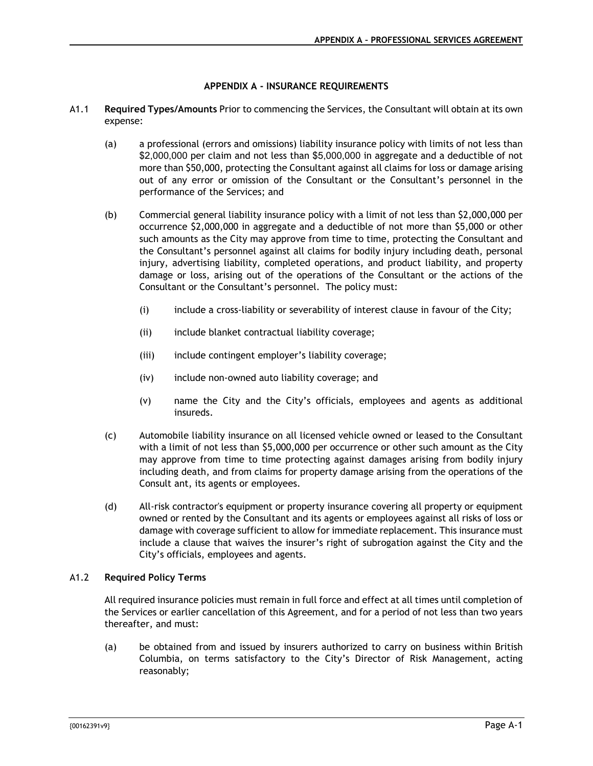## APPENDIX A - INSURANCE REQUIREMENTS

A1.1 **Required Types/Amounts** Prior to commencing the Services, the Consultant will obtain at its own expense:

(a) a professional (errors and omissions) liability insurance policy with limits of not less than $2,000,000 per claim and not less than $5,000,000 in aggregate and a deductible of not more than $50,000, protecting the Consultant against all claims for loss or damage arising out of any error or omission of the Consultant or the Consultant's personnel in the performance of the Services; and

(b) Commercial general liability insurance policy with a limit of not less than $2,000,000 per occurrence $2,000,000 in aggregate and a deductible of not more than $5,000 or other such amounts as the City may approve from time to time, protecting the Consultant and the Consultant's personnel against all claims for bodily injury including death, personal injury, advertising liability, completed operations, and product liability, and property damage or loss, arising out of the operations of the Consultant or the actions of the Consultant or the Consultant's personnel. The policy must:

(i) include a cross-liability or severability of interest clause in favour of the City;

(ii) include blanket contractual liability coverage;

(iii) include contingent employer's liability coverage;

(iv) include non-owned auto liability coverage; and

(v) name the City and the City's officials, employees and agents as additional insureds.

(c) Automobile liability insurance on all licensed vehicle owned or leased to the Consultant with a limit of not less than $5,000,000 per occurrence or other such amount as the City may approve from time to time protecting against damages arising from bodily injury including death, and from claims for property damage arising from the operations of the Consult ant, its agents or employees.

(d) All-risk contractor's equipment or property insurance covering all property or equipment owned or rented by the Consultant and its agents or employees against all risks of loss or damage with coverage sufficient to allow for immediate replacement. This insurance must include a clause that waives the insurer's right of subrogation against the City and the City's officials, employees and agents.

A1.2 **Required Policy Terms**

All required insurance policies must remain in full force and effect at all times until completion of the Services or earlier cancellation of this Agreement, and for a period of not less than two years thereafter, and must:

(a) be obtained from and issued by insurers authorized to carry on business within British Columbia, on terms satisfactory to the City's Director of Risk Management, acting reasonably;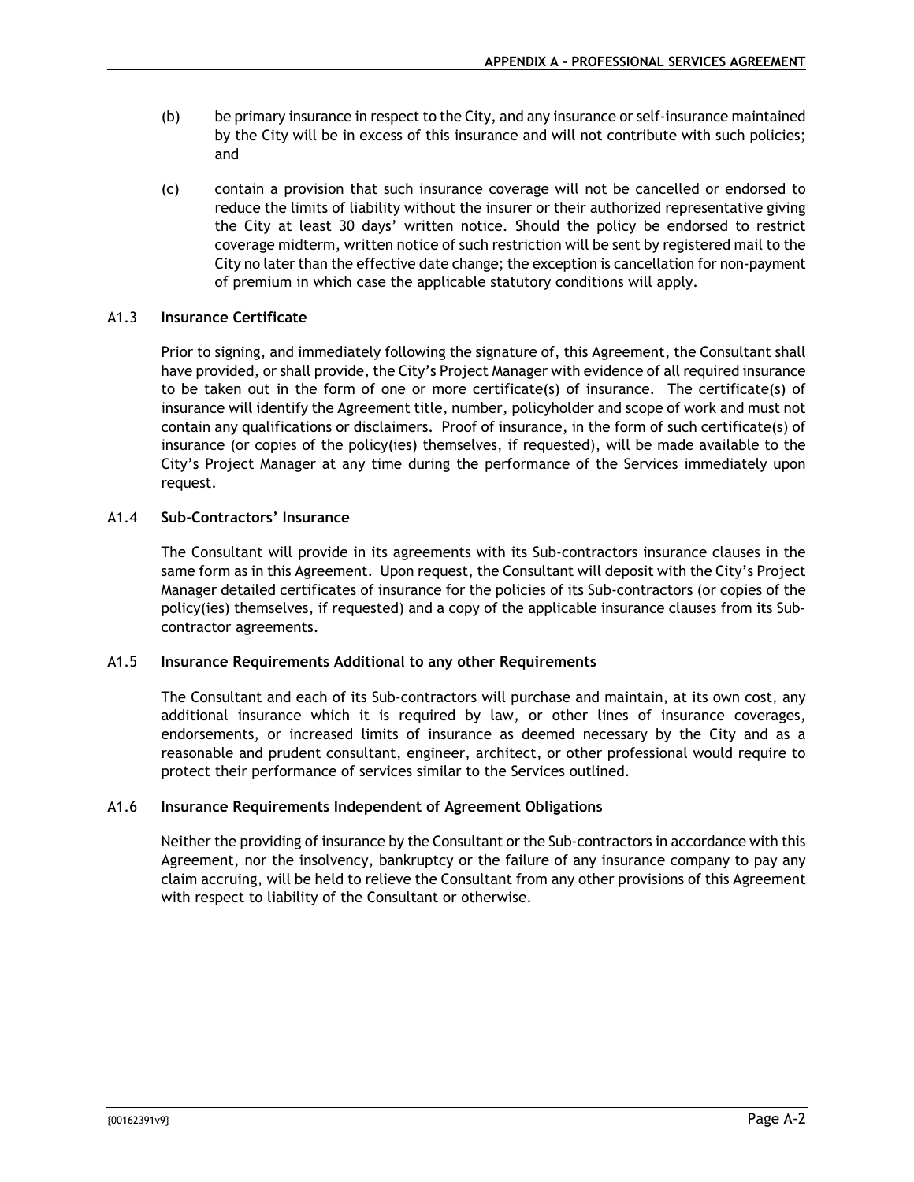(b) be primary insurance in respect to the City, and any insurance or self-insurance maintained by the City will be in excess of this insurance and will not contribute with such policies; and

(c) contain a provision that such insurance coverage will not be cancelled or endorsed to reduce the limits of liability without the insurer or their authorized representative giving the City at least 30 days' written notice. Should the policy be endorsed to restrict coverage midterm, written notice of such restriction will be sent by registered mail to the City no later than the effective date change; the exception is cancellation for non-payment of premium in which case the applicable statutory conditions will apply.

A1.3 **Insurance Certificate**

Prior to signing, and immediately following the signature of, this Agreement, the Consultant shall have provided, or shall provide, the City's Project Manager with evidence of all required insurance to be taken out in the form of one or more certificate(s) of insurance. The certificate(s) of insurance will identify the Agreement title, number, policyholder and scope of work and must not contain any qualifications or disclaimers. Proof of insurance, in the form of such certificate(s) of insurance (or copies of the policy(ies) themselves, if requested), will be made available to the City's Project Manager at any time during the performance of the Services immediately upon request.

A1.4 **Sub-Contractors' Insurance**

The Consultant will provide in its agreements with its Sub-contractors insurance clauses in the same form as in this Agreement. Upon request, the Consultant will deposit with the City's Project Manager detailed certificates of insurance for the policies of its Sub-contractors (or copies of the policy(ies) themselves, if requested) and a copy of the applicable insurance clauses from its Sub-contractor agreements.

A1.5 **Insurance Requirements Additional to any other Requirements**

The Consultant and each of its Sub-contractors will purchase and maintain, at its own cost, any additional insurance which it is required by law, or other lines of insurance coverages, endorsements, or increased limits of insurance as deemed necessary by the City and as a reasonable and prudent consultant, engineer, architect, or other professional would require to protect their performance of services similar to the Services outlined.

A1.6 **Insurance Requirements Independent of Agreement Obligations**

Neither the providing of insurance by the Consultant or the Sub-contractors in accordance with this Agreement, nor the insolvency, bankruptcy or the failure of any insurance company to pay any claim accruing, will be held to relieve the Consultant from any other provisions of this Agreement with respect to liability of the Consultant or otherwise.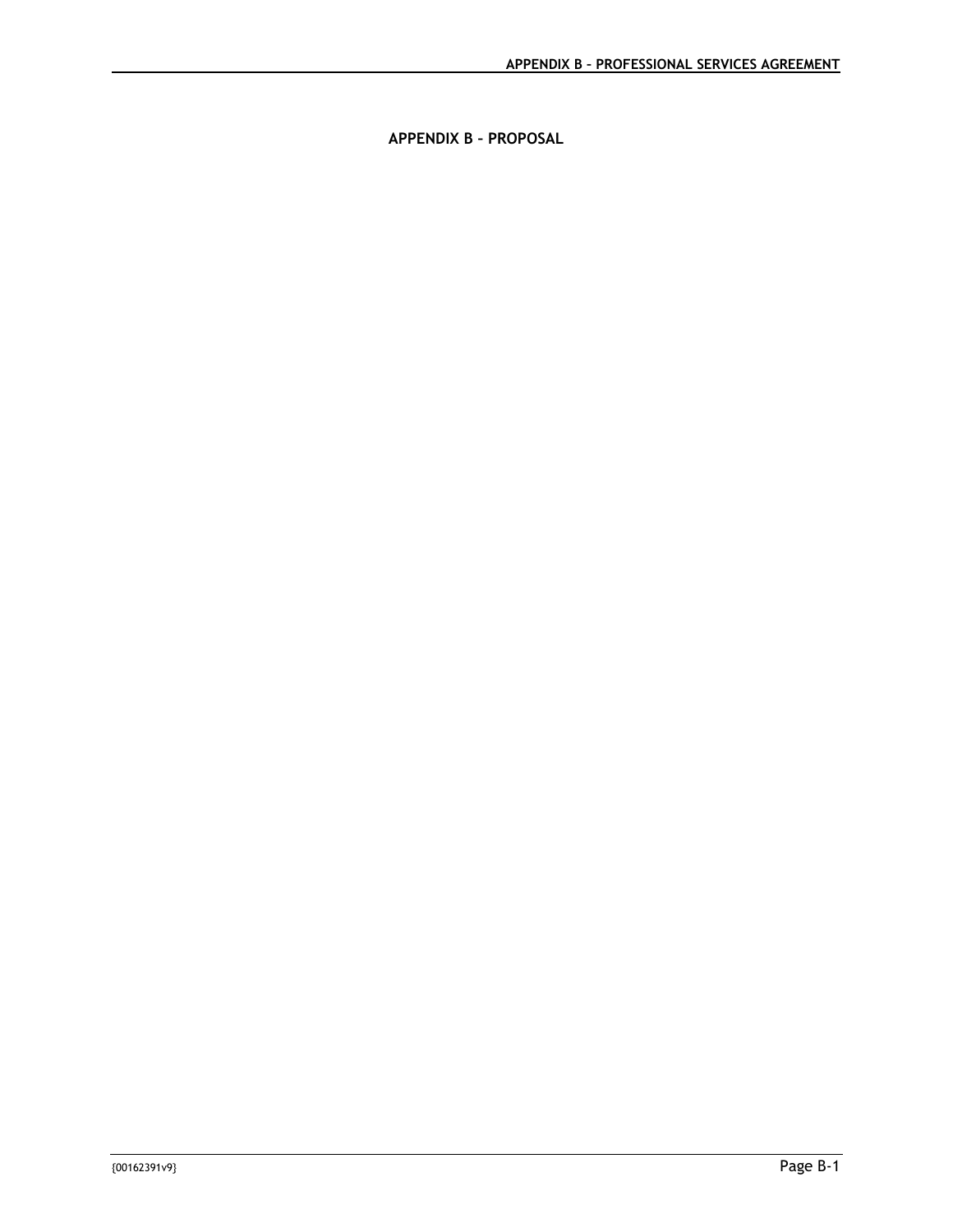## APPENDIX B – PROPOSAL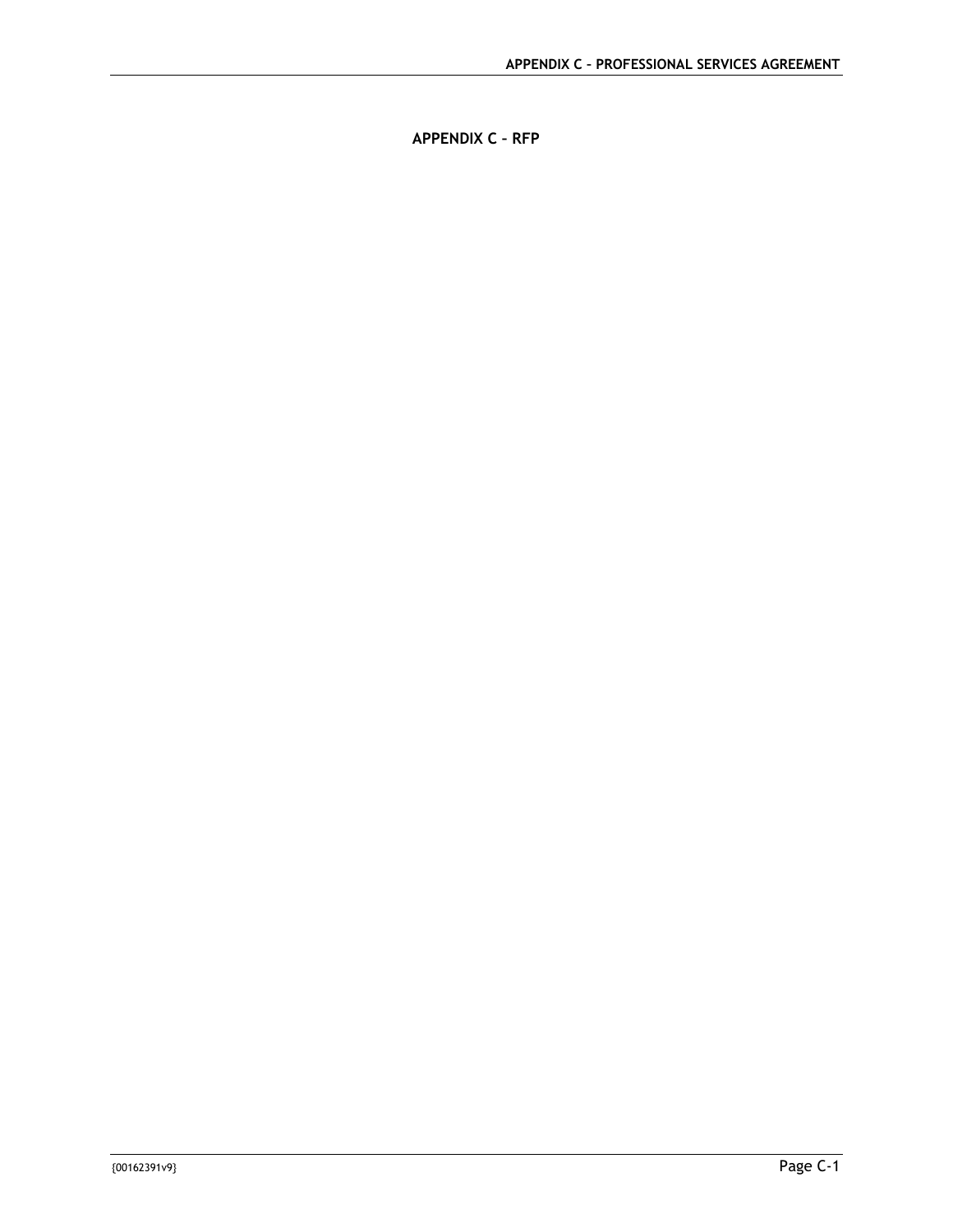**APPENDIX C – RFP**